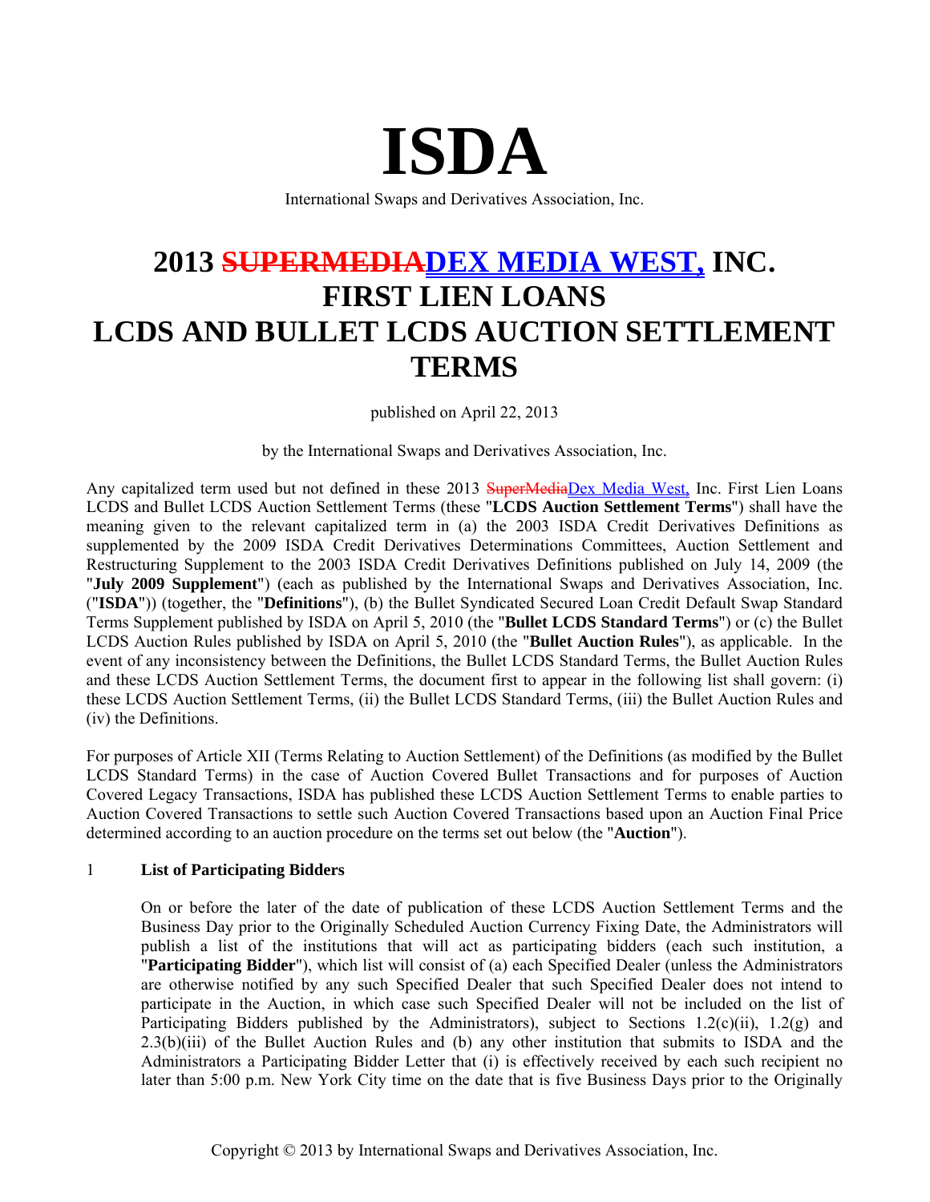# ISDA

International Swaps and Derivatives Association, Inc.

# 2013 ~~SUPERMEDIA~~DEX MEDIA WEST, INC. FIRST LIEN LOANS LCDS AND BULLET LCDS AUCTION SETTLEMENT TERMS

published on April 22, 2013

by the International Swaps and Derivatives Association, Inc.

Any capitalized term used but not defined in these 2013 ~~SuperMedia~~Dex Media West, Inc. First Lien Loans LCDS and Bullet LCDS Auction Settlement Terms (these "**LCDS Auction Settlement Terms**") shall have the meaning given to the relevant capitalized term in (a) the 2003 ISDA Credit Derivatives Definitions as supplemented by the 2009 ISDA Credit Derivatives Determinations Committees, Auction Settlement and Restructuring Supplement to the 2003 ISDA Credit Derivatives Definitions published on July 14, 2009 (the "**July 2009 Supplement**") (each as published by the International Swaps and Derivatives Association, Inc. ("**ISDA**")) (together, the "**Definitions**"), (b) the Bullet Syndicated Secured Loan Credit Default Swap Standard Terms Supplement published by ISDA on April 5, 2010 (the "**Bullet LCDS Standard Terms**") or (c) the Bullet LCDS Auction Rules published by ISDA on April 5, 2010 (the "**Bullet Auction Rules**"), as applicable. In the event of any inconsistency between the Definitions, the Bullet LCDS Standard Terms, the Bullet Auction Rules and these LCDS Auction Settlement Terms, the document first to appear in the following list shall govern: (i) these LCDS Auction Settlement Terms, (ii) the Bullet LCDS Standard Terms, (iii) the Bullet Auction Rules and (iv) the Definitions.

For purposes of Article XII (Terms Relating to Auction Settlement) of the Definitions (as modified by the Bullet LCDS Standard Terms) in the case of Auction Covered Bullet Transactions and for purposes of Auction Covered Legacy Transactions, ISDA has published these LCDS Auction Settlement Terms to enable parties to Auction Covered Transactions to settle such Auction Covered Transactions based upon an Auction Final Price determined according to an auction procedure on the terms set out below (the "**Auction**").

## 1 List of Participating Bidders

On or before the later of the date of publication of these LCDS Auction Settlement Terms and the Business Day prior to the Originally Scheduled Auction Currency Fixing Date, the Administrators will publish a list of the institutions that will act as participating bidders (each such institution, a "**Participating Bidder**"), which list will consist of (a) each Specified Dealer (unless the Administrators are otherwise notified by any such Specified Dealer that such Specified Dealer does not intend to participate in the Auction, in which case such Specified Dealer will not be included on the list of Participating Bidders published by the Administrators), subject to Sections 1.2(c)(ii), 1.2(g) and 2.3(b)(iii) of the Bullet Auction Rules and (b) any other institution that submits to ISDA and the Administrators a Participating Bidder Letter that (i) is effectively received by each such recipient no later than 5:00 p.m. New York City time on the date that is five Business Days prior to the Originally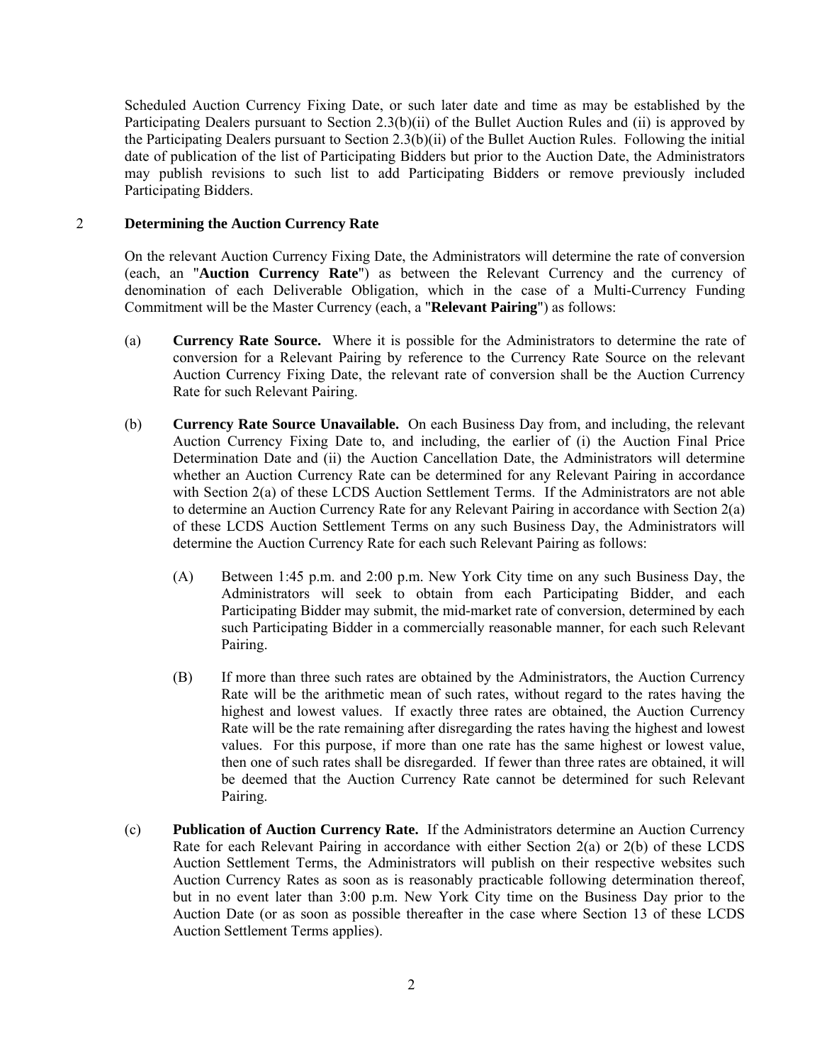Scheduled Auction Currency Fixing Date, or such later date and time as may be established by the Participating Dealers pursuant to Section 2.3(b)(ii) of the Bullet Auction Rules and (ii) is approved by the Participating Dealers pursuant to Section 2.3(b)(ii) of the Bullet Auction Rules. Following the initial date of publication of the list of Participating Bidders but prior to the Auction Date, the Administrators may publish revisions to such list to add Participating Bidders or remove previously included Participating Bidders.

## 2 Determining the Auction Currency Rate

On the relevant Auction Currency Fixing Date, the Administrators will determine the rate of conversion (each, an "**Auction Currency Rate**") as between the Relevant Currency and the currency of denomination of each Deliverable Obligation, which in the case of a Multi-Currency Funding Commitment will be the Master Currency (each, a "**Relevant Pairing**") as follows:

(a) **Currency Rate Source.** Where it is possible for the Administrators to determine the rate of conversion for a Relevant Pairing by reference to the Currency Rate Source on the relevant Auction Currency Fixing Date, the relevant rate of conversion shall be the Auction Currency Rate for such Relevant Pairing.

(b) **Currency Rate Source Unavailable.** On each Business Day from, and including, the relevant Auction Currency Fixing Date to, and including, the earlier of (i) the Auction Final Price Determination Date and (ii) the Auction Cancellation Date, the Administrators will determine whether an Auction Currency Rate can be determined for any Relevant Pairing in accordance with Section 2(a) of these LCDS Auction Settlement Terms. If the Administrators are not able to determine an Auction Currency Rate for any Relevant Pairing in accordance with Section 2(a) of these LCDS Auction Settlement Terms on any such Business Day, the Administrators will determine the Auction Currency Rate for each such Relevant Pairing as follows:

(A) Between 1:45 p.m. and 2:00 p.m. New York City time on any such Business Day, the Administrators will seek to obtain from each Participating Bidder, and each Participating Bidder may submit, the mid-market rate of conversion, determined by each such Participating Bidder in a commercially reasonable manner, for each such Relevant Pairing.

(B) If more than three such rates are obtained by the Administrators, the Auction Currency Rate will be the arithmetic mean of such rates, without regard to the rates having the highest and lowest values. If exactly three rates are obtained, the Auction Currency Rate will be the rate remaining after disregarding the rates having the highest and lowest values. For this purpose, if more than one rate has the same highest or lowest value, then one of such rates shall be disregarded. If fewer than three rates are obtained, it will be deemed that the Auction Currency Rate cannot be determined for such Relevant Pairing.

(c) **Publication of Auction Currency Rate.** If the Administrators determine an Auction Currency Rate for each Relevant Pairing in accordance with either Section 2(a) or 2(b) of these LCDS Auction Settlement Terms, the Administrators will publish on their respective websites such Auction Currency Rates as soon as is reasonably practicable following determination thereof, but in no event later than 3:00 p.m. New York City time on the Business Day prior to the Auction Date (or as soon as possible thereafter in the case where Section 13 of these LCDS Auction Settlement Terms applies).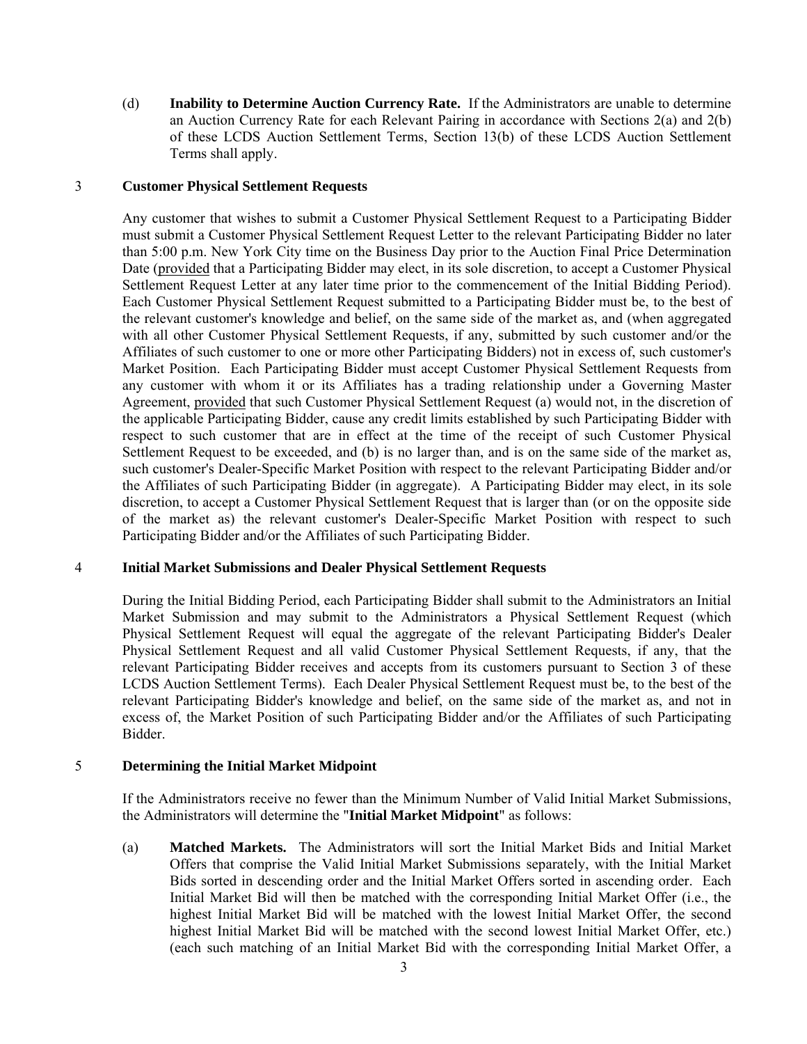(d) **Inability to Determine Auction Currency Rate.** If the Administrators are unable to determine an Auction Currency Rate for each Relevant Pairing in accordance with Sections 2(a) and 2(b) of these LCDS Auction Settlement Terms, Section 13(b) of these LCDS Auction Settlement Terms shall apply.

## 3 Customer Physical Settlement Requests

Any customer that wishes to submit a Customer Physical Settlement Request to a Participating Bidder must submit a Customer Physical Settlement Request Letter to the relevant Participating Bidder no later than 5:00 p.m. New York City time on the Business Day prior to the Auction Final Price Determination Date (provided that a Participating Bidder may elect, in its sole discretion, to accept a Customer Physical Settlement Request Letter at any later time prior to the commencement of the Initial Bidding Period). Each Customer Physical Settlement Request submitted to a Participating Bidder must be, to the best of the relevant customer's knowledge and belief, on the same side of the market as, and (when aggregated with all other Customer Physical Settlement Requests, if any, submitted by such customer and/or the Affiliates of such customer to one or more other Participating Bidders) not in excess of, such customer's Market Position. Each Participating Bidder must accept Customer Physical Settlement Requests from any customer with whom it or its Affiliates has a trading relationship under a Governing Master Agreement, provided that such Customer Physical Settlement Request (a) would not, in the discretion of the applicable Participating Bidder, cause any credit limits established by such Participating Bidder with respect to such customer that are in effect at the time of the receipt of such Customer Physical Settlement Request to be exceeded, and (b) is no larger than, and is on the same side of the market as, such customer's Dealer-Specific Market Position with respect to the relevant Participating Bidder and/or the Affiliates of such Participating Bidder (in aggregate). A Participating Bidder may elect, in its sole discretion, to accept a Customer Physical Settlement Request that is larger than (or on the opposite side of the market as) the relevant customer's Dealer-Specific Market Position with respect to such Participating Bidder and/or the Affiliates of such Participating Bidder.

## 4 Initial Market Submissions and Dealer Physical Settlement Requests

During the Initial Bidding Period, each Participating Bidder shall submit to the Administrators an Initial Market Submission and may submit to the Administrators a Physical Settlement Request (which Physical Settlement Request will equal the aggregate of the relevant Participating Bidder's Dealer Physical Settlement Request and all valid Customer Physical Settlement Requests, if any, that the relevant Participating Bidder receives and accepts from its customers pursuant to Section 3 of these LCDS Auction Settlement Terms). Each Dealer Physical Settlement Request must be, to the best of the relevant Participating Bidder's knowledge and belief, on the same side of the market as, and not in excess of, the Market Position of such Participating Bidder and/or the Affiliates of such Participating Bidder.

## 5 Determining the Initial Market Midpoint

If the Administrators receive no fewer than the Minimum Number of Valid Initial Market Submissions, the Administrators will determine the "**Initial Market Midpoint**" as follows:

(a) **Matched Markets.** The Administrators will sort the Initial Market Bids and Initial Market Offers that comprise the Valid Initial Market Submissions separately, with the Initial Market Bids sorted in descending order and the Initial Market Offers sorted in ascending order. Each Initial Market Bid will then be matched with the corresponding Initial Market Offer (i.e., the highest Initial Market Bid will be matched with the lowest Initial Market Offer, the second highest Initial Market Bid will be matched with the second lowest Initial Market Offer, etc.) (each such matching of an Initial Market Bid with the corresponding Initial Market Offer, a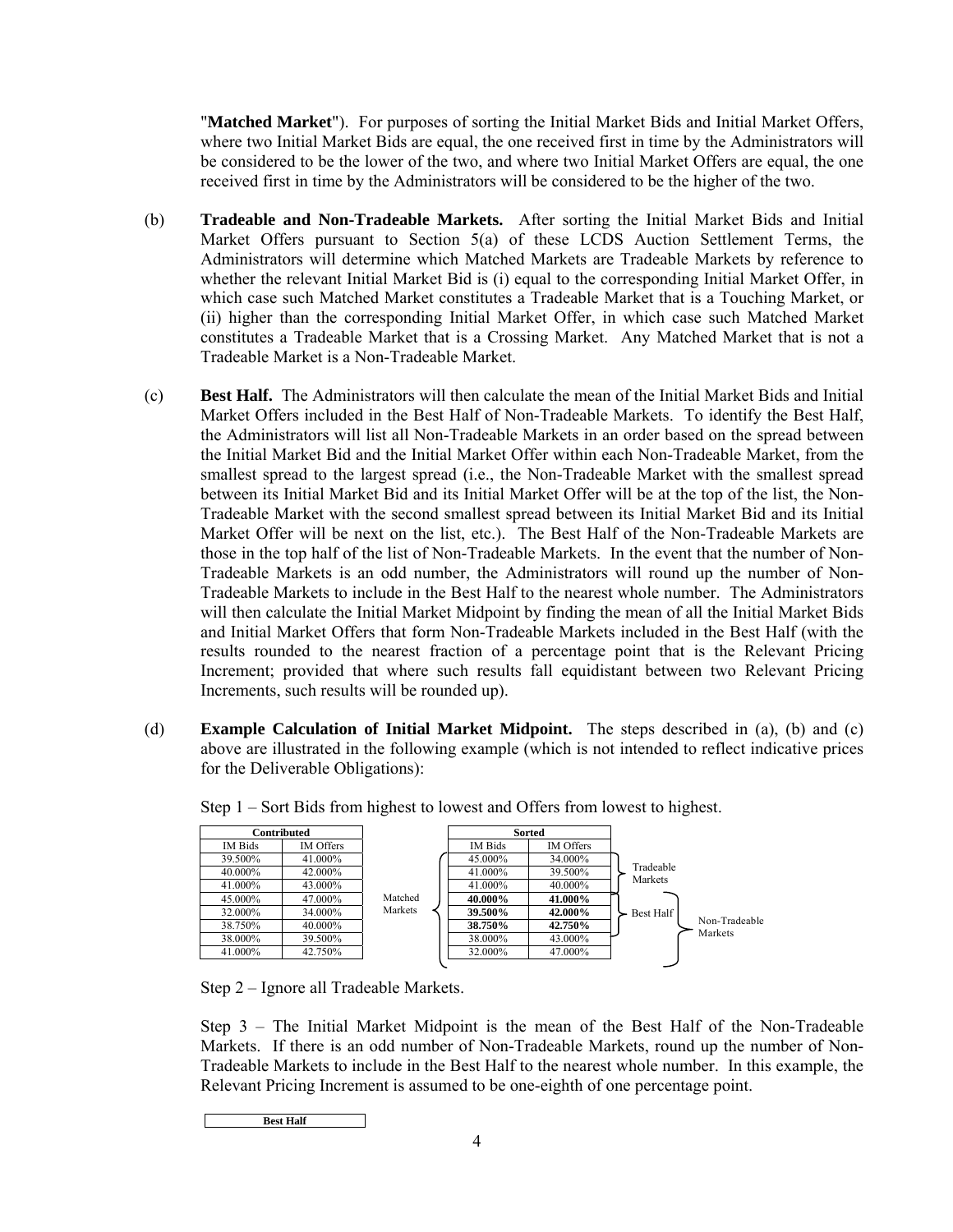"**Matched Market**"). For purposes of sorting the Initial Market Bids and Initial Market Offers, where two Initial Market Bids are equal, the one received first in time by the Administrators will be considered to be the lower of the two, and where two Initial Market Offers are equal, the one received first in time by the Administrators will be considered to be the higher of the two.

(b) **Tradeable and Non-Tradeable Markets.** After sorting the Initial Market Bids and Initial Market Offers pursuant to Section 5(a) of these LCDS Auction Settlement Terms, the Administrators will determine which Matched Markets are Tradeable Markets by reference to whether the relevant Initial Market Bid is (i) equal to the corresponding Initial Market Offer, in which case such Matched Market constitutes a Tradeable Market that is a Touching Market, or (ii) higher than the corresponding Initial Market Offer, in which case such Matched Market constitutes a Tradeable Market that is a Crossing Market. Any Matched Market that is not a Tradeable Market is a Non-Tradeable Market.

(c) **Best Half.** The Administrators will then calculate the mean of the Initial Market Bids and Initial Market Offers included in the Best Half of Non-Tradeable Markets. To identify the Best Half, the Administrators will list all Non-Tradeable Markets in an order based on the spread between the Initial Market Bid and the Initial Market Offer within each Non-Tradeable Market, from the smallest spread to the largest spread (i.e., the Non-Tradeable Market with the smallest spread between its Initial Market Bid and its Initial Market Offer will be at the top of the list, the Non-Tradeable Market with the second smallest spread between its Initial Market Bid and its Initial Market Offer will be next on the list, etc.). The Best Half of the Non-Tradeable Markets are those in the top half of the list of Non-Tradeable Markets. In the event that the number of Non-Tradeable Markets is an odd number, the Administrators will round up the number of Non-Tradeable Markets to include in the Best Half to the nearest whole number. The Administrators will then calculate the Initial Market Midpoint by finding the mean of all the Initial Market Bids and Initial Market Offers that form Non-Tradeable Markets included in the Best Half (with the results rounded to the nearest fraction of a percentage point that is the Relevant Pricing Increment; provided that where such results fall equidistant between two Relevant Pricing Increments, such results will be rounded up).

(d) **Example Calculation of Initial Market Midpoint.** The steps described in (a), (b) and (c) above are illustrated in the following example (which is not intended to reflect indicative prices for the Deliverable Obligations):

Step 1 – Sort Bids from highest to lowest and Offers from lowest to highest.

| Contributed | |
|---|---|
| IM Bids | IM Offers |
| 39.500% | 41.000% |
| 40.000% | 42.000% |
| 41.000% | 43.000% |
| 45.000% | 47.000% |
| 32.000% | 34.000% |
| 38.750% | 40.000% |
| 38.000% | 39.500% |
| 41.000% | 42.750% |

Matched Markets:

| Sorted | | |
|---|---|---|
| IM Bids | IM Offers | |
| 45.000% | 34.000% | Tradeable Markets |
| 41.000% | 39.500% | Tradeable Markets |
| 41.000% | 40.000% | Tradeable Markets |
| **40.000%** | **41.000%** | Best Half / Non-Tradeable Markets |
| **39.500%** | **42.000%** | Best Half / Non-Tradeable Markets |
| **38.750%** | **42.750%** | Best Half / Non-Tradeable Markets |
| 38.000% | 43.000% | Non-Tradeable Markets |
| 32.000% | 47.000% | Non-Tradeable Markets |

Step 2 – Ignore all Tradeable Markets.

Step 3 – The Initial Market Midpoint is the mean of the Best Half of the Non-Tradeable Markets. If there is an odd number of Non-Tradeable Markets, round up the number of Non-Tradeable Markets to include in the Best Half to the nearest whole number. In this example, the Relevant Pricing Increment is assumed to be one-eighth of one percentage point.

| Best Half |
|---|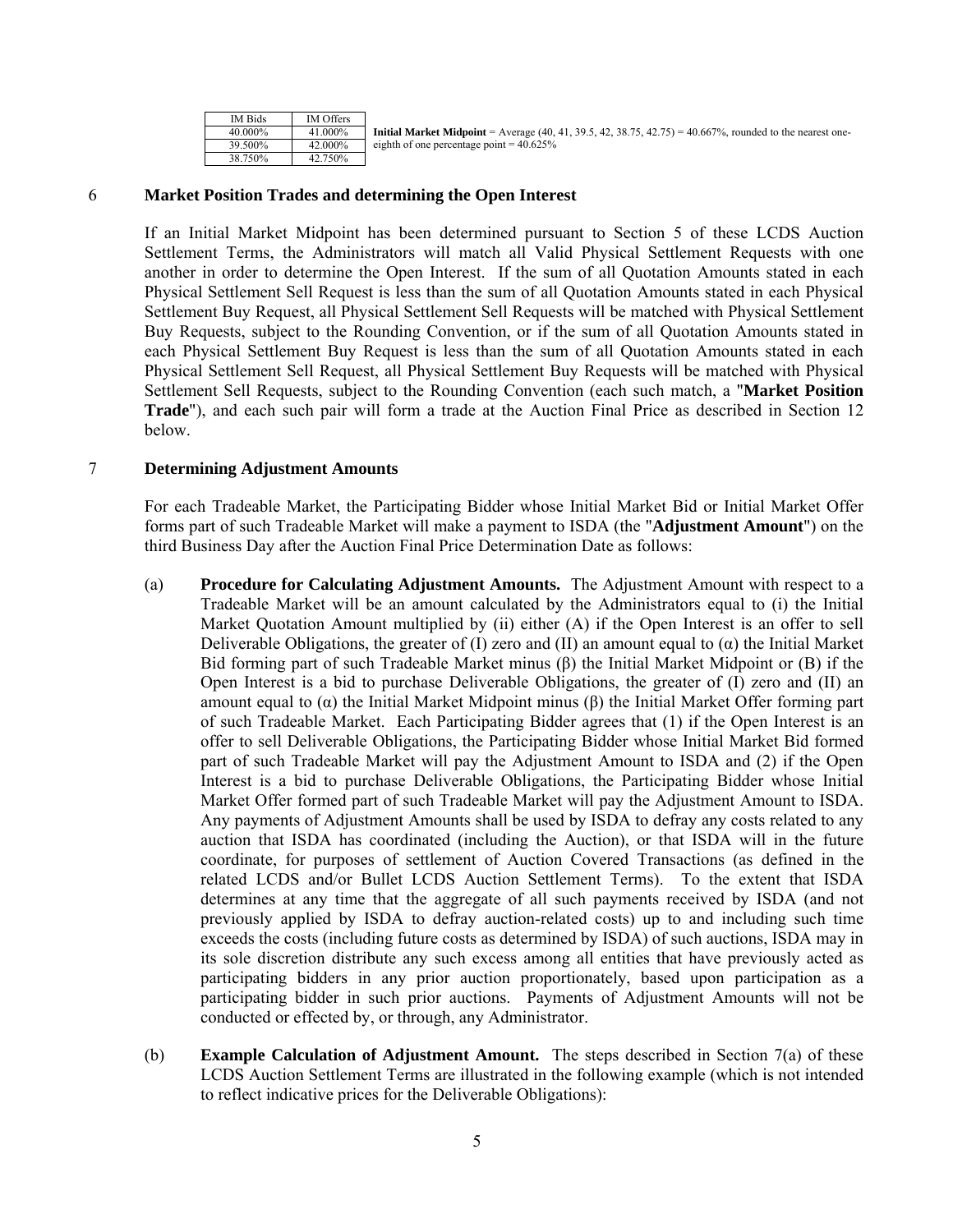| IM Bids | IM Offers |
|---|---|
| 40.000% | 41.000% |
| 39.500% | 42.000% |
| 38.750% | 42.750% |

**Initial Market Midpoint** = Average (40, 41, 39.5, 42, 38.75, 42.75) = 40.667%, rounded to the nearest one-eighth of one percentage point = 40.625%

## 6 Market Position Trades and determining the Open Interest

If an Initial Market Midpoint has been determined pursuant to Section 5 of these LCDS Auction Settlement Terms, the Administrators will match all Valid Physical Settlement Requests with one another in order to determine the Open Interest. If the sum of all Quotation Amounts stated in each Physical Settlement Sell Request is less than the sum of all Quotation Amounts stated in each Physical Settlement Buy Request, all Physical Settlement Sell Requests will be matched with Physical Settlement Buy Requests, subject to the Rounding Convention, or if the sum of all Quotation Amounts stated in each Physical Settlement Buy Request is less than the sum of all Quotation Amounts stated in each Physical Settlement Sell Request, all Physical Settlement Buy Requests will be matched with Physical Settlement Sell Requests, subject to the Rounding Convention (each such match, a "**Market Position Trade**"), and each such pair will form a trade at the Auction Final Price as described in Section 12 below.

## 7 Determining Adjustment Amounts

For each Tradeable Market, the Participating Bidder whose Initial Market Bid or Initial Market Offer forms part of such Tradeable Market will make a payment to ISDA (the "**Adjustment Amount**") on the third Business Day after the Auction Final Price Determination Date as follows:

(a) **Procedure for Calculating Adjustment Amounts.** The Adjustment Amount with respect to a Tradeable Market will be an amount calculated by the Administrators equal to (i) the Initial Market Quotation Amount multiplied by (ii) either (A) if the Open Interest is an offer to sell Deliverable Obligations, the greater of (I) zero and (II) an amount equal to ($\alpha$) the Initial Market Bid forming part of such Tradeable Market minus ($\beta$) the Initial Market Midpoint or (B) if the Open Interest is a bid to purchase Deliverable Obligations, the greater of (I) zero and (II) an amount equal to ($\alpha$) the Initial Market Midpoint minus ($\beta$) the Initial Market Offer forming part of such Tradeable Market. Each Participating Bidder agrees that (1) if the Open Interest is an offer to sell Deliverable Obligations, the Participating Bidder whose Initial Market Bid formed part of such Tradeable Market will pay the Adjustment Amount to ISDA and (2) if the Open Interest is a bid to purchase Deliverable Obligations, the Participating Bidder whose Initial Market Offer formed part of such Tradeable Market will pay the Adjustment Amount to ISDA. Any payments of Adjustment Amounts shall be used by ISDA to defray any costs related to any auction that ISDA has coordinated (including the Auction), or that ISDA will in the future coordinate, for purposes of settlement of Auction Covered Transactions (as defined in the related LCDS and/or Bullet LCDS Auction Settlement Terms). To the extent that ISDA determines at any time that the aggregate of all such payments received by ISDA (and not previously applied by ISDA to defray auction-related costs) up to and including such time exceeds the costs (including future costs as determined by ISDA) of such auctions, ISDA may in its sole discretion distribute any such excess among all entities that have previously acted as participating bidders in any prior auction proportionately, based upon participation as a participating bidder in such prior auctions. Payments of Adjustment Amounts will not be conducted or effected by, or through, any Administrator.

(b) **Example Calculation of Adjustment Amount.** The steps described in Section 7(a) of these LCDS Auction Settlement Terms are illustrated in the following example (which is not intended to reflect indicative prices for the Deliverable Obligations):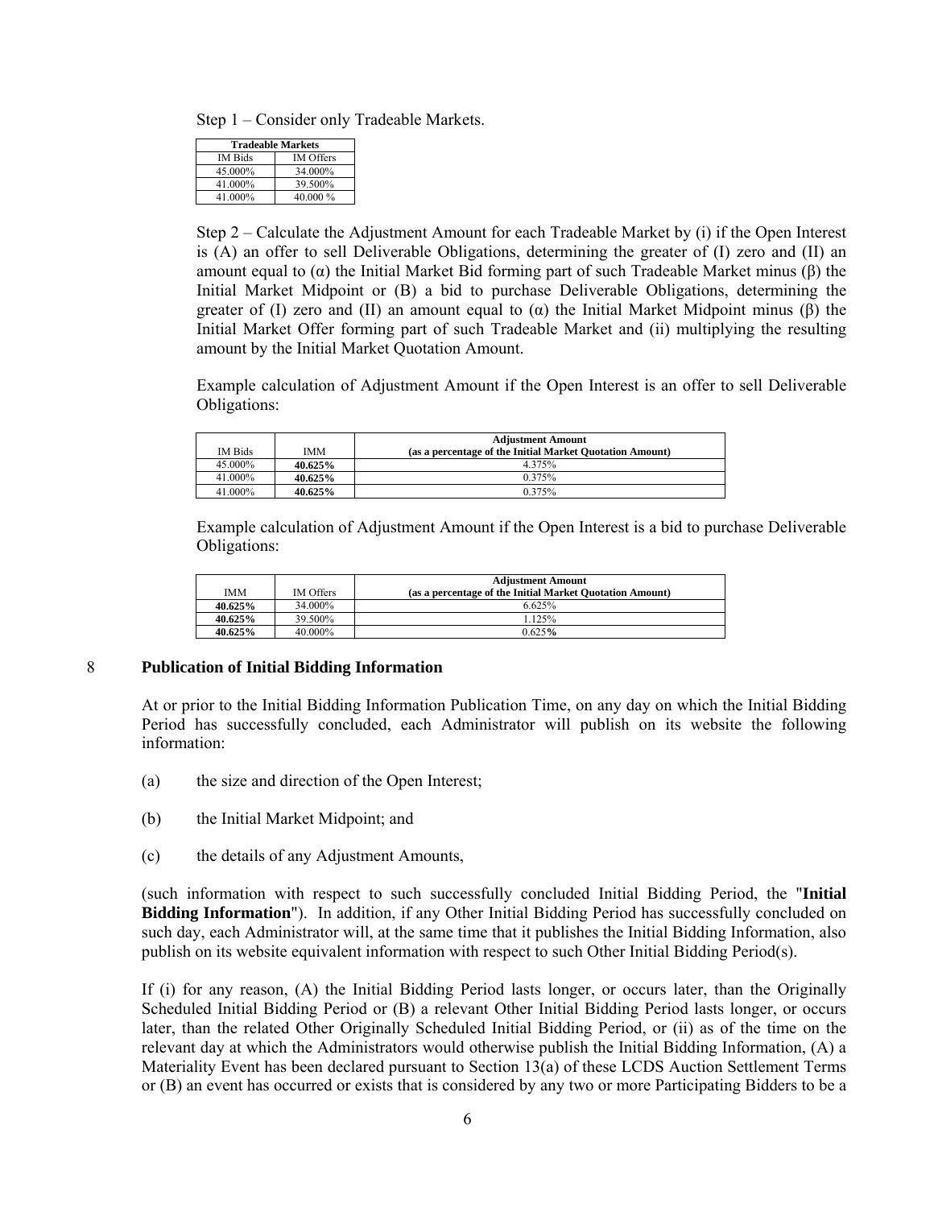Step 1 – Consider only Tradeable Markets.

| Tradeable Markets | |
|---|---|
| IM Bids | IM Offers |
| 45.000% | 34.000% |
| 41.000% | 39.500% |
| 41.000% | 40.000 % |

Step 2 – Calculate the Adjustment Amount for each Tradeable Market by (i) if the Open Interest is (A) an offer to sell Deliverable Obligations, determining the greater of (I) zero and (II) an amount equal to (α) the Initial Market Bid forming part of such Tradeable Market minus (β) the Initial Market Midpoint or (B) a bid to purchase Deliverable Obligations, determining the greater of (I) zero and (II) an amount equal to (α) the Initial Market Midpoint minus (β) the Initial Market Offer forming part of such Tradeable Market and (ii) multiplying the resulting amount by the Initial Market Quotation Amount.

Example calculation of Adjustment Amount if the Open Interest is an offer to sell Deliverable Obligations:

| IM Bids | IMM | Adjustment Amount (as a percentage of the Initial Market Quotation Amount) |
|---|---|---|
| 45.000% | **40.625%** | 4.375% |
| 41.000% | **40.625%** | 0.375% |
| 41.000% | **40.625%** | 0.375% |

Example calculation of Adjustment Amount if the Open Interest is a bid to purchase Deliverable Obligations:

| IMM | IM Offers | Adjustment Amount (as a percentage of the Initial Market Quotation Amount) |
|---|---|---|
| **40.625%** | 34.000% | 6.625% |
| **40.625%** | 39.500% | 1.125% |
| **40.625%** | 40.000% | 0.625% |

## 8 Publication of Initial Bidding Information

At or prior to the Initial Bidding Information Publication Time, on any day on which the Initial Bidding Period has successfully concluded, each Administrator will publish on its website the following information:

(a) the size and direction of the Open Interest;

(b) the Initial Market Midpoint; and

(c) the details of any Adjustment Amounts,

(such information with respect to such successfully concluded Initial Bidding Period, the "**Initial Bidding Information**"). In addition, if any Other Initial Bidding Period has successfully concluded on such day, each Administrator will, at the same time that it publishes the Initial Bidding Information, also publish on its website equivalent information with respect to such Other Initial Bidding Period(s).

If (i) for any reason, (A) the Initial Bidding Period lasts longer, or occurs later, than the Originally Scheduled Initial Bidding Period or (B) a relevant Other Initial Bidding Period lasts longer, or occurs later, than the related Other Originally Scheduled Initial Bidding Period, or (ii) as of the time on the relevant day at which the Administrators would otherwise publish the Initial Bidding Information, (A) a Materiality Event has been declared pursuant to Section 13(a) of these LCDS Auction Settlement Terms or (B) an event has occurred or exists that is considered by any two or more Participating Bidders to be a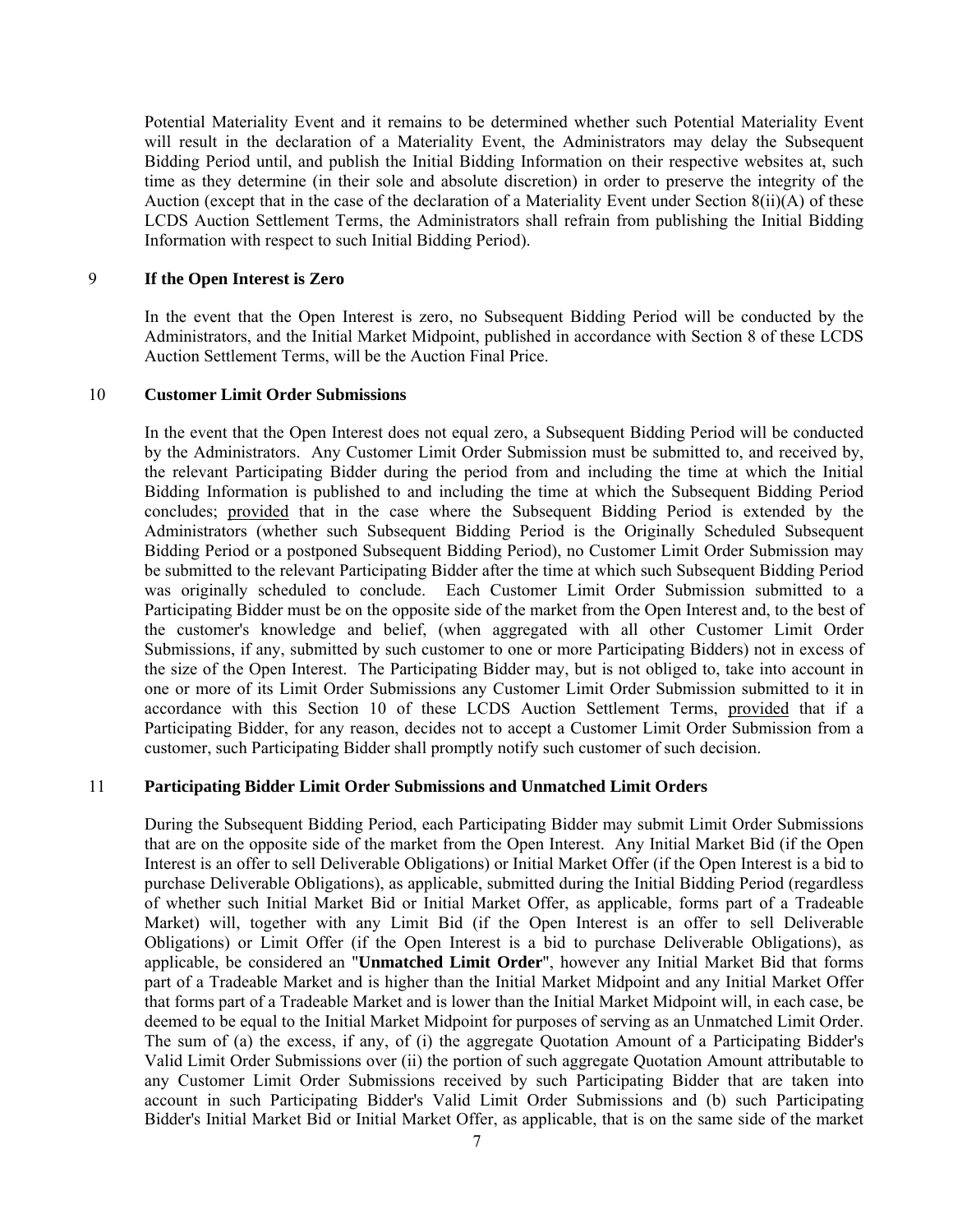Potential Materiality Event and it remains to be determined whether such Potential Materiality Event will result in the declaration of a Materiality Event, the Administrators may delay the Subsequent Bidding Period until, and publish the Initial Bidding Information on their respective websites at, such time as they determine (in their sole and absolute discretion) in order to preserve the integrity of the Auction (except that in the case of the declaration of a Materiality Event under Section 8(ii)(A) of these LCDS Auction Settlement Terms, the Administrators shall refrain from publishing the Initial Bidding Information with respect to such Initial Bidding Period).

## 9 If the Open Interest is Zero

In the event that the Open Interest is zero, no Subsequent Bidding Period will be conducted by the Administrators, and the Initial Market Midpoint, published in accordance with Section 8 of these LCDS Auction Settlement Terms, will be the Auction Final Price.

## 10 Customer Limit Order Submissions

In the event that the Open Interest does not equal zero, a Subsequent Bidding Period will be conducted by the Administrators. Any Customer Limit Order Submission must be submitted to, and received by, the relevant Participating Bidder during the period from and including the time at which the Initial Bidding Information is published to and including the time at which the Subsequent Bidding Period concludes; provided that in the case where the Subsequent Bidding Period is extended by the Administrators (whether such Subsequent Bidding Period is the Originally Scheduled Subsequent Bidding Period or a postponed Subsequent Bidding Period), no Customer Limit Order Submission may be submitted to the relevant Participating Bidder after the time at which such Subsequent Bidding Period was originally scheduled to conclude. Each Customer Limit Order Submission submitted to a Participating Bidder must be on the opposite side of the market from the Open Interest and, to the best of the customer's knowledge and belief, (when aggregated with all other Customer Limit Order Submissions, if any, submitted by such customer to one or more Participating Bidders) not in excess of the size of the Open Interest. The Participating Bidder may, but is not obliged to, take into account in one or more of its Limit Order Submissions any Customer Limit Order Submission submitted to it in accordance with this Section 10 of these LCDS Auction Settlement Terms, provided that if a Participating Bidder, for any reason, decides not to accept a Customer Limit Order Submission from a customer, such Participating Bidder shall promptly notify such customer of such decision.

## 11 Participating Bidder Limit Order Submissions and Unmatched Limit Orders

During the Subsequent Bidding Period, each Participating Bidder may submit Limit Order Submissions that are on the opposite side of the market from the Open Interest. Any Initial Market Bid (if the Open Interest is an offer to sell Deliverable Obligations) or Initial Market Offer (if the Open Interest is a bid to purchase Deliverable Obligations), as applicable, submitted during the Initial Bidding Period (regardless of whether such Initial Market Bid or Initial Market Offer, as applicable, forms part of a Tradeable Market) will, together with any Limit Bid (if the Open Interest is an offer to sell Deliverable Obligations) or Limit Offer (if the Open Interest is a bid to purchase Deliverable Obligations), as applicable, be considered an "**Unmatched Limit Order**", however any Initial Market Bid that forms part of a Tradeable Market and is higher than the Initial Market Midpoint and any Initial Market Offer that forms part of a Tradeable Market and is lower than the Initial Market Midpoint will, in each case, be deemed to be equal to the Initial Market Midpoint for purposes of serving as an Unmatched Limit Order. The sum of (a) the excess, if any, of (i) the aggregate Quotation Amount of a Participating Bidder's Valid Limit Order Submissions over (ii) the portion of such aggregate Quotation Amount attributable to any Customer Limit Order Submissions received by such Participating Bidder that are taken into account in such Participating Bidder's Valid Limit Order Submissions and (b) such Participating Bidder's Initial Market Bid or Initial Market Offer, as applicable, that is on the same side of the market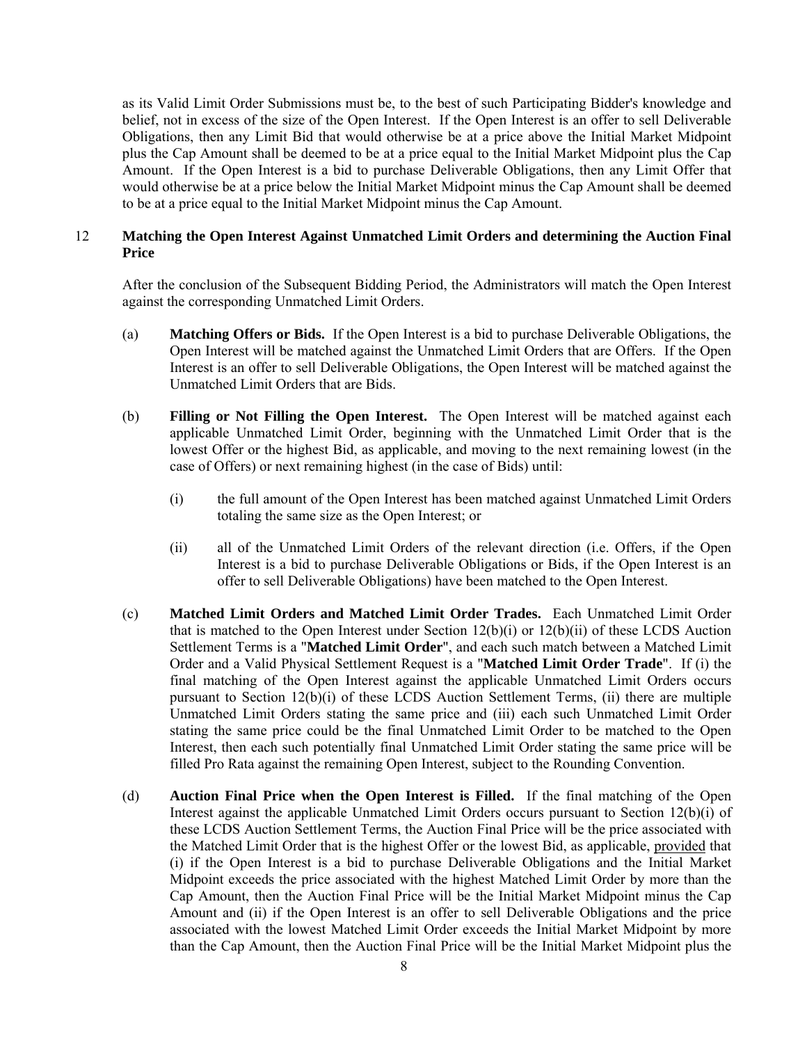as its Valid Limit Order Submissions must be, to the best of such Participating Bidder's knowledge and belief, not in excess of the size of the Open Interest. If the Open Interest is an offer to sell Deliverable Obligations, then any Limit Bid that would otherwise be at a price above the Initial Market Midpoint plus the Cap Amount shall be deemed to be at a price equal to the Initial Market Midpoint plus the Cap Amount. If the Open Interest is a bid to purchase Deliverable Obligations, then any Limit Offer that would otherwise be at a price below the Initial Market Midpoint minus the Cap Amount shall be deemed to be at a price equal to the Initial Market Midpoint minus the Cap Amount.

## 12 Matching the Open Interest Against Unmatched Limit Orders and determining the Auction Final Price

After the conclusion of the Subsequent Bidding Period, the Administrators will match the Open Interest against the corresponding Unmatched Limit Orders.

(a) **Matching Offers or Bids.** If the Open Interest is a bid to purchase Deliverable Obligations, the Open Interest will be matched against the Unmatched Limit Orders that are Offers. If the Open Interest is an offer to sell Deliverable Obligations, the Open Interest will be matched against the Unmatched Limit Orders that are Bids.

(b) **Filling or Not Filling the Open Interest.** The Open Interest will be matched against each applicable Unmatched Limit Order, beginning with the Unmatched Limit Order that is the lowest Offer or the highest Bid, as applicable, and moving to the next remaining lowest (in the case of Offers) or next remaining highest (in the case of Bids) until:

(i) the full amount of the Open Interest has been matched against Unmatched Limit Orders totaling the same size as the Open Interest; or

(ii) all of the Unmatched Limit Orders of the relevant direction (i.e. Offers, if the Open Interest is a bid to purchase Deliverable Obligations or Bids, if the Open Interest is an offer to sell Deliverable Obligations) have been matched to the Open Interest.

(c) **Matched Limit Orders and Matched Limit Order Trades.** Each Unmatched Limit Order that is matched to the Open Interest under Section 12(b)(i) or 12(b)(ii) of these LCDS Auction Settlement Terms is a "**Matched Limit Order**", and each such match between a Matched Limit Order and a Valid Physical Settlement Request is a "**Matched Limit Order Trade**". If (i) the final matching of the Open Interest against the applicable Unmatched Limit Orders occurs pursuant to Section 12(b)(i) of these LCDS Auction Settlement Terms, (ii) there are multiple Unmatched Limit Orders stating the same price and (iii) each such Unmatched Limit Order stating the same price could be the final Unmatched Limit Order to be matched to the Open Interest, then each such potentially final Unmatched Limit Order stating the same price will be filled Pro Rata against the remaining Open Interest, subject to the Rounding Convention.

(d) **Auction Final Price when the Open Interest is Filled.** If the final matching of the Open Interest against the applicable Unmatched Limit Orders occurs pursuant to Section 12(b)(i) of these LCDS Auction Settlement Terms, the Auction Final Price will be the price associated with the Matched Limit Order that is the highest Offer or the lowest Bid, as applicable, provided that (i) if the Open Interest is a bid to purchase Deliverable Obligations and the Initial Market Midpoint exceeds the price associated with the highest Matched Limit Order by more than the Cap Amount, then the Auction Final Price will be the Initial Market Midpoint minus the Cap Amount and (ii) if the Open Interest is an offer to sell Deliverable Obligations and the price associated with the lowest Matched Limit Order exceeds the Initial Market Midpoint by more than the Cap Amount, then the Auction Final Price will be the Initial Market Midpoint plus the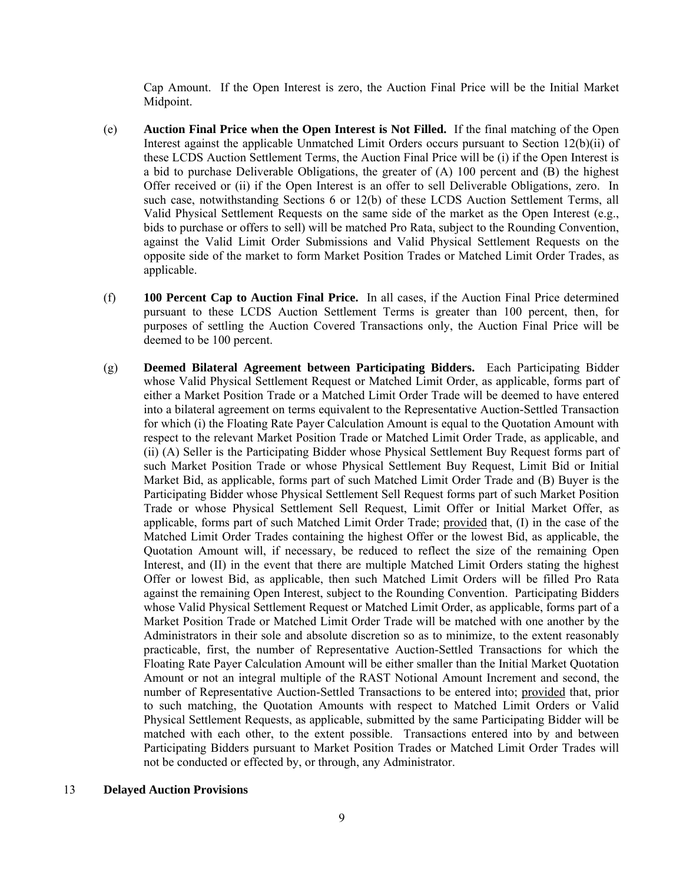Cap Amount. If the Open Interest is zero, the Auction Final Price will be the Initial Market Midpoint.

(e) **Auction Final Price when the Open Interest is Not Filled.** If the final matching of the Open Interest against the applicable Unmatched Limit Orders occurs pursuant to Section 12(b)(ii) of these LCDS Auction Settlement Terms, the Auction Final Price will be (i) if the Open Interest is a bid to purchase Deliverable Obligations, the greater of (A) 100 percent and (B) the highest Offer received or (ii) if the Open Interest is an offer to sell Deliverable Obligations, zero. In such case, notwithstanding Sections 6 or 12(b) of these LCDS Auction Settlement Terms, all Valid Physical Settlement Requests on the same side of the market as the Open Interest (e.g., bids to purchase or offers to sell) will be matched Pro Rata, subject to the Rounding Convention, against the Valid Limit Order Submissions and Valid Physical Settlement Requests on the opposite side of the market to form Market Position Trades or Matched Limit Order Trades, as applicable.

(f) **100 Percent Cap to Auction Final Price.** In all cases, if the Auction Final Price determined pursuant to these LCDS Auction Settlement Terms is greater than 100 percent, then, for purposes of settling the Auction Covered Transactions only, the Auction Final Price will be deemed to be 100 percent.

(g) **Deemed Bilateral Agreement between Participating Bidders.** Each Participating Bidder whose Valid Physical Settlement Request or Matched Limit Order, as applicable, forms part of either a Market Position Trade or a Matched Limit Order Trade will be deemed to have entered into a bilateral agreement on terms equivalent to the Representative Auction-Settled Transaction for which (i) the Floating Rate Payer Calculation Amount is equal to the Quotation Amount with respect to the relevant Market Position Trade or Matched Limit Order Trade, as applicable, and (ii) (A) Seller is the Participating Bidder whose Physical Settlement Buy Request forms part of such Market Position Trade or whose Physical Settlement Buy Request, Limit Bid or Initial Market Bid, as applicable, forms part of such Matched Limit Order Trade and (B) Buyer is the Participating Bidder whose Physical Settlement Sell Request forms part of such Market Position Trade or whose Physical Settlement Sell Request, Limit Offer or Initial Market Offer, as applicable, forms part of such Matched Limit Order Trade; provided that, (I) in the case of the Matched Limit Order Trades containing the highest Offer or the lowest Bid, as applicable, the Quotation Amount will, if necessary, be reduced to reflect the size of the remaining Open Interest, and (II) in the event that there are multiple Matched Limit Orders stating the highest Offer or lowest Bid, as applicable, then such Matched Limit Orders will be filled Pro Rata against the remaining Open Interest, subject to the Rounding Convention. Participating Bidders whose Valid Physical Settlement Request or Matched Limit Order, as applicable, forms part of a Market Position Trade or Matched Limit Order Trade will be matched with one another by the Administrators in their sole and absolute discretion so as to minimize, to the extent reasonably practicable, first, the number of Representative Auction-Settled Transactions for which the Floating Rate Payer Calculation Amount will be either smaller than the Initial Market Quotation Amount or not an integral multiple of the RAST Notional Amount Increment and second, the number of Representative Auction-Settled Transactions to be entered into; provided that, prior to such matching, the Quotation Amounts with respect to Matched Limit Orders or Valid Physical Settlement Requests, as applicable, submitted by the same Participating Bidder will be matched with each other, to the extent possible. Transactions entered into by and between Participating Bidders pursuant to Market Position Trades or Matched Limit Order Trades will not be conducted or effected by, or through, any Administrator.

## 13 Delayed Auction Provisions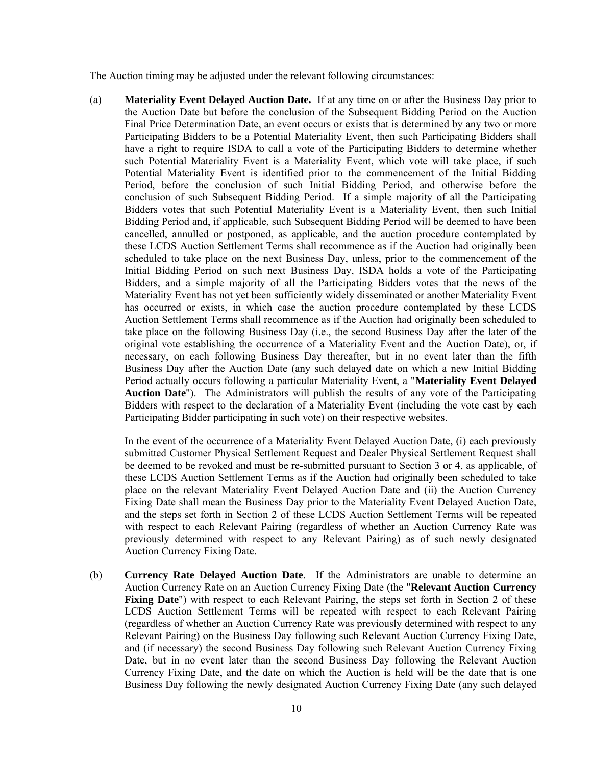The Auction timing may be adjusted under the relevant following circumstances:

(a) **Materiality Event Delayed Auction Date.** If at any time on or after the Business Day prior to the Auction Date but before the conclusion of the Subsequent Bidding Period on the Auction Final Price Determination Date, an event occurs or exists that is determined by any two or more Participating Bidders to be a Potential Materiality Event, then such Participating Bidders shall have a right to require ISDA to call a vote of the Participating Bidders to determine whether such Potential Materiality Event is a Materiality Event, which vote will take place, if such Potential Materiality Event is identified prior to the commencement of the Initial Bidding Period, before the conclusion of such Initial Bidding Period, and otherwise before the conclusion of such Subsequent Bidding Period. If a simple majority of all the Participating Bidders votes that such Potential Materiality Event is a Materiality Event, then such Initial Bidding Period and, if applicable, such Subsequent Bidding Period will be deemed to have been cancelled, annulled or postponed, as applicable, and the auction procedure contemplated by these LCDS Auction Settlement Terms shall recommence as if the Auction had originally been scheduled to take place on the next Business Day, unless, prior to the commencement of the Initial Bidding Period on such next Business Day, ISDA holds a vote of the Participating Bidders, and a simple majority of all the Participating Bidders votes that the news of the Materiality Event has not yet been sufficiently widely disseminated or another Materiality Event has occurred or exists, in which case the auction procedure contemplated by these LCDS Auction Settlement Terms shall recommence as if the Auction had originally been scheduled to take place on the following Business Day (i.e., the second Business Day after the later of the original vote establishing the occurrence of a Materiality Event and the Auction Date), or, if necessary, on each following Business Day thereafter, but in no event later than the fifth Business Day after the Auction Date (any such delayed date on which a new Initial Bidding Period actually occurs following a particular Materiality Event, a "**Materiality Event Delayed Auction Date**"). The Administrators will publish the results of any vote of the Participating Bidders with respect to the declaration of a Materiality Event (including the vote cast by each Participating Bidder participating in such vote) on their respective websites.

In the event of the occurrence of a Materiality Event Delayed Auction Date, (i) each previously submitted Customer Physical Settlement Request and Dealer Physical Settlement Request shall be deemed to be revoked and must be re-submitted pursuant to Section 3 or 4, as applicable, of these LCDS Auction Settlement Terms as if the Auction had originally been scheduled to take place on the relevant Materiality Event Delayed Auction Date and (ii) the Auction Currency Fixing Date shall mean the Business Day prior to the Materiality Event Delayed Auction Date, and the steps set forth in Section 2 of these LCDS Auction Settlement Terms will be repeated with respect to each Relevant Pairing (regardless of whether an Auction Currency Rate was previously determined with respect to any Relevant Pairing) as of such newly designated Auction Currency Fixing Date.

(b) **Currency Rate Delayed Auction Date**. If the Administrators are unable to determine an Auction Currency Rate on an Auction Currency Fixing Date (the "**Relevant Auction Currency Fixing Date**") with respect to each Relevant Pairing, the steps set forth in Section 2 of these LCDS Auction Settlement Terms will be repeated with respect to each Relevant Pairing (regardless of whether an Auction Currency Rate was previously determined with respect to any Relevant Pairing) on the Business Day following such Relevant Auction Currency Fixing Date, and (if necessary) the second Business Day following such Relevant Auction Currency Fixing Date, but in no event later than the second Business Day following the Relevant Auction Currency Fixing Date, and the date on which the Auction is held will be the date that is one Business Day following the newly designated Auction Currency Fixing Date (any such delayed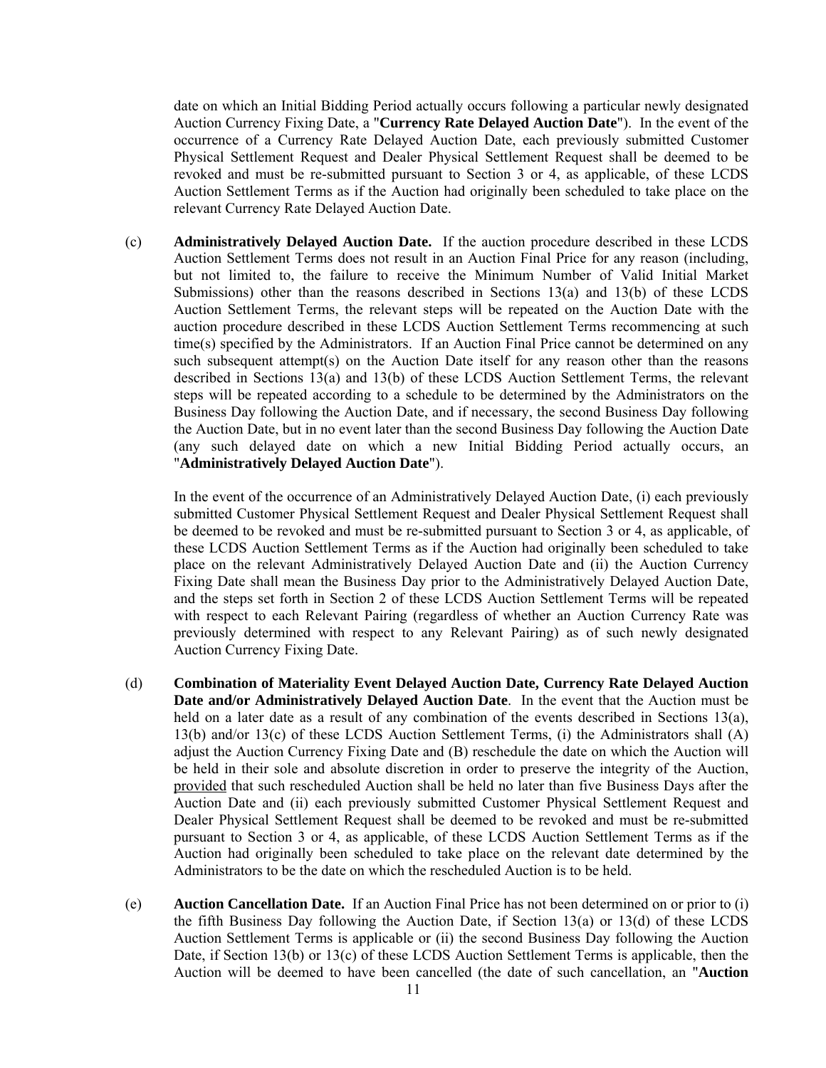date on which an Initial Bidding Period actually occurs following a particular newly designated Auction Currency Fixing Date, a "**Currency Rate Delayed Auction Date**"). In the event of the occurrence of a Currency Rate Delayed Auction Date, each previously submitted Customer Physical Settlement Request and Dealer Physical Settlement Request shall be deemed to be revoked and must be re-submitted pursuant to Section 3 or 4, as applicable, of these LCDS Auction Settlement Terms as if the Auction had originally been scheduled to take place on the relevant Currency Rate Delayed Auction Date.

(c) **Administratively Delayed Auction Date.** If the auction procedure described in these LCDS Auction Settlement Terms does not result in an Auction Final Price for any reason (including, but not limited to, the failure to receive the Minimum Number of Valid Initial Market Submissions) other than the reasons described in Sections 13(a) and 13(b) of these LCDS Auction Settlement Terms, the relevant steps will be repeated on the Auction Date with the auction procedure described in these LCDS Auction Settlement Terms recommencing at such time(s) specified by the Administrators. If an Auction Final Price cannot be determined on any such subsequent attempt(s) on the Auction Date itself for any reason other than the reasons described in Sections 13(a) and 13(b) of these LCDS Auction Settlement Terms, the relevant steps will be repeated according to a schedule to be determined by the Administrators on the Business Day following the Auction Date, and if necessary, the second Business Day following the Auction Date, but in no event later than the second Business Day following the Auction Date (any such delayed date on which a new Initial Bidding Period actually occurs, an "**Administratively Delayed Auction Date**").

In the event of the occurrence of an Administratively Delayed Auction Date, (i) each previously submitted Customer Physical Settlement Request and Dealer Physical Settlement Request shall be deemed to be revoked and must be re-submitted pursuant to Section 3 or 4, as applicable, of these LCDS Auction Settlement Terms as if the Auction had originally been scheduled to take place on the relevant Administratively Delayed Auction Date and (ii) the Auction Currency Fixing Date shall mean the Business Day prior to the Administratively Delayed Auction Date, and the steps set forth in Section 2 of these LCDS Auction Settlement Terms will be repeated with respect to each Relevant Pairing (regardless of whether an Auction Currency Rate was previously determined with respect to any Relevant Pairing) as of such newly designated Auction Currency Fixing Date.

(d) **Combination of Materiality Event Delayed Auction Date, Currency Rate Delayed Auction Date and/or Administratively Delayed Auction Date**. In the event that the Auction must be held on a later date as a result of any combination of the events described in Sections 13(a), 13(b) and/or 13(c) of these LCDS Auction Settlement Terms, (i) the Administrators shall (A) adjust the Auction Currency Fixing Date and (B) reschedule the date on which the Auction will be held in their sole and absolute discretion in order to preserve the integrity of the Auction, provided that such rescheduled Auction shall be held no later than five Business Days after the Auction Date and (ii) each previously submitted Customer Physical Settlement Request and Dealer Physical Settlement Request shall be deemed to be revoked and must be re-submitted pursuant to Section 3 or 4, as applicable, of these LCDS Auction Settlement Terms as if the Auction had originally been scheduled to take place on the relevant date determined by the Administrators to be the date on which the rescheduled Auction is to be held.

(e) **Auction Cancellation Date.** If an Auction Final Price has not been determined on or prior to (i) the fifth Business Day following the Auction Date, if Section 13(a) or 13(d) of these LCDS Auction Settlement Terms is applicable or (ii) the second Business Day following the Auction Date, if Section 13(b) or 13(c) of these LCDS Auction Settlement Terms is applicable, then the Auction will be deemed to have been cancelled (the date of such cancellation, an "**Auction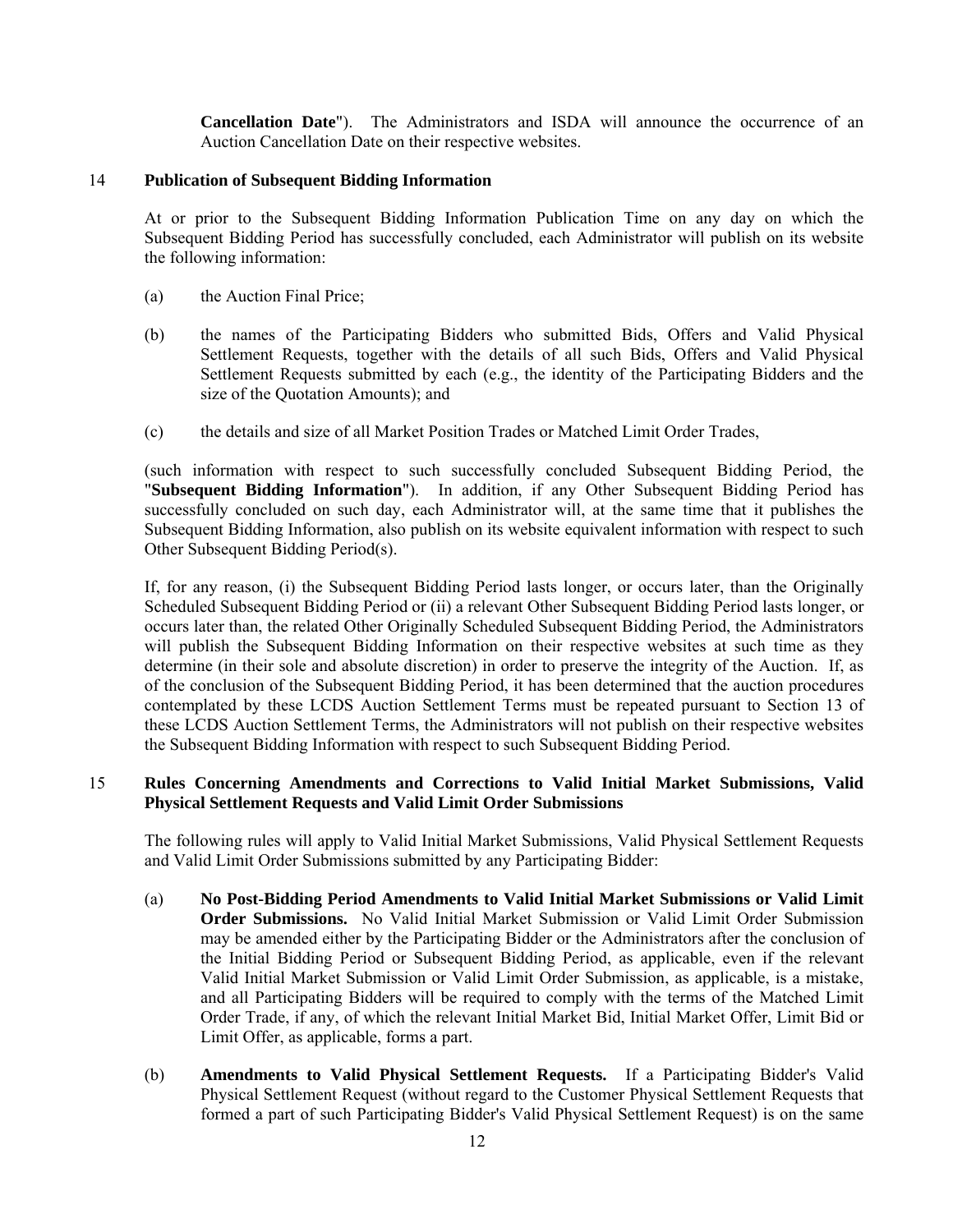**Cancellation Date**"). The Administrators and ISDA will announce the occurrence of an Auction Cancellation Date on their respective websites.

## 14 Publication of Subsequent Bidding Information

At or prior to the Subsequent Bidding Information Publication Time on any day on which the Subsequent Bidding Period has successfully concluded, each Administrator will publish on its website the following information:

(a) the Auction Final Price;

(b) the names of the Participating Bidders who submitted Bids, Offers and Valid Physical Settlement Requests, together with the details of all such Bids, Offers and Valid Physical Settlement Requests submitted by each (e.g., the identity of the Participating Bidders and the size of the Quotation Amounts); and

(c) the details and size of all Market Position Trades or Matched Limit Order Trades,

(such information with respect to such successfully concluded Subsequent Bidding Period, the "**Subsequent Bidding Information**"). In addition, if any Other Subsequent Bidding Period has successfully concluded on such day, each Administrator will, at the same time that it publishes the Subsequent Bidding Information, also publish on its website equivalent information with respect to such Other Subsequent Bidding Period(s).

If, for any reason, (i) the Subsequent Bidding Period lasts longer, or occurs later, than the Originally Scheduled Subsequent Bidding Period or (ii) a relevant Other Subsequent Bidding Period lasts longer, or occurs later than, the related Other Originally Scheduled Subsequent Bidding Period, the Administrators will publish the Subsequent Bidding Information on their respective websites at such time as they determine (in their sole and absolute discretion) in order to preserve the integrity of the Auction. If, as of the conclusion of the Subsequent Bidding Period, it has been determined that the auction procedures contemplated by these LCDS Auction Settlement Terms must be repeated pursuant to Section 13 of these LCDS Auction Settlement Terms, the Administrators will not publish on their respective websites the Subsequent Bidding Information with respect to such Subsequent Bidding Period.

## 15 Rules Concerning Amendments and Corrections to Valid Initial Market Submissions, Valid Physical Settlement Requests and Valid Limit Order Submissions

The following rules will apply to Valid Initial Market Submissions, Valid Physical Settlement Requests and Valid Limit Order Submissions submitted by any Participating Bidder:

(a) **No Post-Bidding Period Amendments to Valid Initial Market Submissions or Valid Limit Order Submissions.** No Valid Initial Market Submission or Valid Limit Order Submission may be amended either by the Participating Bidder or the Administrators after the conclusion of the Initial Bidding Period or Subsequent Bidding Period, as applicable, even if the relevant Valid Initial Market Submission or Valid Limit Order Submission, as applicable, is a mistake, and all Participating Bidders will be required to comply with the terms of the Matched Limit Order Trade, if any, of which the relevant Initial Market Bid, Initial Market Offer, Limit Bid or Limit Offer, as applicable, forms a part.

(b) **Amendments to Valid Physical Settlement Requests.** If a Participating Bidder's Valid Physical Settlement Request (without regard to the Customer Physical Settlement Requests that formed a part of such Participating Bidder's Valid Physical Settlement Request) is on the same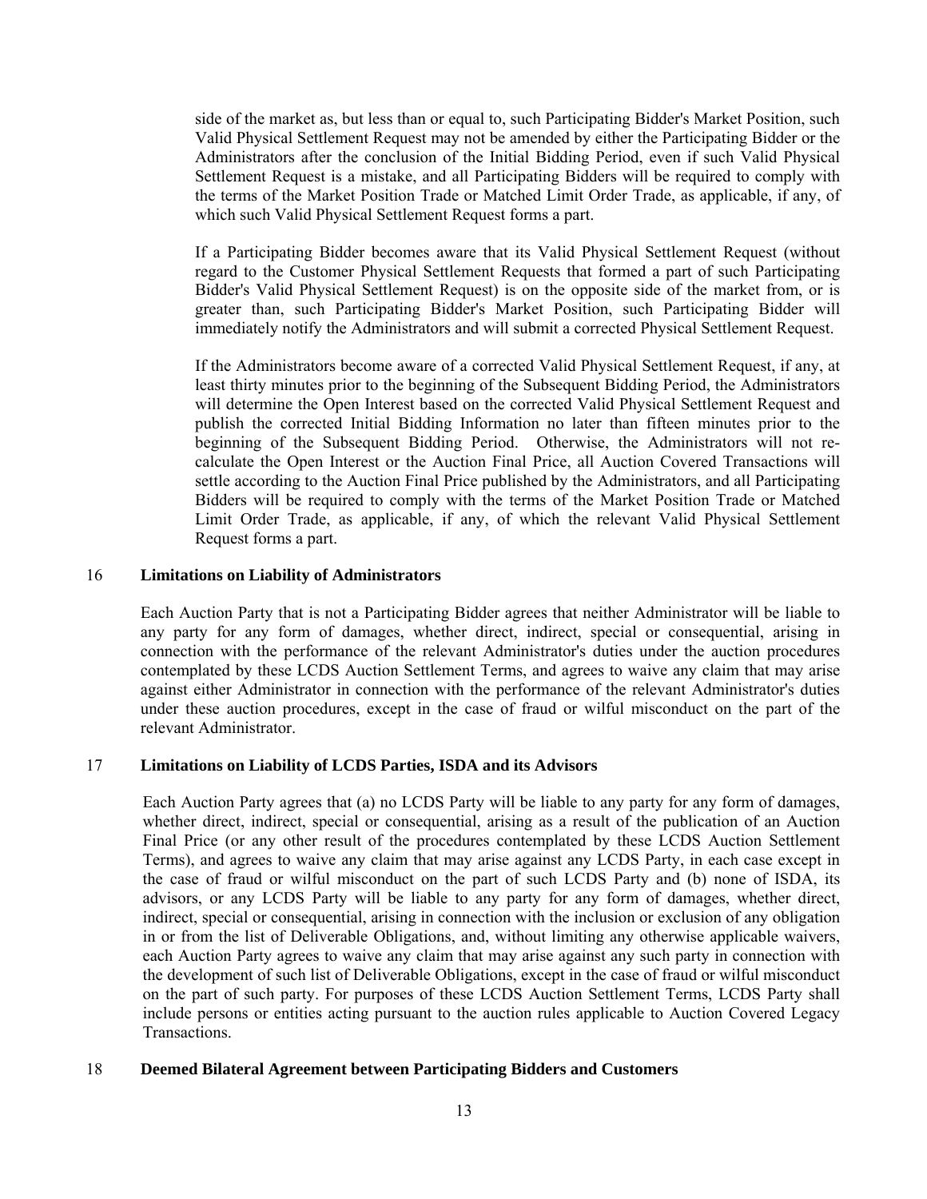side of the market as, but less than or equal to, such Participating Bidder's Market Position, such Valid Physical Settlement Request may not be amended by either the Participating Bidder or the Administrators after the conclusion of the Initial Bidding Period, even if such Valid Physical Settlement Request is a mistake, and all Participating Bidders will be required to comply with the terms of the Market Position Trade or Matched Limit Order Trade, as applicable, if any, of which such Valid Physical Settlement Request forms a part.

If a Participating Bidder becomes aware that its Valid Physical Settlement Request (without regard to the Customer Physical Settlement Requests that formed a part of such Participating Bidder's Valid Physical Settlement Request) is on the opposite side of the market from, or is greater than, such Participating Bidder's Market Position, such Participating Bidder will immediately notify the Administrators and will submit a corrected Physical Settlement Request.

If the Administrators become aware of a corrected Valid Physical Settlement Request, if any, at least thirty minutes prior to the beginning of the Subsequent Bidding Period, the Administrators will determine the Open Interest based on the corrected Valid Physical Settlement Request and publish the corrected Initial Bidding Information no later than fifteen minutes prior to the beginning of the Subsequent Bidding Period. Otherwise, the Administrators will not re-calculate the Open Interest or the Auction Final Price, all Auction Covered Transactions will settle according to the Auction Final Price published by the Administrators, and all Participating Bidders will be required to comply with the terms of the Market Position Trade or Matched Limit Order Trade, as applicable, if any, of which the relevant Valid Physical Settlement Request forms a part.

## 16 Limitations on Liability of Administrators

Each Auction Party that is not a Participating Bidder agrees that neither Administrator will be liable to any party for any form of damages, whether direct, indirect, special or consequential, arising in connection with the performance of the relevant Administrator's duties under the auction procedures contemplated by these LCDS Auction Settlement Terms, and agrees to waive any claim that may arise against either Administrator in connection with the performance of the relevant Administrator's duties under these auction procedures, except in the case of fraud or wilful misconduct on the part of the relevant Administrator.

## 17 Limitations on Liability of LCDS Parties, ISDA and its Advisors

Each Auction Party agrees that (a) no LCDS Party will be liable to any party for any form of damages, whether direct, indirect, special or consequential, arising as a result of the publication of an Auction Final Price (or any other result of the procedures contemplated by these LCDS Auction Settlement Terms), and agrees to waive any claim that may arise against any LCDS Party, in each case except in the case of fraud or wilful misconduct on the part of such LCDS Party and (b) none of ISDA, its advisors, or any LCDS Party will be liable to any party for any form of damages, whether direct, indirect, special or consequential, arising in connection with the inclusion or exclusion of any obligation in or from the list of Deliverable Obligations, and, without limiting any otherwise applicable waivers, each Auction Party agrees to waive any claim that may arise against any such party in connection with the development of such list of Deliverable Obligations, except in the case of fraud or wilful misconduct on the part of such party. For purposes of these LCDS Auction Settlement Terms, LCDS Party shall include persons or entities acting pursuant to the auction rules applicable to Auction Covered Legacy Transactions.

## 18 Deemed Bilateral Agreement between Participating Bidders and Customers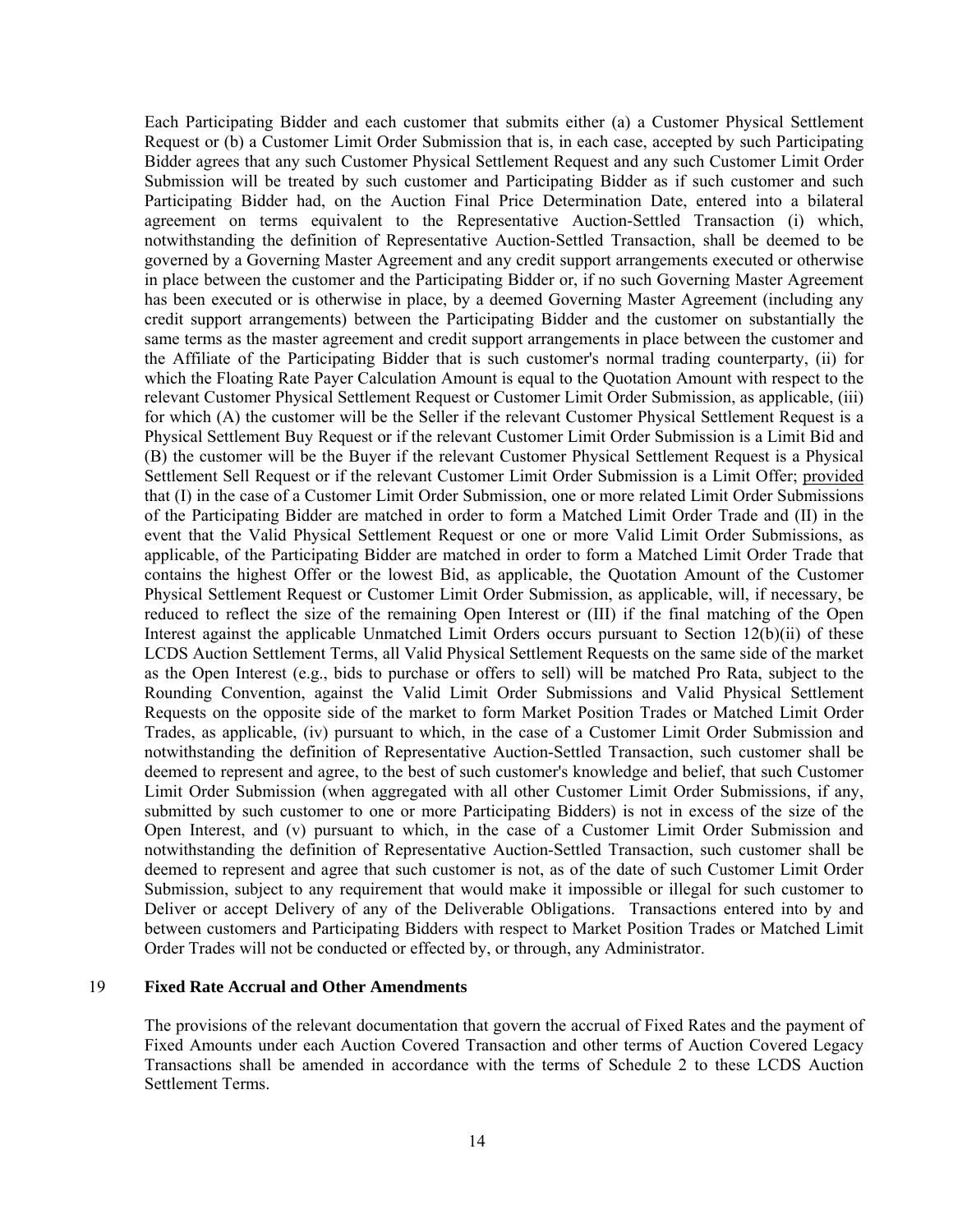Each Participating Bidder and each customer that submits either (a) a Customer Physical Settlement Request or (b) a Customer Limit Order Submission that is, in each case, accepted by such Participating Bidder agrees that any such Customer Physical Settlement Request and any such Customer Limit Order Submission will be treated by such customer and Participating Bidder as if such customer and such Participating Bidder had, on the Auction Final Price Determination Date, entered into a bilateral agreement on terms equivalent to the Representative Auction-Settled Transaction (i) which, notwithstanding the definition of Representative Auction-Settled Transaction, shall be deemed to be governed by a Governing Master Agreement and any credit support arrangements executed or otherwise in place between the customer and the Participating Bidder or, if no such Governing Master Agreement has been executed or is otherwise in place, by a deemed Governing Master Agreement (including any credit support arrangements) between the Participating Bidder and the customer on substantially the same terms as the master agreement and credit support arrangements in place between the customer and the Affiliate of the Participating Bidder that is such customer's normal trading counterparty, (ii) for which the Floating Rate Payer Calculation Amount is equal to the Quotation Amount with respect to the relevant Customer Physical Settlement Request or Customer Limit Order Submission, as applicable, (iii) for which (A) the customer will be the Seller if the relevant Customer Physical Settlement Request is a Physical Settlement Buy Request or if the relevant Customer Limit Order Submission is a Limit Bid and (B) the customer will be the Buyer if the relevant Customer Physical Settlement Request is a Physical Settlement Sell Request or if the relevant Customer Limit Order Submission is a Limit Offer; provided that (I) in the case of a Customer Limit Order Submission, one or more related Limit Order Submissions of the Participating Bidder are matched in order to form a Matched Limit Order Trade and (II) in the event that the Valid Physical Settlement Request or one or more Valid Limit Order Submissions, as applicable, of the Participating Bidder are matched in order to form a Matched Limit Order Trade that contains the highest Offer or the lowest Bid, as applicable, the Quotation Amount of the Customer Physical Settlement Request or Customer Limit Order Submission, as applicable, will, if necessary, be reduced to reflect the size of the remaining Open Interest or (III) if the final matching of the Open Interest against the applicable Unmatched Limit Orders occurs pursuant to Section 12(b)(ii) of these LCDS Auction Settlement Terms, all Valid Physical Settlement Requests on the same side of the market as the Open Interest (e.g., bids to purchase or offers to sell) will be matched Pro Rata, subject to the Rounding Convention, against the Valid Limit Order Submissions and Valid Physical Settlement Requests on the opposite side of the market to form Market Position Trades or Matched Limit Order Trades, as applicable, (iv) pursuant to which, in the case of a Customer Limit Order Submission and notwithstanding the definition of Representative Auction-Settled Transaction, such customer shall be deemed to represent and agree, to the best of such customer's knowledge and belief, that such Customer Limit Order Submission (when aggregated with all other Customer Limit Order Submissions, if any, submitted by such customer to one or more Participating Bidders) is not in excess of the size of the Open Interest, and (v) pursuant to which, in the case of a Customer Limit Order Submission and notwithstanding the definition of Representative Auction-Settled Transaction, such customer shall be deemed to represent and agree that such customer is not, as of the date of such Customer Limit Order Submission, subject to any requirement that would make it impossible or illegal for such customer to Deliver or accept Delivery of any of the Deliverable Obligations. Transactions entered into by and between customers and Participating Bidders with respect to Market Position Trades or Matched Limit Order Trades will not be conducted or effected by, or through, any Administrator.

## 19 Fixed Rate Accrual and Other Amendments

The provisions of the relevant documentation that govern the accrual of Fixed Rates and the payment of Fixed Amounts under each Auction Covered Transaction and other terms of Auction Covered Legacy Transactions shall be amended in accordance with the terms of Schedule 2 to these LCDS Auction Settlement Terms.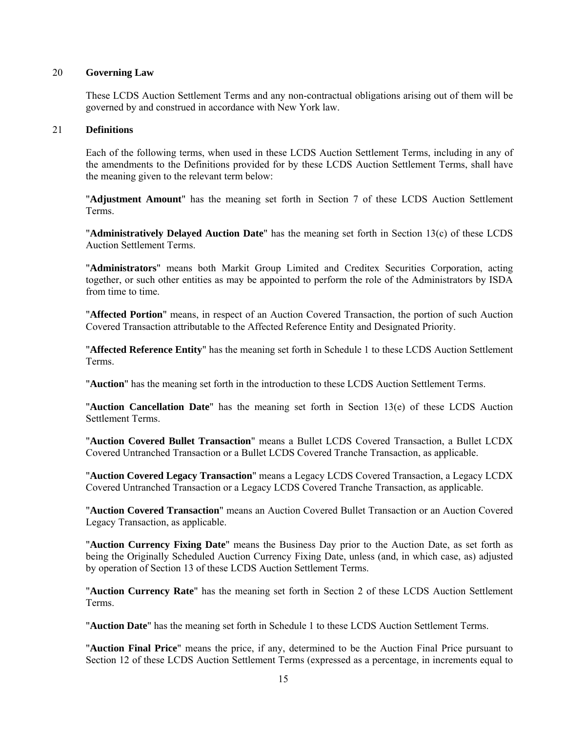## 20 **Governing Law**

These LCDS Auction Settlement Terms and any non-contractual obligations arising out of them will be governed by and construed in accordance with New York law.

## 21 **Definitions**

Each of the following terms, when used in these LCDS Auction Settlement Terms, including in any of the amendments to the Definitions provided for by these LCDS Auction Settlement Terms, shall have the meaning given to the relevant term below:

"**Adjustment Amount**" has the meaning set forth in Section 7 of these LCDS Auction Settlement Terms.

"**Administratively Delayed Auction Date**" has the meaning set forth in Section 13(c) of these LCDS Auction Settlement Terms.

"**Administrators**" means both Markit Group Limited and Creditex Securities Corporation, acting together, or such other entities as may be appointed to perform the role of the Administrators by ISDA from time to time.

"**Affected Portion**" means, in respect of an Auction Covered Transaction, the portion of such Auction Covered Transaction attributable to the Affected Reference Entity and Designated Priority.

"**Affected Reference Entity**" has the meaning set forth in Schedule 1 to these LCDS Auction Settlement Terms.

"**Auction**" has the meaning set forth in the introduction to these LCDS Auction Settlement Terms.

"**Auction Cancellation Date**" has the meaning set forth in Section 13(e) of these LCDS Auction Settlement Terms.

"**Auction Covered Bullet Transaction**" means a Bullet LCDS Covered Transaction, a Bullet LCDX Covered Untranched Transaction or a Bullet LCDS Covered Tranche Transaction, as applicable.

"**Auction Covered Legacy Transaction**" means a Legacy LCDS Covered Transaction, a Legacy LCDX Covered Untranched Transaction or a Legacy LCDS Covered Tranche Transaction, as applicable.

"**Auction Covered Transaction**" means an Auction Covered Bullet Transaction or an Auction Covered Legacy Transaction, as applicable.

"**Auction Currency Fixing Date**" means the Business Day prior to the Auction Date, as set forth as being the Originally Scheduled Auction Currency Fixing Date, unless (and, in which case, as) adjusted by operation of Section 13 of these LCDS Auction Settlement Terms.

"**Auction Currency Rate**" has the meaning set forth in Section 2 of these LCDS Auction Settlement Terms.

"**Auction Date**" has the meaning set forth in Schedule 1 to these LCDS Auction Settlement Terms.

"**Auction Final Price**" means the price, if any, determined to be the Auction Final Price pursuant to Section 12 of these LCDS Auction Settlement Terms (expressed as a percentage, in increments equal to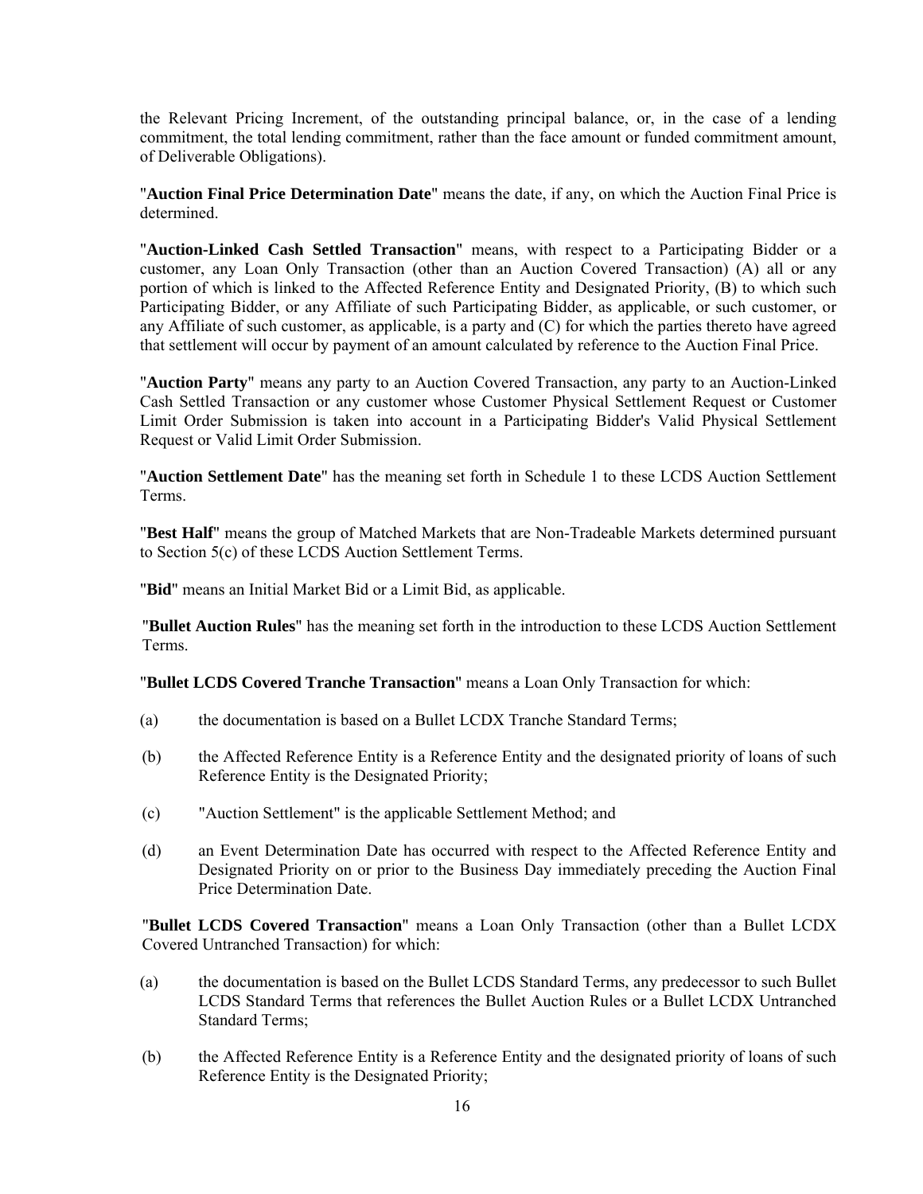the Relevant Pricing Increment, of the outstanding principal balance, or, in the case of a lending commitment, the total lending commitment, rather than the face amount or funded commitment amount, of Deliverable Obligations).

"**Auction Final Price Determination Date**" means the date, if any, on which the Auction Final Price is determined.

"**Auction-Linked Cash Settled Transaction**" means, with respect to a Participating Bidder or a customer, any Loan Only Transaction (other than an Auction Covered Transaction) (A) all or any portion of which is linked to the Affected Reference Entity and Designated Priority, (B) to which such Participating Bidder, or any Affiliate of such Participating Bidder, as applicable, or such customer, or any Affiliate of such customer, as applicable, is a party and (C) for which the parties thereto have agreed that settlement will occur by payment of an amount calculated by reference to the Auction Final Price.

"**Auction Party**" means any party to an Auction Covered Transaction, any party to an Auction-Linked Cash Settled Transaction or any customer whose Customer Physical Settlement Request or Customer Limit Order Submission is taken into account in a Participating Bidder's Valid Physical Settlement Request or Valid Limit Order Submission.

"**Auction Settlement Date**" has the meaning set forth in Schedule 1 to these LCDS Auction Settlement Terms.

"**Best Half**" means the group of Matched Markets that are Non-Tradeable Markets determined pursuant to Section 5(c) of these LCDS Auction Settlement Terms.

"**Bid**" means an Initial Market Bid or a Limit Bid, as applicable.

"**Bullet Auction Rules**" has the meaning set forth in the introduction to these LCDS Auction Settlement Terms.

"**Bullet LCDS Covered Tranche Transaction**" means a Loan Only Transaction for which:

(a) the documentation is based on a Bullet LCDX Tranche Standard Terms;

(b) the Affected Reference Entity is a Reference Entity and the designated priority of loans of such Reference Entity is the Designated Priority;

(c) "Auction Settlement" is the applicable Settlement Method; and

(d) an Event Determination Date has occurred with respect to the Affected Reference Entity and Designated Priority on or prior to the Business Day immediately preceding the Auction Final Price Determination Date.

"**Bullet LCDS Covered Transaction**" means a Loan Only Transaction (other than a Bullet LCDX Covered Untranched Transaction) for which:

(a) the documentation is based on the Bullet LCDS Standard Terms, any predecessor to such Bullet LCDS Standard Terms that references the Bullet Auction Rules or a Bullet LCDX Untranched Standard Terms;

(b) the Affected Reference Entity is a Reference Entity and the designated priority of loans of such Reference Entity is the Designated Priority;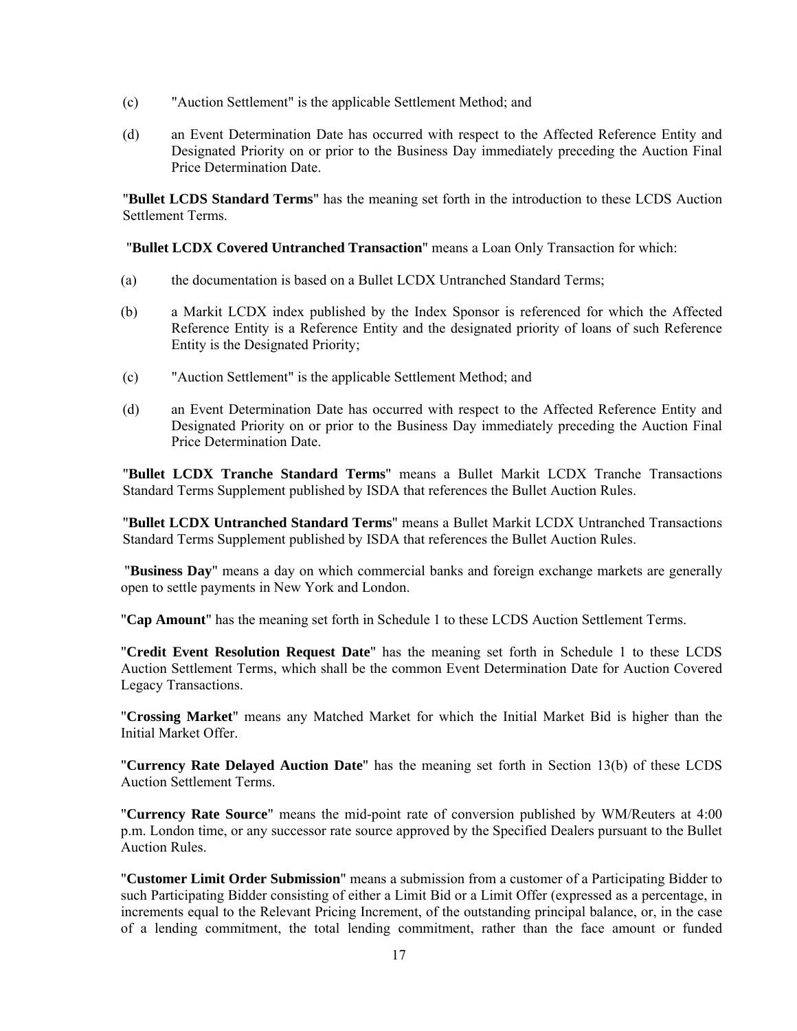(c) "Auction Settlement" is the applicable Settlement Method; and

(d) an Event Determination Date has occurred with respect to the Affected Reference Entity and Designated Priority on or prior to the Business Day immediately preceding the Auction Final Price Determination Date.

"**Bullet LCDS Standard Terms**" has the meaning set forth in the introduction to these LCDS Auction Settlement Terms.

"**Bullet LCDX Covered Untranched Transaction**" means a Loan Only Transaction for which:

(a) the documentation is based on a Bullet LCDX Untranched Standard Terms;

(b) a Markit LCDX index published by the Index Sponsor is referenced for which the Affected Reference Entity is a Reference Entity and the designated priority of loans of such Reference Entity is the Designated Priority;

(c) "Auction Settlement" is the applicable Settlement Method; and

(d) an Event Determination Date has occurred with respect to the Affected Reference Entity and Designated Priority on or prior to the Business Day immediately preceding the Auction Final Price Determination Date.

"**Bullet LCDX Tranche Standard Terms**" means a Bullet Markit LCDX Tranche Transactions Standard Terms Supplement published by ISDA that references the Bullet Auction Rules.

"**Bullet LCDX Untranched Standard Terms**" means a Bullet Markit LCDX Untranched Transactions Standard Terms Supplement published by ISDA that references the Bullet Auction Rules.

"**Business Day**" means a day on which commercial banks and foreign exchange markets are generally open to settle payments in New York and London.

"**Cap Amount**" has the meaning set forth in Schedule 1 to these LCDS Auction Settlement Terms.

"**Credit Event Resolution Request Date**" has the meaning set forth in Schedule 1 to these LCDS Auction Settlement Terms, which shall be the common Event Determination Date for Auction Covered Legacy Transactions.

"**Crossing Market**" means any Matched Market for which the Initial Market Bid is higher than the Initial Market Offer.

"**Currency Rate Delayed Auction Date**" has the meaning set forth in Section 13(b) of these LCDS Auction Settlement Terms.

"**Currency Rate Source**" means the mid-point rate of conversion published by WM/Reuters at 4:00 p.m. London time, or any successor rate source approved by the Specified Dealers pursuant to the Bullet Auction Rules.

"**Customer Limit Order Submission**" means a submission from a customer of a Participating Bidder to such Participating Bidder consisting of either a Limit Bid or a Limit Offer (expressed as a percentage, in increments equal to the Relevant Pricing Increment, of the outstanding principal balance, or, in the case of a lending commitment, the total lending commitment, rather than the face amount or funded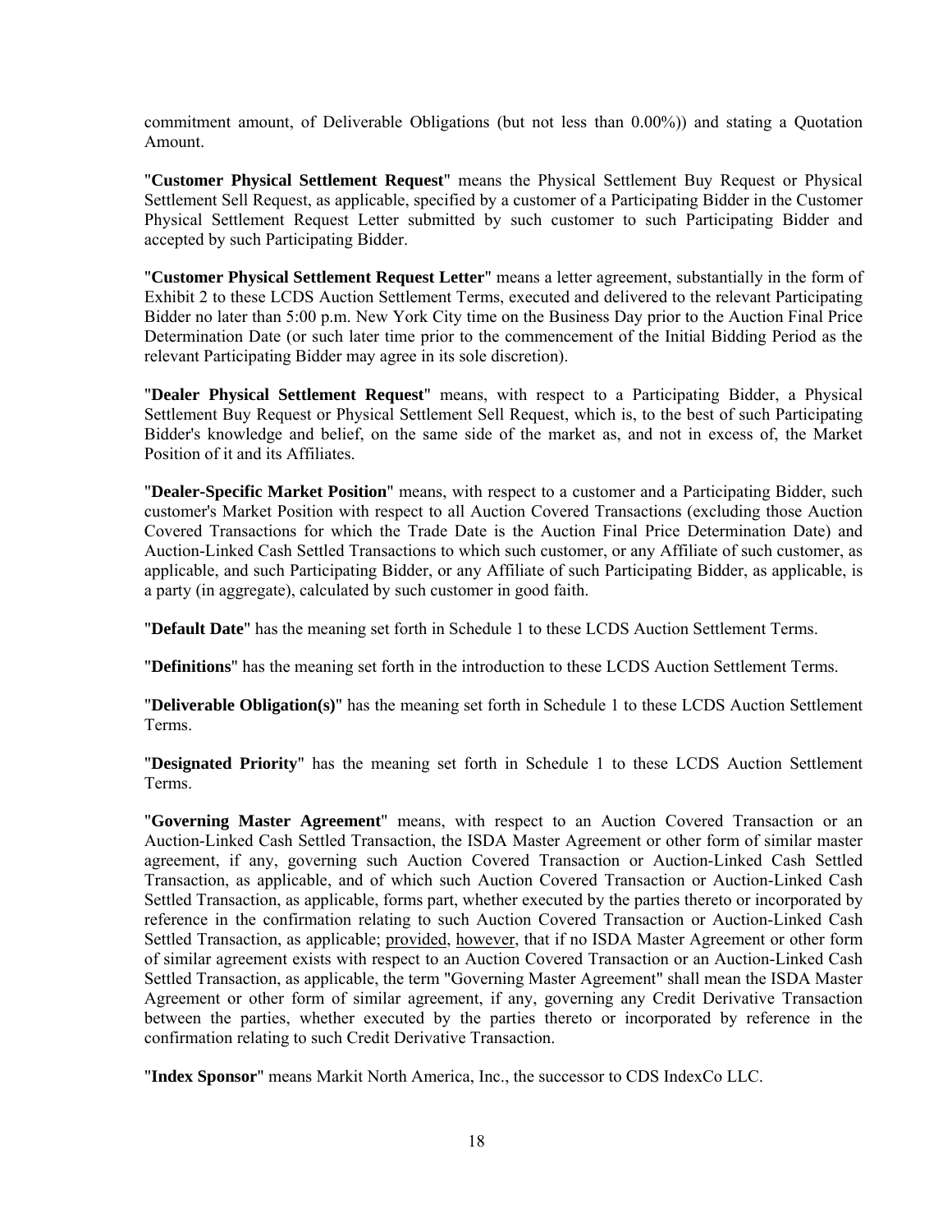commitment amount, of Deliverable Obligations (but not less than 0.00%)) and stating a Quotation Amount.

"**Customer Physical Settlement Request**" means the Physical Settlement Buy Request or Physical Settlement Sell Request, as applicable, specified by a customer of a Participating Bidder in the Customer Physical Settlement Request Letter submitted by such customer to such Participating Bidder and accepted by such Participating Bidder.

"**Customer Physical Settlement Request Letter**" means a letter agreement, substantially in the form of Exhibit 2 to these LCDS Auction Settlement Terms, executed and delivered to the relevant Participating Bidder no later than 5:00 p.m. New York City time on the Business Day prior to the Auction Final Price Determination Date (or such later time prior to the commencement of the Initial Bidding Period as the relevant Participating Bidder may agree in its sole discretion).

"**Dealer Physical Settlement Request**" means, with respect to a Participating Bidder, a Physical Settlement Buy Request or Physical Settlement Sell Request, which is, to the best of such Participating Bidder's knowledge and belief, on the same side of the market as, and not in excess of, the Market Position of it and its Affiliates.

"**Dealer-Specific Market Position**" means, with respect to a customer and a Participating Bidder, such customer's Market Position with respect to all Auction Covered Transactions (excluding those Auction Covered Transactions for which the Trade Date is the Auction Final Price Determination Date) and Auction-Linked Cash Settled Transactions to which such customer, or any Affiliate of such customer, as applicable, and such Participating Bidder, or any Affiliate of such Participating Bidder, as applicable, is a party (in aggregate), calculated by such customer in good faith.

"**Default Date**" has the meaning set forth in Schedule 1 to these LCDS Auction Settlement Terms.

"**Definitions**" has the meaning set forth in the introduction to these LCDS Auction Settlement Terms.

"**Deliverable Obligation(s)**" has the meaning set forth in Schedule 1 to these LCDS Auction Settlement Terms.

"**Designated Priority**" has the meaning set forth in Schedule 1 to these LCDS Auction Settlement Terms.

"**Governing Master Agreement**" means, with respect to an Auction Covered Transaction or an Auction-Linked Cash Settled Transaction, the ISDA Master Agreement or other form of similar master agreement, if any, governing such Auction Covered Transaction or Auction-Linked Cash Settled Transaction, as applicable, and of which such Auction Covered Transaction or Auction-Linked Cash Settled Transaction, as applicable, forms part, whether executed by the parties thereto or incorporated by reference in the confirmation relating to such Auction Covered Transaction or Auction-Linked Cash Settled Transaction, as applicable; provided, however, that if no ISDA Master Agreement or other form of similar agreement exists with respect to an Auction Covered Transaction or an Auction-Linked Cash Settled Transaction, as applicable, the term "Governing Master Agreement" shall mean the ISDA Master Agreement or other form of similar agreement, if any, governing any Credit Derivative Transaction between the parties, whether executed by the parties thereto or incorporated by reference in the confirmation relating to such Credit Derivative Transaction.

"**Index Sponsor**" means Markit North America, Inc., the successor to CDS IndexCo LLC.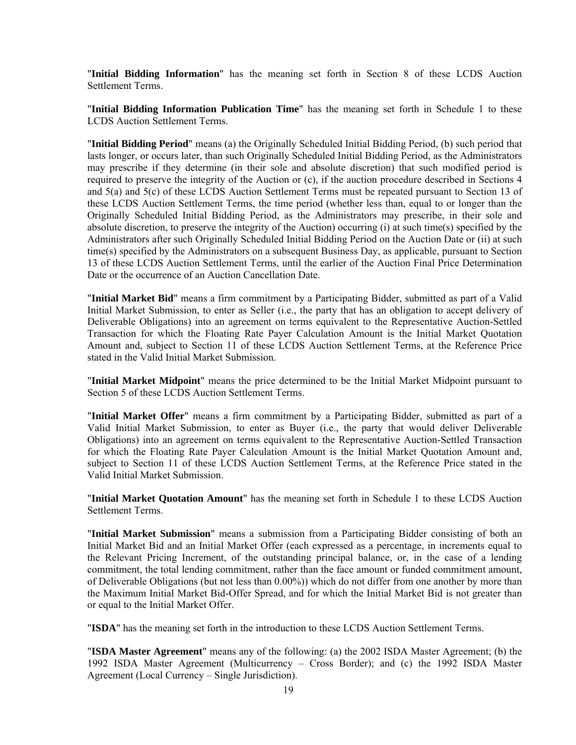"**Initial Bidding Information**" has the meaning set forth in Section 8 of these LCDS Auction Settlement Terms.

"**Initial Bidding Information Publication Time**" has the meaning set forth in Schedule 1 to these LCDS Auction Settlement Terms.

"**Initial Bidding Period**" means (a) the Originally Scheduled Initial Bidding Period, (b) such period that lasts longer, or occurs later, than such Originally Scheduled Initial Bidding Period, as the Administrators may prescribe if they determine (in their sole and absolute discretion) that such modified period is required to preserve the integrity of the Auction or (c), if the auction procedure described in Sections 4 and 5(a) and 5(c) of these LCDS Auction Settlement Terms must be repeated pursuant to Section 13 of these LCDS Auction Settlement Terms, the time period (whether less than, equal to or longer than the Originally Scheduled Initial Bidding Period, as the Administrators may prescribe, in their sole and absolute discretion, to preserve the integrity of the Auction) occurring (i) at such time(s) specified by the Administrators after such Originally Scheduled Initial Bidding Period on the Auction Date or (ii) at such time(s) specified by the Administrators on a subsequent Business Day, as applicable, pursuant to Section 13 of these LCDS Auction Settlement Terms, until the earlier of the Auction Final Price Determination Date or the occurrence of an Auction Cancellation Date.

"**Initial Market Bid**" means a firm commitment by a Participating Bidder, submitted as part of a Valid Initial Market Submission, to enter as Seller (i.e., the party that has an obligation to accept delivery of Deliverable Obligations) into an agreement on terms equivalent to the Representative Auction-Settled Transaction for which the Floating Rate Payer Calculation Amount is the Initial Market Quotation Amount and, subject to Section 11 of these LCDS Auction Settlement Terms, at the Reference Price stated in the Valid Initial Market Submission.

"**Initial Market Midpoint**" means the price determined to be the Initial Market Midpoint pursuant to Section 5 of these LCDS Auction Settlement Terms.

"**Initial Market Offer**" means a firm commitment by a Participating Bidder, submitted as part of a Valid Initial Market Submission, to enter as Buyer (i.e., the party that would deliver Deliverable Obligations) into an agreement on terms equivalent to the Representative Auction-Settled Transaction for which the Floating Rate Payer Calculation Amount is the Initial Market Quotation Amount and, subject to Section 11 of these LCDS Auction Settlement Terms, at the Reference Price stated in the Valid Initial Market Submission.

"**Initial Market Quotation Amount**" has the meaning set forth in Schedule 1 to these LCDS Auction Settlement Terms.

"**Initial Market Submission**" means a submission from a Participating Bidder consisting of both an Initial Market Bid and an Initial Market Offer (each expressed as a percentage, in increments equal to the Relevant Pricing Increment, of the outstanding principal balance, or, in the case of a lending commitment, the total lending commitment, rather than the face amount or funded commitment amount, of Deliverable Obligations (but not less than 0.00%)) which do not differ from one another by more than the Maximum Initial Market Bid-Offer Spread, and for which the Initial Market Bid is not greater than or equal to the Initial Market Offer.

"**ISDA**" has the meaning set forth in the introduction to these LCDS Auction Settlement Terms.

"**ISDA Master Agreement**" means any of the following: (a) the 2002 ISDA Master Agreement; (b) the 1992 ISDA Master Agreement (Multicurrency – Cross Border); and (c) the 1992 ISDA Master Agreement (Local Currency – Single Jurisdiction).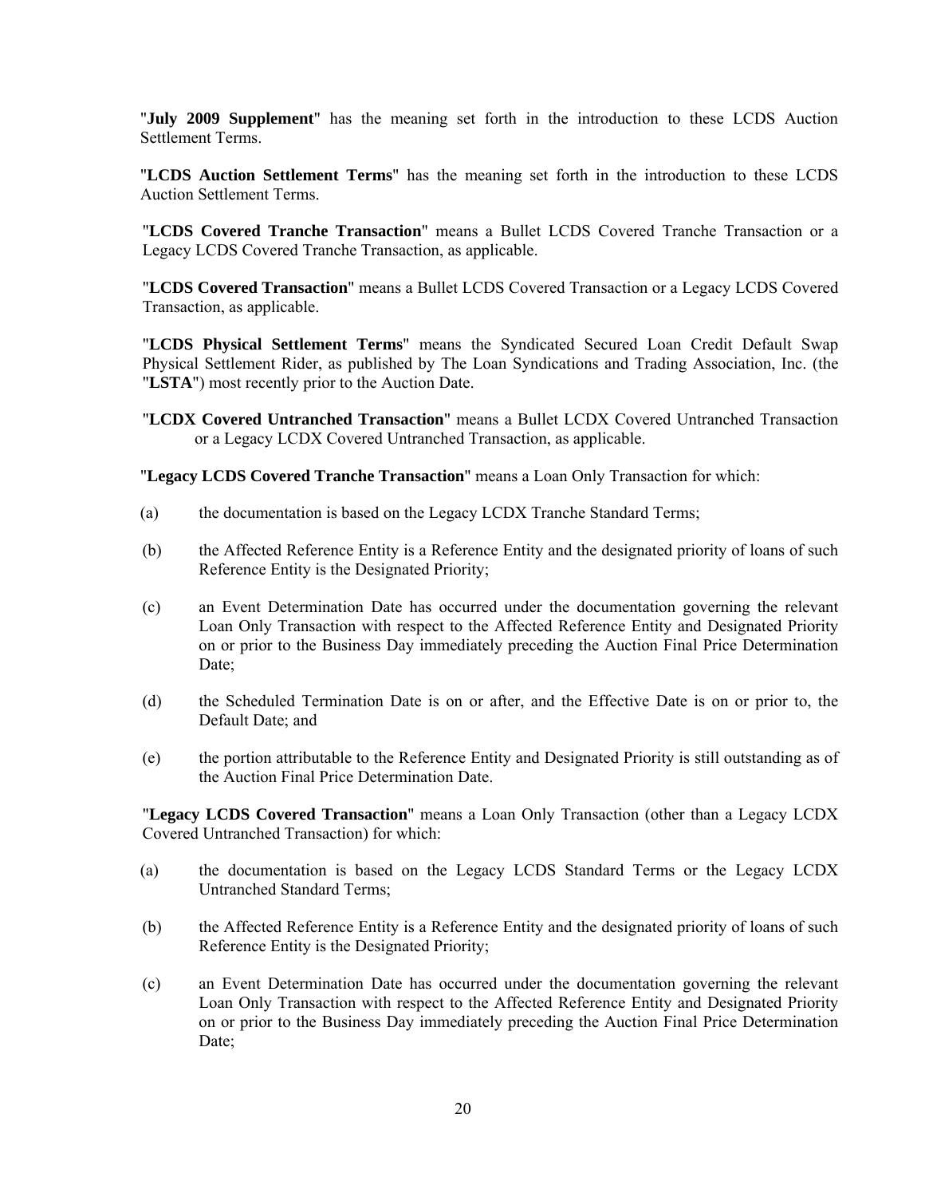"**July 2009 Supplement**" has the meaning set forth in the introduction to these LCDS Auction Settlement Terms.

"**LCDS Auction Settlement Terms**" has the meaning set forth in the introduction to these LCDS Auction Settlement Terms.

"**LCDS Covered Tranche Transaction**" means a Bullet LCDS Covered Tranche Transaction or a Legacy LCDS Covered Tranche Transaction, as applicable.

"**LCDS Covered Transaction**" means a Bullet LCDS Covered Transaction or a Legacy LCDS Covered Transaction, as applicable.

"**LCDS Physical Settlement Terms**" means the Syndicated Secured Loan Credit Default Swap Physical Settlement Rider, as published by The Loan Syndications and Trading Association, Inc. (the "**LSTA**") most recently prior to the Auction Date.

"**LCDX Covered Untranched Transaction**" means a Bullet LCDX Covered Untranched Transaction or a Legacy LCDX Covered Untranched Transaction, as applicable.

"**Legacy LCDS Covered Tranche Transaction**" means a Loan Only Transaction for which:

(a) the documentation is based on the Legacy LCDX Tranche Standard Terms;

(b) the Affected Reference Entity is a Reference Entity and the designated priority of loans of such Reference Entity is the Designated Priority;

(c) an Event Determination Date has occurred under the documentation governing the relevant Loan Only Transaction with respect to the Affected Reference Entity and Designated Priority on or prior to the Business Day immediately preceding the Auction Final Price Determination Date;

(d) the Scheduled Termination Date is on or after, and the Effective Date is on or prior to, the Default Date; and

(e) the portion attributable to the Reference Entity and Designated Priority is still outstanding as of the Auction Final Price Determination Date.

"**Legacy LCDS Covered Transaction**" means a Loan Only Transaction (other than a Legacy LCDX Covered Untranched Transaction) for which:

(a) the documentation is based on the Legacy LCDS Standard Terms or the Legacy LCDX Untranched Standard Terms;

(b) the Affected Reference Entity is a Reference Entity and the designated priority of loans of such Reference Entity is the Designated Priority;

(c) an Event Determination Date has occurred under the documentation governing the relevant Loan Only Transaction with respect to the Affected Reference Entity and Designated Priority on or prior to the Business Day immediately preceding the Auction Final Price Determination Date;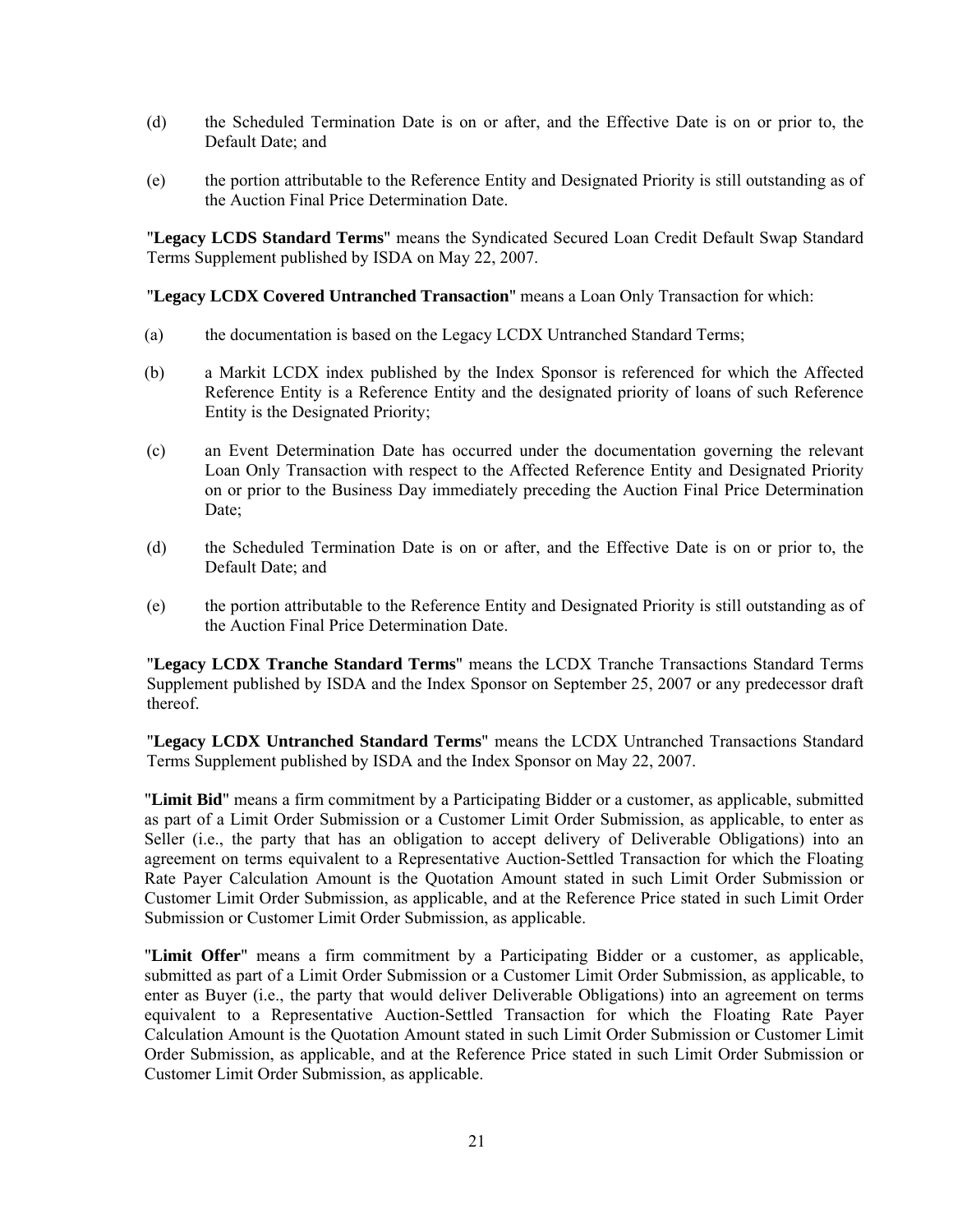(d) the Scheduled Termination Date is on or after, and the Effective Date is on or prior to, the Default Date; and

(e) the portion attributable to the Reference Entity and Designated Priority is still outstanding as of the Auction Final Price Determination Date.

"**Legacy LCDS Standard Terms**" means the Syndicated Secured Loan Credit Default Swap Standard Terms Supplement published by ISDA on May 22, 2007.

"**Legacy LCDX Covered Untranched Transaction**" means a Loan Only Transaction for which:

(a) the documentation is based on the Legacy LCDX Untranched Standard Terms;

(b) a Markit LCDX index published by the Index Sponsor is referenced for which the Affected Reference Entity is a Reference Entity and the designated priority of loans of such Reference Entity is the Designated Priority;

(c) an Event Determination Date has occurred under the documentation governing the relevant Loan Only Transaction with respect to the Affected Reference Entity and Designated Priority on or prior to the Business Day immediately preceding the Auction Final Price Determination Date;

(d) the Scheduled Termination Date is on or after, and the Effective Date is on or prior to, the Default Date; and

(e) the portion attributable to the Reference Entity and Designated Priority is still outstanding as of the Auction Final Price Determination Date.

"**Legacy LCDX Tranche Standard Terms**" means the LCDX Tranche Transactions Standard Terms Supplement published by ISDA and the Index Sponsor on September 25, 2007 or any predecessor draft thereof.

"**Legacy LCDX Untranched Standard Terms**" means the LCDX Untranched Transactions Standard Terms Supplement published by ISDA and the Index Sponsor on May 22, 2007.

"**Limit Bid**" means a firm commitment by a Participating Bidder or a customer, as applicable, submitted as part of a Limit Order Submission or a Customer Limit Order Submission, as applicable, to enter as Seller (i.e., the party that has an obligation to accept delivery of Deliverable Obligations) into an agreement on terms equivalent to a Representative Auction-Settled Transaction for which the Floating Rate Payer Calculation Amount is the Quotation Amount stated in such Limit Order Submission or Customer Limit Order Submission, as applicable, and at the Reference Price stated in such Limit Order Submission or Customer Limit Order Submission, as applicable.

"**Limit Offer**" means a firm commitment by a Participating Bidder or a customer, as applicable, submitted as part of a Limit Order Submission or a Customer Limit Order Submission, as applicable, to enter as Buyer (i.e., the party that would deliver Deliverable Obligations) into an agreement on terms equivalent to a Representative Auction-Settled Transaction for which the Floating Rate Payer Calculation Amount is the Quotation Amount stated in such Limit Order Submission or Customer Limit Order Submission, as applicable, and at the Reference Price stated in such Limit Order Submission or Customer Limit Order Submission, as applicable.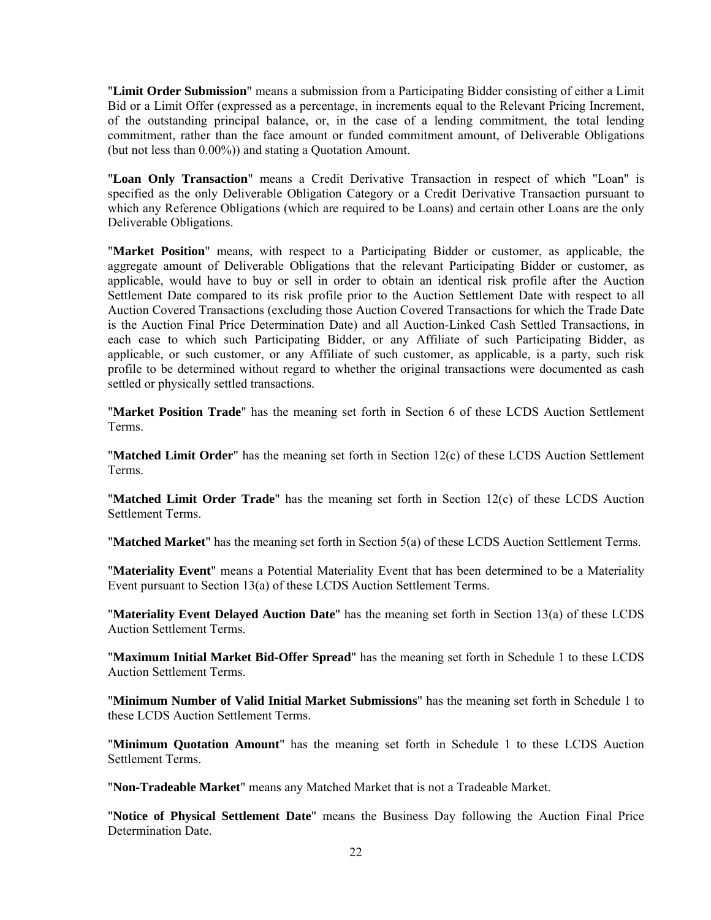"**Limit Order Submission**" means a submission from a Participating Bidder consisting of either a Limit Bid or a Limit Offer (expressed as a percentage, in increments equal to the Relevant Pricing Increment, of the outstanding principal balance, or, in the case of a lending commitment, the total lending commitment, rather than the face amount or funded commitment amount, of Deliverable Obligations (but not less than 0.00%)) and stating a Quotation Amount.

"**Loan Only Transaction**" means a Credit Derivative Transaction in respect of which "Loan" is specified as the only Deliverable Obligation Category or a Credit Derivative Transaction pursuant to which any Reference Obligations (which are required to be Loans) and certain other Loans are the only Deliverable Obligations.

"**Market Position**" means, with respect to a Participating Bidder or customer, as applicable, the aggregate amount of Deliverable Obligations that the relevant Participating Bidder or customer, as applicable, would have to buy or sell in order to obtain an identical risk profile after the Auction Settlement Date compared to its risk profile prior to the Auction Settlement Date with respect to all Auction Covered Transactions (excluding those Auction Covered Transactions for which the Trade Date is the Auction Final Price Determination Date) and all Auction-Linked Cash Settled Transactions, in each case to which such Participating Bidder, or any Affiliate of such Participating Bidder, as applicable, or such customer, or any Affiliate of such customer, as applicable, is a party, such risk profile to be determined without regard to whether the original transactions were documented as cash settled or physically settled transactions.

"**Market Position Trade**" has the meaning set forth in Section 6 of these LCDS Auction Settlement Terms.

"**Matched Limit Order**" has the meaning set forth in Section 12(c) of these LCDS Auction Settlement Terms.

"**Matched Limit Order Trade**" has the meaning set forth in Section 12(c) of these LCDS Auction Settlement Terms.

"**Matched Market**" has the meaning set forth in Section 5(a) of these LCDS Auction Settlement Terms.

"**Materiality Event**" means a Potential Materiality Event that has been determined to be a Materiality Event pursuant to Section 13(a) of these LCDS Auction Settlement Terms.

"**Materiality Event Delayed Auction Date**" has the meaning set forth in Section 13(a) of these LCDS Auction Settlement Terms.

"**Maximum Initial Market Bid-Offer Spread**" has the meaning set forth in Schedule 1 to these LCDS Auction Settlement Terms.

"**Minimum Number of Valid Initial Market Submissions**" has the meaning set forth in Schedule 1 to these LCDS Auction Settlement Terms.

"**Minimum Quotation Amount**" has the meaning set forth in Schedule 1 to these LCDS Auction Settlement Terms.

"**Non-Tradeable Market**" means any Matched Market that is not a Tradeable Market.

"**Notice of Physical Settlement Date**" means the Business Day following the Auction Final Price Determination Date.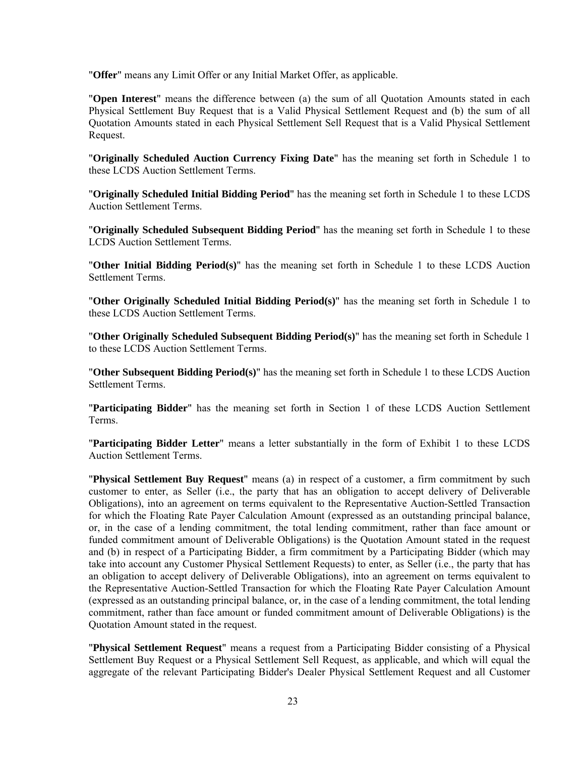"**Offer**" means any Limit Offer or any Initial Market Offer, as applicable.

"**Open Interest**" means the difference between (a) the sum of all Quotation Amounts stated in each Physical Settlement Buy Request that is a Valid Physical Settlement Request and (b) the sum of all Quotation Amounts stated in each Physical Settlement Sell Request that is a Valid Physical Settlement Request.

"**Originally Scheduled Auction Currency Fixing Date**" has the meaning set forth in Schedule 1 to these LCDS Auction Settlement Terms.

"**Originally Scheduled Initial Bidding Period**" has the meaning set forth in Schedule 1 to these LCDS Auction Settlement Terms.

"**Originally Scheduled Subsequent Bidding Period**" has the meaning set forth in Schedule 1 to these LCDS Auction Settlement Terms.

"**Other Initial Bidding Period(s)**" has the meaning set forth in Schedule 1 to these LCDS Auction Settlement Terms.

"**Other Originally Scheduled Initial Bidding Period(s)**" has the meaning set forth in Schedule 1 to these LCDS Auction Settlement Terms.

"**Other Originally Scheduled Subsequent Bidding Period(s)**" has the meaning set forth in Schedule 1 to these LCDS Auction Settlement Terms.

"**Other Subsequent Bidding Period(s)**" has the meaning set forth in Schedule 1 to these LCDS Auction Settlement Terms.

"**Participating Bidder**" has the meaning set forth in Section 1 of these LCDS Auction Settlement Terms.

"**Participating Bidder Letter**" means a letter substantially in the form of Exhibit 1 to these LCDS Auction Settlement Terms.

"**Physical Settlement Buy Request**" means (a) in respect of a customer, a firm commitment by such customer to enter, as Seller (i.e., the party that has an obligation to accept delivery of Deliverable Obligations), into an agreement on terms equivalent to the Representative Auction-Settled Transaction for which the Floating Rate Payer Calculation Amount (expressed as an outstanding principal balance, or, in the case of a lending commitment, the total lending commitment, rather than face amount or funded commitment amount of Deliverable Obligations) is the Quotation Amount stated in the request and (b) in respect of a Participating Bidder, a firm commitment by a Participating Bidder (which may take into account any Customer Physical Settlement Requests) to enter, as Seller (i.e., the party that has an obligation to accept delivery of Deliverable Obligations), into an agreement on terms equivalent to the Representative Auction-Settled Transaction for which the Floating Rate Payer Calculation Amount (expressed as an outstanding principal balance, or, in the case of a lending commitment, the total lending commitment, rather than face amount or funded commitment amount of Deliverable Obligations) is the Quotation Amount stated in the request.

"**Physical Settlement Request**" means a request from a Participating Bidder consisting of a Physical Settlement Buy Request or a Physical Settlement Sell Request, as applicable, and which will equal the aggregate of the relevant Participating Bidder's Dealer Physical Settlement Request and all Customer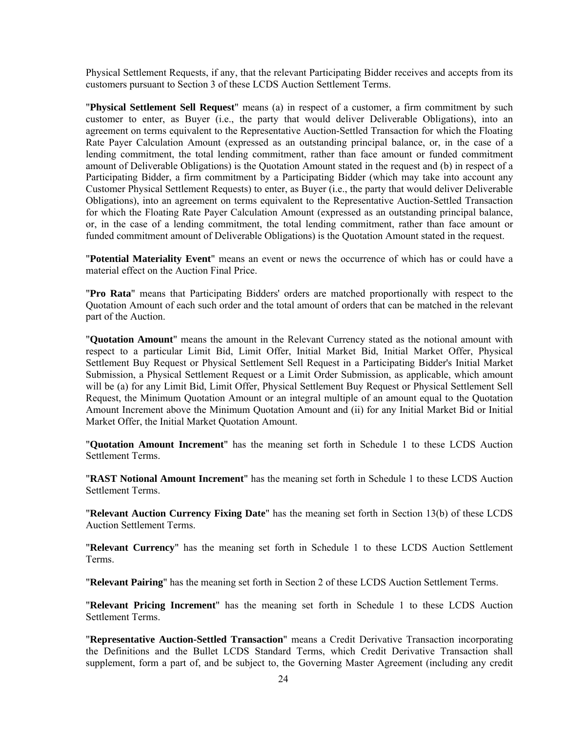Physical Settlement Requests, if any, that the relevant Participating Bidder receives and accepts from its customers pursuant to Section 3 of these LCDS Auction Settlement Terms.

"**Physical Settlement Sell Request**" means (a) in respect of a customer, a firm commitment by such customer to enter, as Buyer (i.e., the party that would deliver Deliverable Obligations), into an agreement on terms equivalent to the Representative Auction-Settled Transaction for which the Floating Rate Payer Calculation Amount (expressed as an outstanding principal balance, or, in the case of a lending commitment, the total lending commitment, rather than face amount or funded commitment amount of Deliverable Obligations) is the Quotation Amount stated in the request and (b) in respect of a Participating Bidder, a firm commitment by a Participating Bidder (which may take into account any Customer Physical Settlement Requests) to enter, as Buyer (i.e., the party that would deliver Deliverable Obligations), into an agreement on terms equivalent to the Representative Auction-Settled Transaction for which the Floating Rate Payer Calculation Amount (expressed as an outstanding principal balance, or, in the case of a lending commitment, the total lending commitment, rather than face amount or funded commitment amount of Deliverable Obligations) is the Quotation Amount stated in the request.

"**Potential Materiality Event**" means an event or news the occurrence of which has or could have a material effect on the Auction Final Price.

"**Pro Rata**" means that Participating Bidders' orders are matched proportionally with respect to the Quotation Amount of each such order and the total amount of orders that can be matched in the relevant part of the Auction.

"**Quotation Amount**" means the amount in the Relevant Currency stated as the notional amount with respect to a particular Limit Bid, Limit Offer, Initial Market Bid, Initial Market Offer, Physical Settlement Buy Request or Physical Settlement Sell Request in a Participating Bidder's Initial Market Submission, a Physical Settlement Request or a Limit Order Submission, as applicable, which amount will be (a) for any Limit Bid, Limit Offer, Physical Settlement Buy Request or Physical Settlement Sell Request, the Minimum Quotation Amount or an integral multiple of an amount equal to the Quotation Amount Increment above the Minimum Quotation Amount and (ii) for any Initial Market Bid or Initial Market Offer, the Initial Market Quotation Amount.

"**Quotation Amount Increment**" has the meaning set forth in Schedule 1 to these LCDS Auction Settlement Terms.

"**RAST Notional Amount Increment**" has the meaning set forth in Schedule 1 to these LCDS Auction Settlement Terms.

"**Relevant Auction Currency Fixing Date**" has the meaning set forth in Section 13(b) of these LCDS Auction Settlement Terms.

"**Relevant Currency**" has the meaning set forth in Schedule 1 to these LCDS Auction Settlement Terms.

"**Relevant Pairing**" has the meaning set forth in Section 2 of these LCDS Auction Settlement Terms.

"**Relevant Pricing Increment**" has the meaning set forth in Schedule 1 to these LCDS Auction Settlement Terms.

"**Representative Auction-Settled Transaction**" means a Credit Derivative Transaction incorporating the Definitions and the Bullet LCDS Standard Terms, which Credit Derivative Transaction shall supplement, form a part of, and be subject to, the Governing Master Agreement (including any credit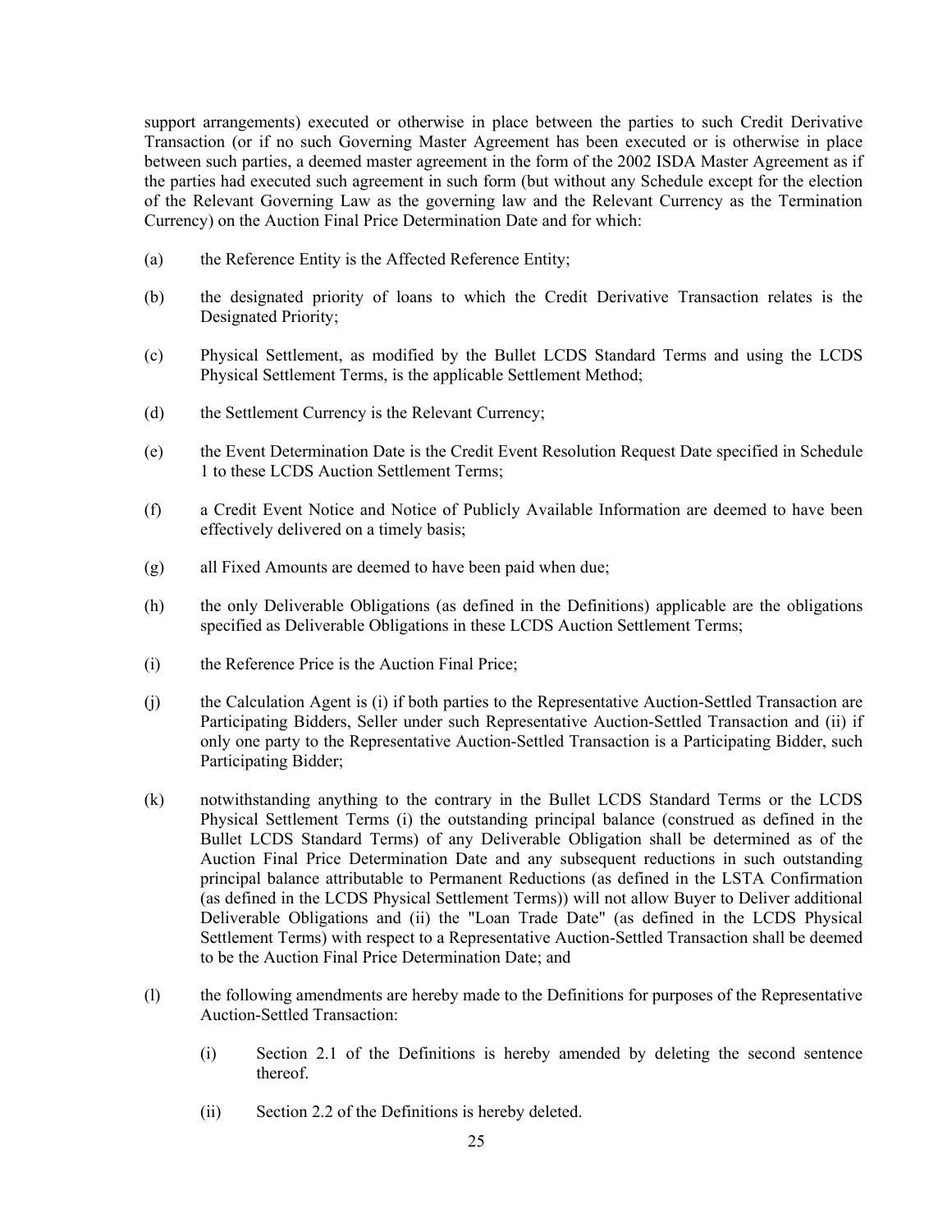support arrangements) executed or otherwise in place between the parties to such Credit Derivative Transaction (or if no such Governing Master Agreement has been executed or is otherwise in place between such parties, a deemed master agreement in the form of the 2002 ISDA Master Agreement as if the parties had executed such agreement in such form (but without any Schedule except for the election of the Relevant Governing Law as the governing law and the Relevant Currency as the Termination Currency) on the Auction Final Price Determination Date and for which:

(a) the Reference Entity is the Affected Reference Entity;

(b) the designated priority of loans to which the Credit Derivative Transaction relates is the Designated Priority;

(c) Physical Settlement, as modified by the Bullet LCDS Standard Terms and using the LCDS Physical Settlement Terms, is the applicable Settlement Method;

(d) the Settlement Currency is the Relevant Currency;

(e) the Event Determination Date is the Credit Event Resolution Request Date specified in Schedule 1 to these LCDS Auction Settlement Terms;

(f) a Credit Event Notice and Notice of Publicly Available Information are deemed to have been effectively delivered on a timely basis;

(g) all Fixed Amounts are deemed to have been paid when due;

(h) the only Deliverable Obligations (as defined in the Definitions) applicable are the obligations specified as Deliverable Obligations in these LCDS Auction Settlement Terms;

(i) the Reference Price is the Auction Final Price;

(j) the Calculation Agent is (i) if both parties to the Representative Auction-Settled Transaction are Participating Bidders, Seller under such Representative Auction-Settled Transaction and (ii) if only one party to the Representative Auction-Settled Transaction is a Participating Bidder, such Participating Bidder;

(k) notwithstanding anything to the contrary in the Bullet LCDS Standard Terms or the LCDS Physical Settlement Terms (i) the outstanding principal balance (construed as defined in the Bullet LCDS Standard Terms) of any Deliverable Obligation shall be determined as of the Auction Final Price Determination Date and any subsequent reductions in such outstanding principal balance attributable to Permanent Reductions (as defined in the LSTA Confirmation (as defined in the LCDS Physical Settlement Terms)) will not allow Buyer to Deliver additional Deliverable Obligations and (ii) the "Loan Trade Date" (as defined in the LCDS Physical Settlement Terms) with respect to a Representative Auction-Settled Transaction shall be deemed to be the Auction Final Price Determination Date; and

(l) the following amendments are hereby made to the Definitions for purposes of the Representative Auction-Settled Transaction:

   (i) Section 2.1 of the Definitions is hereby amended by deleting the second sentence thereof.

   (ii) Section 2.2 of the Definitions is hereby deleted.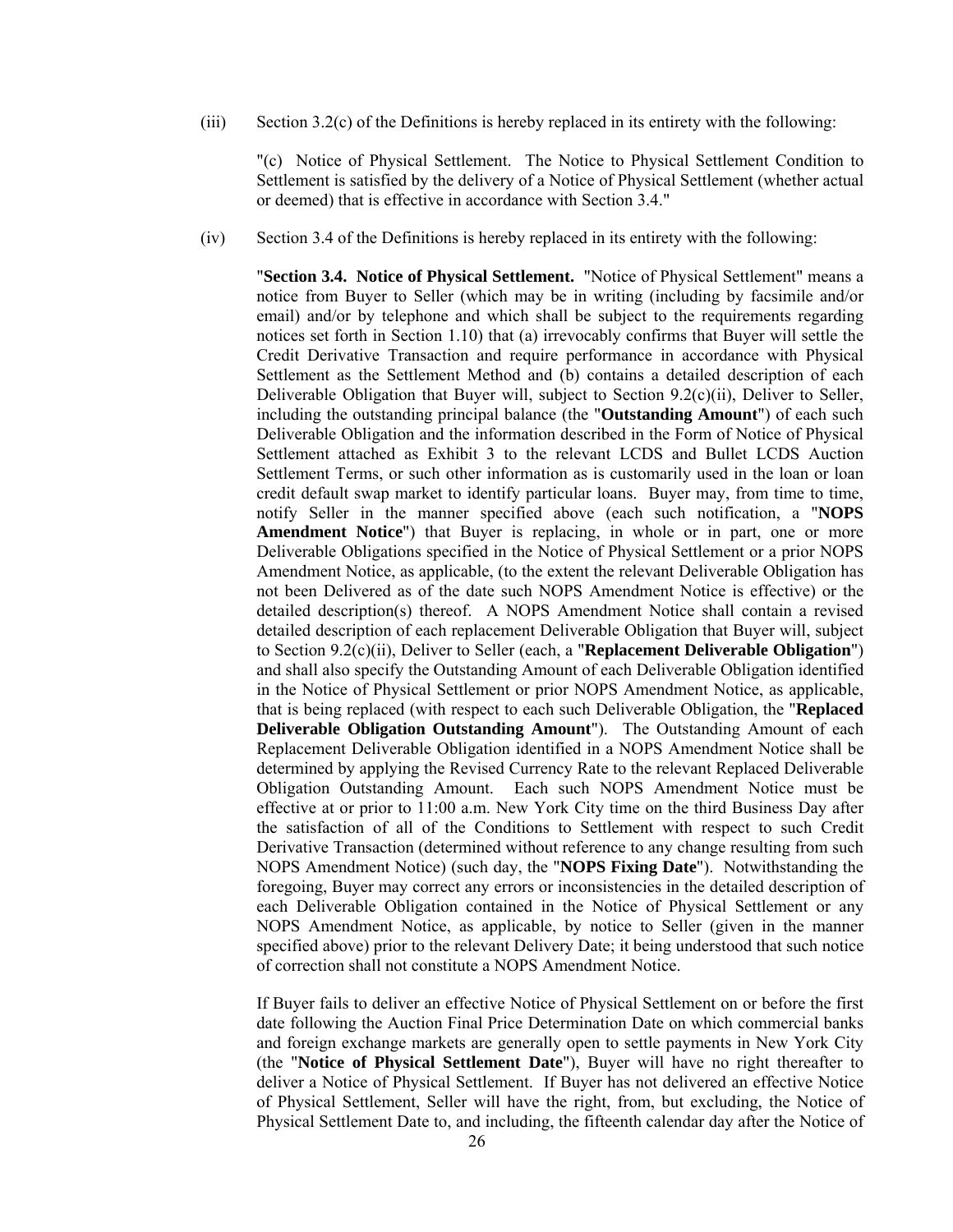(iii) Section 3.2(c) of the Definitions is hereby replaced in its entirety with the following:

"(c) Notice of Physical Settlement. The Notice to Physical Settlement Condition to Settlement is satisfied by the delivery of a Notice of Physical Settlement (whether actual or deemed) that is effective in accordance with Section 3.4."

(iv) Section 3.4 of the Definitions is hereby replaced in its entirety with the following:

"**Section 3.4. Notice of Physical Settlement.** "Notice of Physical Settlement" means a notice from Buyer to Seller (which may be in writing (including by facsimile and/or email) and/or by telephone and which shall be subject to the requirements regarding notices set forth in Section 1.10) that (a) irrevocably confirms that Buyer will settle the Credit Derivative Transaction and require performance in accordance with Physical Settlement as the Settlement Method and (b) contains a detailed description of each Deliverable Obligation that Buyer will, subject to Section 9.2(c)(ii), Deliver to Seller, including the outstanding principal balance (the "**Outstanding Amount**") of each such Deliverable Obligation and the information described in the Form of Notice of Physical Settlement attached as Exhibit 3 to the relevant LCDS and Bullet LCDS Auction Settlement Terms, or such other information as is customarily used in the loan or loan credit default swap market to identify particular loans. Buyer may, from time to time, notify Seller in the manner specified above (each such notification, a "**NOPS Amendment Notice**") that Buyer is replacing, in whole or in part, one or more Deliverable Obligations specified in the Notice of Physical Settlement or a prior NOPS Amendment Notice, as applicable, (to the extent the relevant Deliverable Obligation has not been Delivered as of the date such NOPS Amendment Notice is effective) or the detailed description(s) thereof. A NOPS Amendment Notice shall contain a revised detailed description of each replacement Deliverable Obligation that Buyer will, subject to Section 9.2(c)(ii), Deliver to Seller (each, a "**Replacement Deliverable Obligation**") and shall also specify the Outstanding Amount of each Deliverable Obligation identified in the Notice of Physical Settlement or prior NOPS Amendment Notice, as applicable, that is being replaced (with respect to each such Deliverable Obligation, the "**Replaced Deliverable Obligation Outstanding Amount**"). The Outstanding Amount of each Replacement Deliverable Obligation identified in a NOPS Amendment Notice shall be determined by applying the Revised Currency Rate to the relevant Replaced Deliverable Obligation Outstanding Amount. Each such NOPS Amendment Notice must be effective at or prior to 11:00 a.m. New York City time on the third Business Day after the satisfaction of all of the Conditions to Settlement with respect to such Credit Derivative Transaction (determined without reference to any change resulting from such NOPS Amendment Notice) (such day, the "**NOPS Fixing Date**"). Notwithstanding the foregoing, Buyer may correct any errors or inconsistencies in the detailed description of each Deliverable Obligation contained in the Notice of Physical Settlement or any NOPS Amendment Notice, as applicable, by notice to Seller (given in the manner specified above) prior to the relevant Delivery Date; it being understood that such notice of correction shall not constitute a NOPS Amendment Notice.

If Buyer fails to deliver an effective Notice of Physical Settlement on or before the first date following the Auction Final Price Determination Date on which commercial banks and foreign exchange markets are generally open to settle payments in New York City (the "**Notice of Physical Settlement Date**"), Buyer will have no right thereafter to deliver a Notice of Physical Settlement. If Buyer has not delivered an effective Notice of Physical Settlement, Seller will have the right, from, but excluding, the Notice of Physical Settlement Date to, and including, the fifteenth calendar day after the Notice of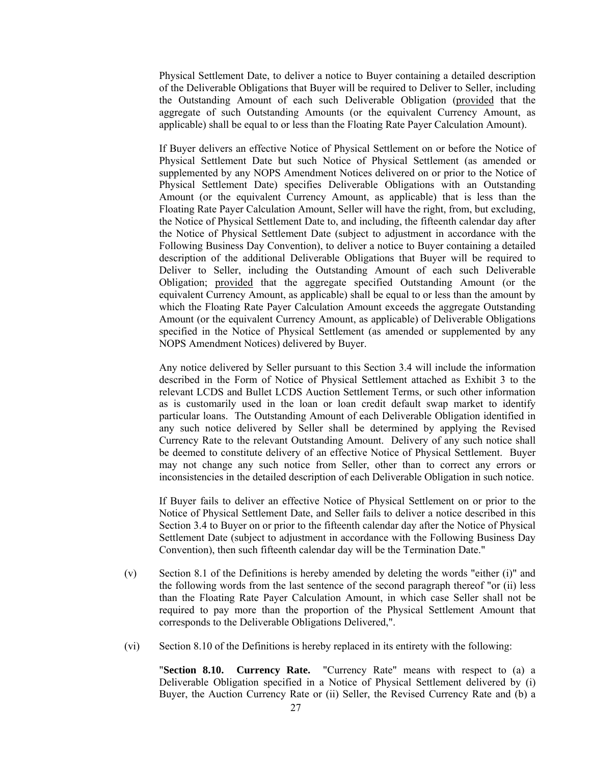Physical Settlement Date, to deliver a notice to Buyer containing a detailed description of the Deliverable Obligations that Buyer will be required to Deliver to Seller, including the Outstanding Amount of each such Deliverable Obligation (provided that the aggregate of such Outstanding Amounts (or the equivalent Currency Amount, as applicable) shall be equal to or less than the Floating Rate Payer Calculation Amount).

If Buyer delivers an effective Notice of Physical Settlement on or before the Notice of Physical Settlement Date but such Notice of Physical Settlement (as amended or supplemented by any NOPS Amendment Notices delivered on or prior to the Notice of Physical Settlement Date) specifies Deliverable Obligations with an Outstanding Amount (or the equivalent Currency Amount, as applicable) that is less than the Floating Rate Payer Calculation Amount, Seller will have the right, from, but excluding, the Notice of Physical Settlement Date to, and including, the fifteenth calendar day after the Notice of Physical Settlement Date (subject to adjustment in accordance with the Following Business Day Convention), to deliver a notice to Buyer containing a detailed description of the additional Deliverable Obligations that Buyer will be required to Deliver to Seller, including the Outstanding Amount of each such Deliverable Obligation; provided that the aggregate specified Outstanding Amount (or the equivalent Currency Amount, as applicable) shall be equal to or less than the amount by which the Floating Rate Payer Calculation Amount exceeds the aggregate Outstanding Amount (or the equivalent Currency Amount, as applicable) of Deliverable Obligations specified in the Notice of Physical Settlement (as amended or supplemented by any NOPS Amendment Notices) delivered by Buyer.

Any notice delivered by Seller pursuant to this Section 3.4 will include the information described in the Form of Notice of Physical Settlement attached as Exhibit 3 to the relevant LCDS and Bullet LCDS Auction Settlement Terms, or such other information as is customarily used in the loan or loan credit default swap market to identify particular loans. The Outstanding Amount of each Deliverable Obligation identified in any such notice delivered by Seller shall be determined by applying the Revised Currency Rate to the relevant Outstanding Amount. Delivery of any such notice shall be deemed to constitute delivery of an effective Notice of Physical Settlement. Buyer may not change any such notice from Seller, other than to correct any errors or inconsistencies in the detailed description of each Deliverable Obligation in such notice.

If Buyer fails to deliver an effective Notice of Physical Settlement on or prior to the Notice of Physical Settlement Date, and Seller fails to deliver a notice described in this Section 3.4 to Buyer on or prior to the fifteenth calendar day after the Notice of Physical Settlement Date (subject to adjustment in accordance with the Following Business Day Convention), then such fifteenth calendar day will be the Termination Date."

(v) Section 8.1 of the Definitions is hereby amended by deleting the words "either (i)" and the following words from the last sentence of the second paragraph thereof "or (ii) less than the Floating Rate Payer Calculation Amount, in which case Seller shall not be required to pay more than the proportion of the Physical Settlement Amount that corresponds to the Deliverable Obligations Delivered,".

(vi) Section 8.10 of the Definitions is hereby replaced in its entirety with the following:

"**Section 8.10. Currency Rate.** "Currency Rate" means with respect to (a) a Deliverable Obligation specified in a Notice of Physical Settlement delivered by (i) Buyer, the Auction Currency Rate or (ii) Seller, the Revised Currency Rate and (b) a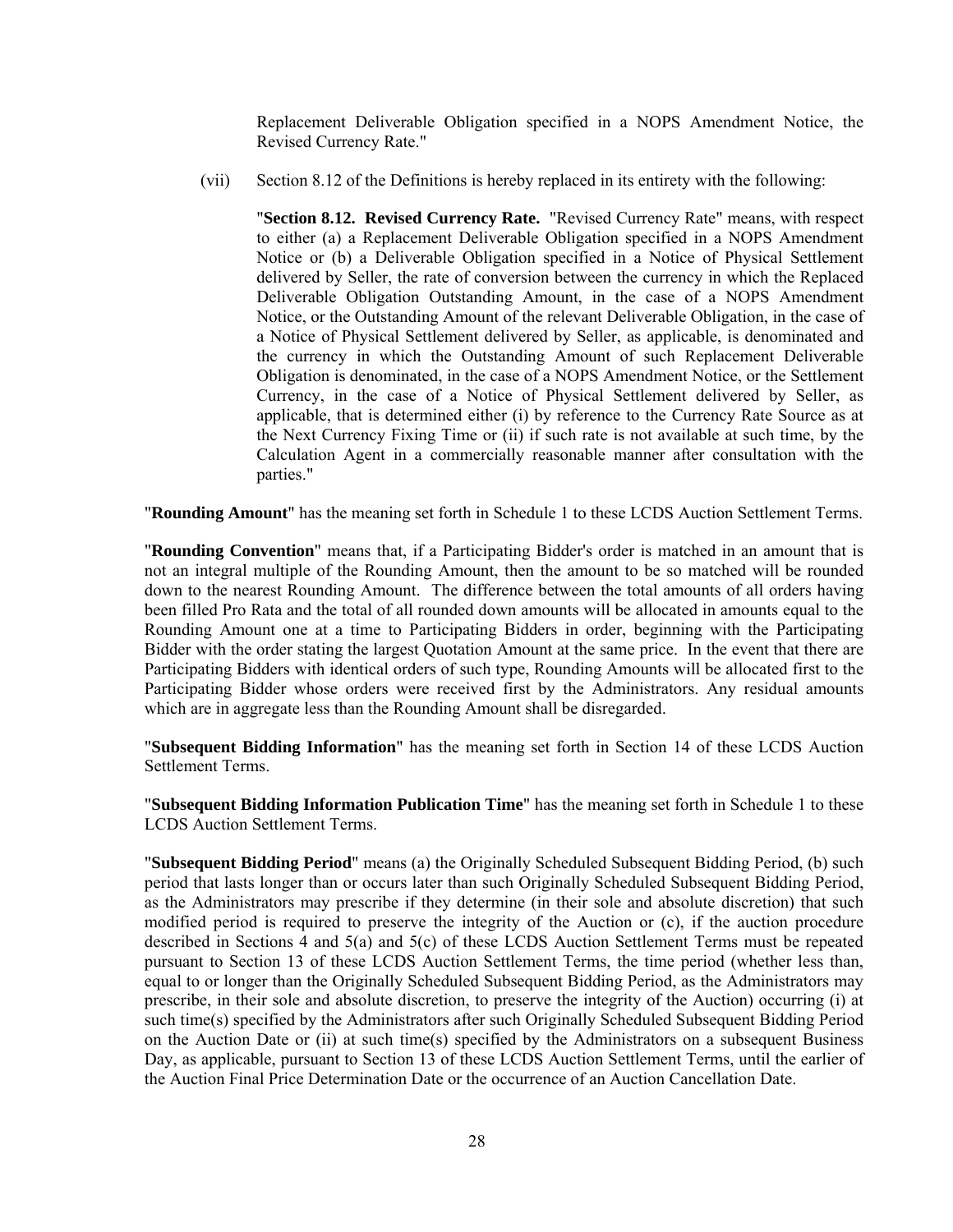Replacement Deliverable Obligation specified in a NOPS Amendment Notice, the Revised Currency Rate."

(vii) Section 8.12 of the Definitions is hereby replaced in its entirety with the following:

"**Section 8.12. Revised Currency Rate.** "Revised Currency Rate" means, with respect to either (a) a Replacement Deliverable Obligation specified in a NOPS Amendment Notice or (b) a Deliverable Obligation specified in a Notice of Physical Settlement delivered by Seller, the rate of conversion between the currency in which the Replaced Deliverable Obligation Outstanding Amount, in the case of a NOPS Amendment Notice, or the Outstanding Amount of the relevant Deliverable Obligation, in the case of a Notice of Physical Settlement delivered by Seller, as applicable, is denominated and the currency in which the Outstanding Amount of such Replacement Deliverable Obligation is denominated, in the case of a NOPS Amendment Notice, or the Settlement Currency, in the case of a Notice of Physical Settlement delivered by Seller, as applicable, that is determined either (i) by reference to the Currency Rate Source as at the Next Currency Fixing Time or (ii) if such rate is not available at such time, by the Calculation Agent in a commercially reasonable manner after consultation with the parties."

"**Rounding Amount**" has the meaning set forth in Schedule 1 to these LCDS Auction Settlement Terms.

"**Rounding Convention**" means that, if a Participating Bidder's order is matched in an amount that is not an integral multiple of the Rounding Amount, then the amount to be so matched will be rounded down to the nearest Rounding Amount. The difference between the total amounts of all orders having been filled Pro Rata and the total of all rounded down amounts will be allocated in amounts equal to the Rounding Amount one at a time to Participating Bidders in order, beginning with the Participating Bidder with the order stating the largest Quotation Amount at the same price. In the event that there are Participating Bidders with identical orders of such type, Rounding Amounts will be allocated first to the Participating Bidder whose orders were received first by the Administrators. Any residual amounts which are in aggregate less than the Rounding Amount shall be disregarded.

"**Subsequent Bidding Information**" has the meaning set forth in Section 14 of these LCDS Auction Settlement Terms.

"**Subsequent Bidding Information Publication Time**" has the meaning set forth in Schedule 1 to these LCDS Auction Settlement Terms.

"**Subsequent Bidding Period**" means (a) the Originally Scheduled Subsequent Bidding Period, (b) such period that lasts longer than or occurs later than such Originally Scheduled Subsequent Bidding Period, as the Administrators may prescribe if they determine (in their sole and absolute discretion) that such modified period is required to preserve the integrity of the Auction or (c), if the auction procedure described in Sections 4 and 5(a) and 5(c) of these LCDS Auction Settlement Terms must be repeated pursuant to Section 13 of these LCDS Auction Settlement Terms, the time period (whether less than, equal to or longer than the Originally Scheduled Subsequent Bidding Period, as the Administrators may prescribe, in their sole and absolute discretion, to preserve the integrity of the Auction) occurring (i) at such time(s) specified by the Administrators after such Originally Scheduled Subsequent Bidding Period on the Auction Date or (ii) at such time(s) specified by the Administrators on a subsequent Business Day, as applicable, pursuant to Section 13 of these LCDS Auction Settlement Terms, until the earlier of the Auction Final Price Determination Date or the occurrence of an Auction Cancellation Date.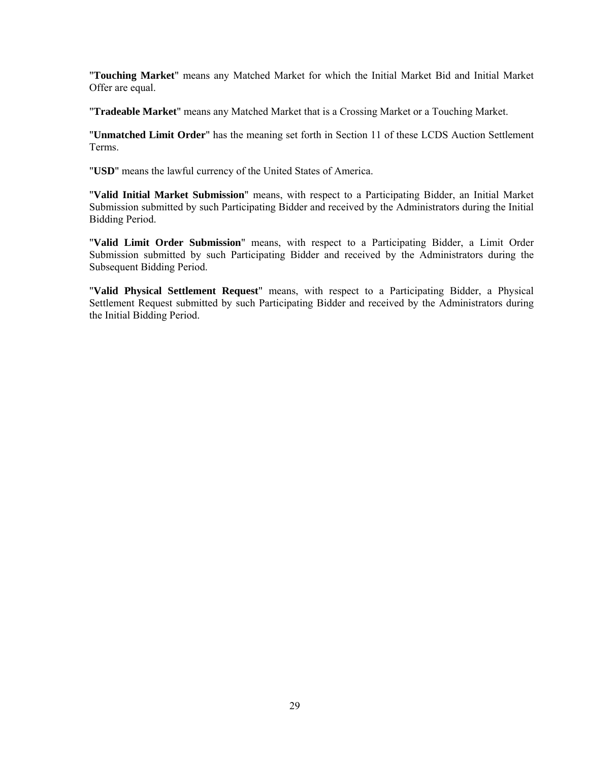"**Touching Market**" means any Matched Market for which the Initial Market Bid and Initial Market Offer are equal.

"**Tradeable Market**" means any Matched Market that is a Crossing Market or a Touching Market.

"**Unmatched Limit Order**" has the meaning set forth in Section 11 of these LCDS Auction Settlement Terms.

"**USD**" means the lawful currency of the United States of America.

"**Valid Initial Market Submission**" means, with respect to a Participating Bidder, an Initial Market Submission submitted by such Participating Bidder and received by the Administrators during the Initial Bidding Period.

"**Valid Limit Order Submission**" means, with respect to a Participating Bidder, a Limit Order Submission submitted by such Participating Bidder and received by the Administrators during the Subsequent Bidding Period.

"**Valid Physical Settlement Request**" means, with respect to a Participating Bidder, a Physical Settlement Request submitted by such Participating Bidder and received by the Administrators during the Initial Bidding Period.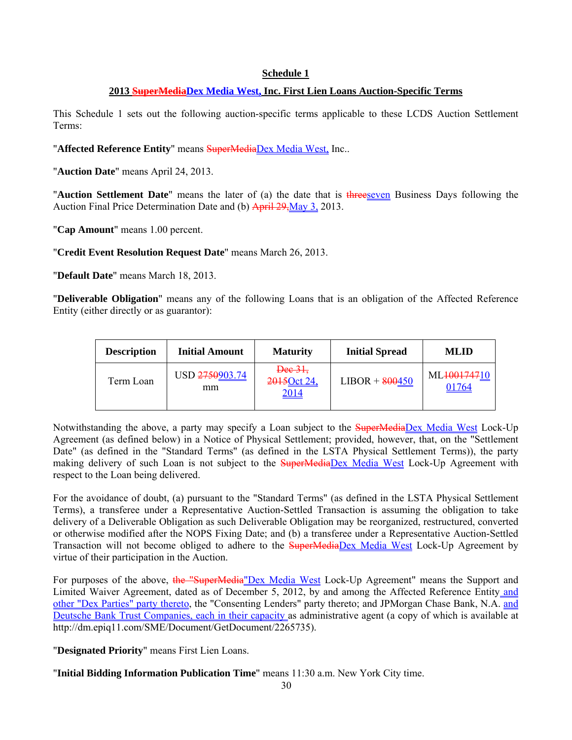**Schedule 1**

**2013 ~~SuperMedia~~Dex Media West, Inc. First Lien Loans Auction-Specific Terms**

This Schedule 1 sets out the following auction-specific terms applicable to these LCDS Auction Settlement Terms:

"**Affected Reference Entity**" means ~~SuperMedia~~Dex Media West, Inc..

"**Auction Date**" means April 24, 2013.

"**Auction Settlement Date**" means the later of (a) the date that is ~~three~~seven Business Days following the Auction Final Price Determination Date and (b) ~~April 29,~~May 3, 2013.

"**Cap Amount**" means 1.00 percent.

"**Credit Event Resolution Request Date**" means March 26, 2013.

"**Default Date**" means March 18, 2013.

"**Deliverable Obligation**" means any of the following Loans that is an obligation of the Affected Reference Entity (either directly or as guarantor):

| Description | Initial Amount | Maturity | Initial Spread | MLID |
|---|---|---|---|---|
| Term Loan | USD ~~2750~~903.74 mm | ~~Dec 31, 2015~~Oct 24, 2014 | LIBOR + ~~800~~450 | ML~~1001747~~1001764 |

Notwithstanding the above, a party may specify a Loan subject to the ~~SuperMedia~~Dex Media West Lock-Up Agreement (as defined below) in a Notice of Physical Settlement; provided, however, that, on the "Settlement Date" (as defined in the "Standard Terms" (as defined in the LSTA Physical Settlement Terms)), the party making delivery of such Loan is not subject to the ~~SuperMedia~~Dex Media West Lock-Up Agreement with respect to the Loan being delivered.

For the avoidance of doubt, (a) pursuant to the "Standard Terms" (as defined in the LSTA Physical Settlement Terms), a transferee under a Representative Auction-Settled Transaction is assuming the obligation to take delivery of a Deliverable Obligation as such Deliverable Obligation may be reorganized, restructured, converted or otherwise modified after the NOPS Fixing Date; and (b) a transferee under a Representative Auction-Settled Transaction will not become obliged to adhere to the ~~SuperMedia~~Dex Media West Lock-Up Agreement by virtue of their participation in the Auction.

For purposes of the above, ~~the "SuperMedia~~"Dex Media West Lock-Up Agreement" means the Support and Limited Waiver Agreement, dated as of December 5, 2012, by and among the Affected Reference Entity and other "Dex Parties" party thereto, the "Consenting Lenders" party thereto; and JPMorgan Chase Bank, N.A. and Deutsche Bank Trust Companies, each in their capacity as administrative agent (a copy of which is available at http://dm.epiq11.com/SME/Document/GetDocument/2265735).

"**Designated Priority**" means First Lien Loans.

"**Initial Bidding Information Publication Time**" means 11:30 a.m. New York City time.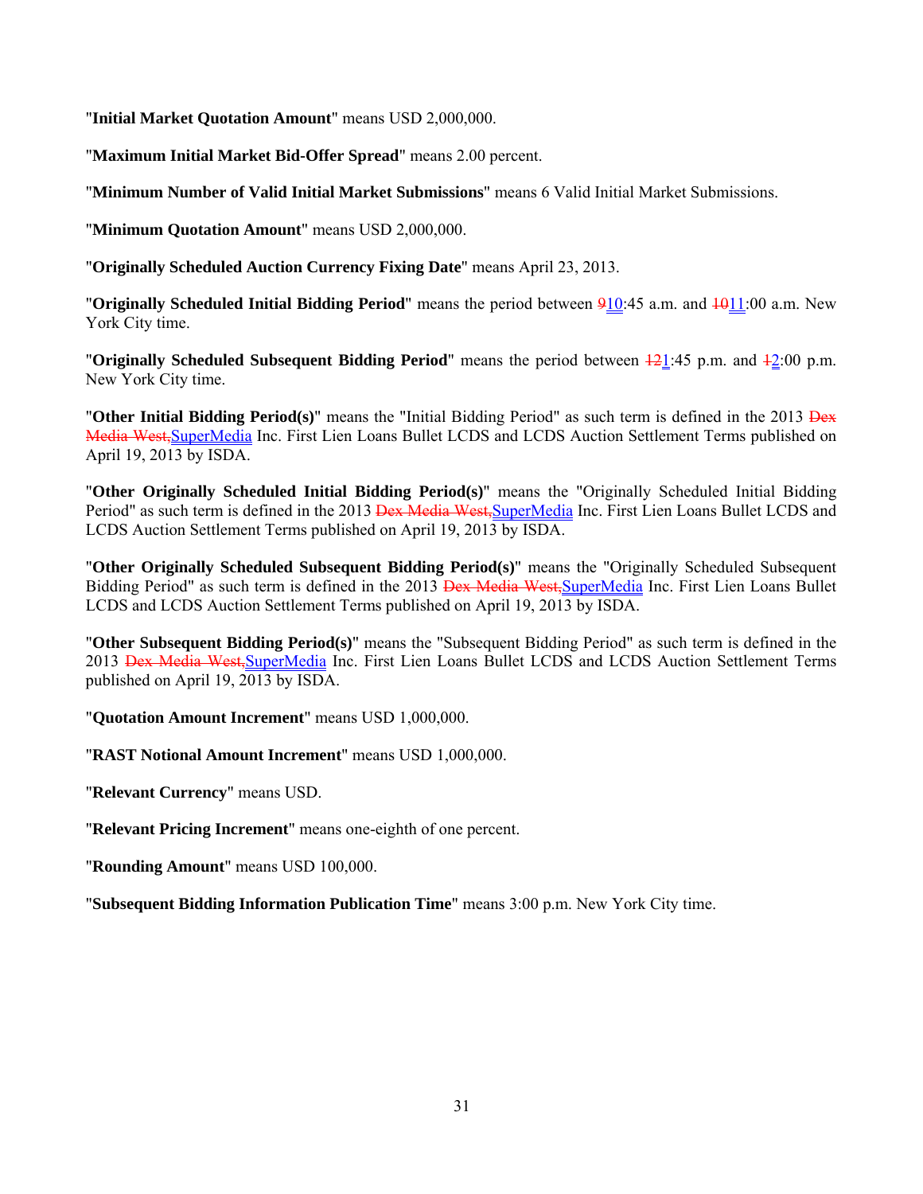"**Initial Market Quotation Amount**" means USD 2,000,000.

"**Maximum Initial Market Bid-Offer Spread**" means 2.00 percent.

"**Minimum Number of Valid Initial Market Submissions**" means 6 Valid Initial Market Submissions.

"**Minimum Quotation Amount**" means USD 2,000,000.

"**Originally Scheduled Auction Currency Fixing Date**" means April 23, 2013.

"**Originally Scheduled Initial Bidding Period**" means the period between ~~9~~10:45 a.m. and ~~10~~11:00 a.m. New York City time.

"**Originally Scheduled Subsequent Bidding Period**" means the period between ~~12~~1:45 p.m. and ~~1~~2:00 p.m. New York City time.

"**Other Initial Bidding Period(s)**" means the "Initial Bidding Period" as such term is defined in the 2013 ~~Dex Media West,~~SuperMedia Inc. First Lien Loans Bullet LCDS and LCDS Auction Settlement Terms published on April 19, 2013 by ISDA.

"**Other Originally Scheduled Initial Bidding Period(s)**" means the "Originally Scheduled Initial Bidding Period" as such term is defined in the 2013 ~~Dex Media West,~~SuperMedia Inc. First Lien Loans Bullet LCDS and LCDS Auction Settlement Terms published on April 19, 2013 by ISDA.

"**Other Originally Scheduled Subsequent Bidding Period(s)**" means the "Originally Scheduled Subsequent Bidding Period" as such term is defined in the 2013 ~~Dex Media West,~~SuperMedia Inc. First Lien Loans Bullet LCDS and LCDS Auction Settlement Terms published on April 19, 2013 by ISDA.

"**Other Subsequent Bidding Period(s)**" means the "Subsequent Bidding Period" as such term is defined in the 2013 ~~Dex Media West,~~SuperMedia Inc. First Lien Loans Bullet LCDS and LCDS Auction Settlement Terms published on April 19, 2013 by ISDA.

"**Quotation Amount Increment**" means USD 1,000,000.

"**RAST Notional Amount Increment**" means USD 1,000,000.

"**Relevant Currency**" means USD.

"**Relevant Pricing Increment**" means one-eighth of one percent.

"**Rounding Amount**" means USD 100,000.

"**Subsequent Bidding Information Publication Time**" means 3:00 p.m. New York City time.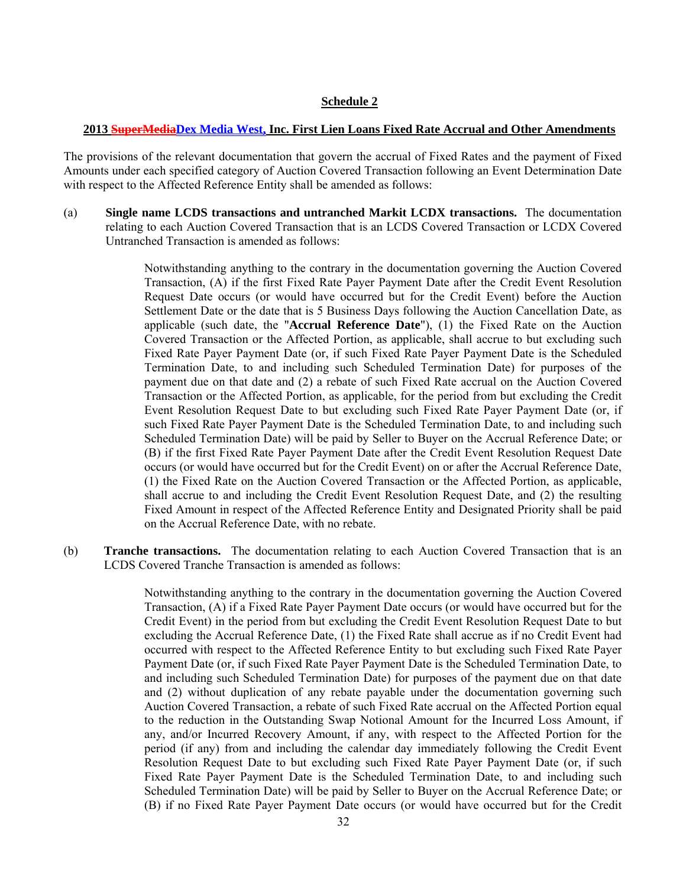**Schedule 2**

**2013 ~~SuperMedia~~Dex Media West, Inc. First Lien Loans Fixed Rate Accrual and Other Amendments**

The provisions of the relevant documentation that govern the accrual of Fixed Rates and the payment of Fixed Amounts under each specified category of Auction Covered Transaction following an Event Determination Date with respect to the Affected Reference Entity shall be amended as follows:

(a) **Single name LCDS transactions and untranched Markit LCDX transactions.** The documentation relating to each Auction Covered Transaction that is an LCDS Covered Transaction or LCDX Covered Untranched Transaction is amended as follows:

> Notwithstanding anything to the contrary in the documentation governing the Auction Covered Transaction, (A) if the first Fixed Rate Payer Payment Date after the Credit Event Resolution Request Date occurs (or would have occurred but for the Credit Event) before the Auction Settlement Date or the date that is 5 Business Days following the Auction Cancellation Date, as applicable (such date, the "**Accrual Reference Date**"), (1) the Fixed Rate on the Auction Covered Transaction or the Affected Portion, as applicable, shall accrue to but excluding such Fixed Rate Payer Payment Date (or, if such Fixed Rate Payer Payment Date is the Scheduled Termination Date, to and including such Scheduled Termination Date) for purposes of the payment due on that date and (2) a rebate of such Fixed Rate accrual on the Auction Covered Transaction or the Affected Portion, as applicable, for the period from but excluding the Credit Event Resolution Request Date to but excluding such Fixed Rate Payer Payment Date (or, if such Fixed Rate Payer Payment Date is the Scheduled Termination Date, to and including such Scheduled Termination Date) will be paid by Seller to Buyer on the Accrual Reference Date; or (B) if the first Fixed Rate Payer Payment Date after the Credit Event Resolution Request Date occurs (or would have occurred but for the Credit Event) on or after the Accrual Reference Date, (1) the Fixed Rate on the Auction Covered Transaction or the Affected Portion, as applicable, shall accrue to and including the Credit Event Resolution Request Date, and (2) the resulting Fixed Amount in respect of the Affected Reference Entity and Designated Priority shall be paid on the Accrual Reference Date, with no rebate.

(b) **Tranche transactions.** The documentation relating to each Auction Covered Transaction that is an LCDS Covered Tranche Transaction is amended as follows:

> Notwithstanding anything to the contrary in the documentation governing the Auction Covered Transaction, (A) if a Fixed Rate Payer Payment Date occurs (or would have occurred but for the Credit Event) in the period from but excluding the Credit Event Resolution Request Date to but excluding the Accrual Reference Date, (1) the Fixed Rate shall accrue as if no Credit Event had occurred with respect to the Affected Reference Entity to but excluding such Fixed Rate Payer Payment Date (or, if such Fixed Rate Payer Payment Date is the Scheduled Termination Date, to and including such Scheduled Termination Date) for purposes of the payment due on that date and (2) without duplication of any rebate payable under the documentation governing such Auction Covered Transaction, a rebate of such Fixed Rate accrual on the Affected Portion equal to the reduction in the Outstanding Swap Notional Amount for the Incurred Loss Amount, if any, and/or Incurred Recovery Amount, if any, with respect to the Affected Portion for the period (if any) from and including the calendar day immediately following the Credit Event Resolution Request Date to but excluding such Fixed Rate Payer Payment Date (or, if such Fixed Rate Payer Payment Date is the Scheduled Termination Date, to and including such Scheduled Termination Date) will be paid by Seller to Buyer on the Accrual Reference Date; or (B) if no Fixed Rate Payer Payment Date occurs (or would have occurred but for the Credit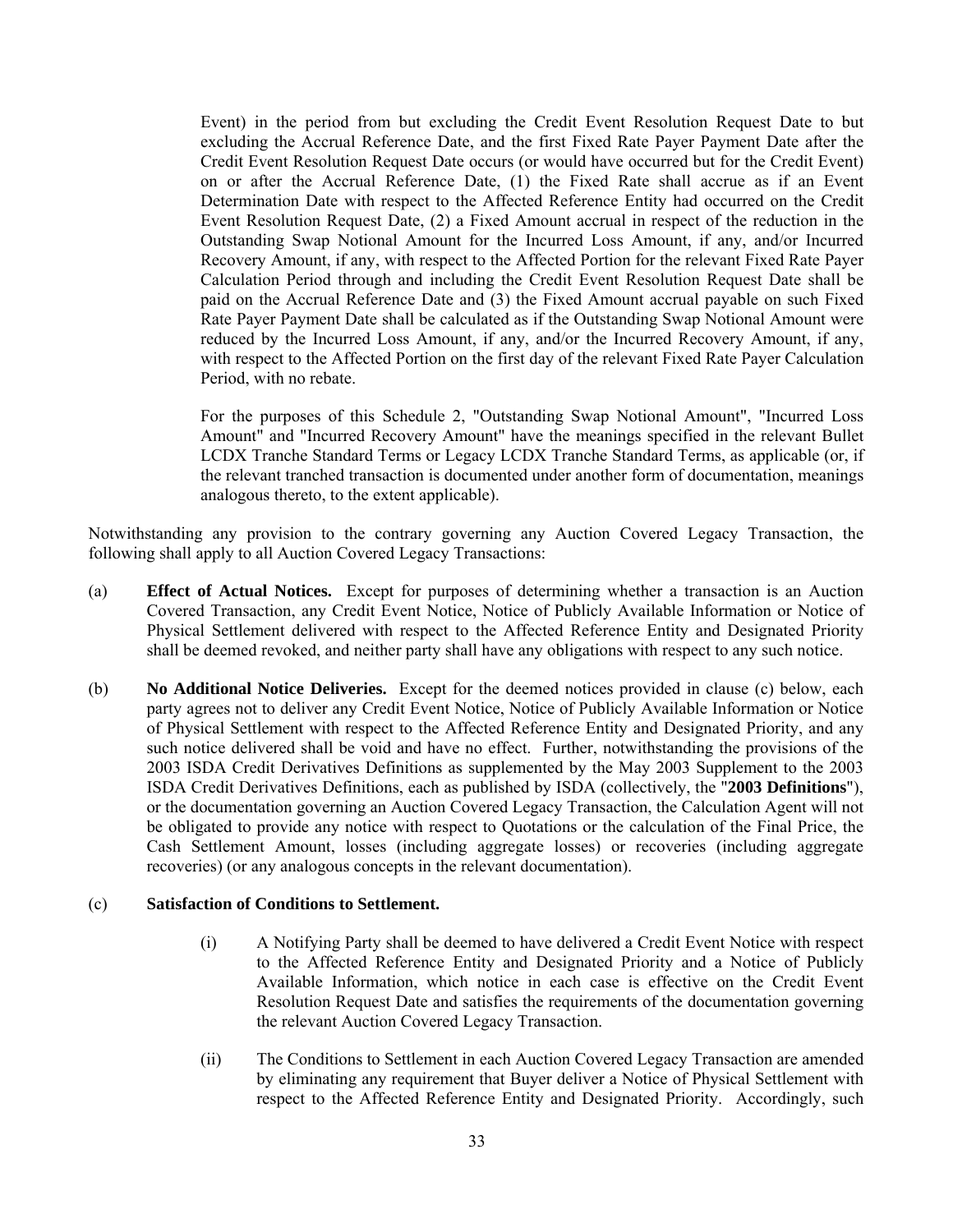Event) in the period from but excluding the Credit Event Resolution Request Date to but excluding the Accrual Reference Date, and the first Fixed Rate Payer Payment Date after the Credit Event Resolution Request Date occurs (or would have occurred but for the Credit Event) on or after the Accrual Reference Date, (1) the Fixed Rate shall accrue as if an Event Determination Date with respect to the Affected Reference Entity had occurred on the Credit Event Resolution Request Date, (2) a Fixed Amount accrual in respect of the reduction in the Outstanding Swap Notional Amount for the Incurred Loss Amount, if any, and/or Incurred Recovery Amount, if any, with respect to the Affected Portion for the relevant Fixed Rate Payer Calculation Period through and including the Credit Event Resolution Request Date shall be paid on the Accrual Reference Date and (3) the Fixed Amount accrual payable on such Fixed Rate Payer Payment Date shall be calculated as if the Outstanding Swap Notional Amount were reduced by the Incurred Loss Amount, if any, and/or the Incurred Recovery Amount, if any, with respect to the Affected Portion on the first day of the relevant Fixed Rate Payer Calculation Period, with no rebate.

For the purposes of this Schedule 2, "Outstanding Swap Notional Amount", "Incurred Loss Amount" and "Incurred Recovery Amount" have the meanings specified in the relevant Bullet LCDX Tranche Standard Terms or Legacy LCDX Tranche Standard Terms, as applicable (or, if the relevant tranched transaction is documented under another form of documentation, meanings analogous thereto, to the extent applicable).

Notwithstanding any provision to the contrary governing any Auction Covered Legacy Transaction, the following shall apply to all Auction Covered Legacy Transactions:

(a) **Effect of Actual Notices.** Except for purposes of determining whether a transaction is an Auction Covered Transaction, any Credit Event Notice, Notice of Publicly Available Information or Notice of Physical Settlement delivered with respect to the Affected Reference Entity and Designated Priority shall be deemed revoked, and neither party shall have any obligations with respect to any such notice.

(b) **No Additional Notice Deliveries.** Except for the deemed notices provided in clause (c) below, each party agrees not to deliver any Credit Event Notice, Notice of Publicly Available Information or Notice of Physical Settlement with respect to the Affected Reference Entity and Designated Priority, and any such notice delivered shall be void and have no effect. Further, notwithstanding the provisions of the 2003 ISDA Credit Derivatives Definitions as supplemented by the May 2003 Supplement to the 2003 ISDA Credit Derivatives Definitions, each as published by ISDA (collectively, the "**2003 Definitions**"), or the documentation governing an Auction Covered Legacy Transaction, the Calculation Agent will not be obligated to provide any notice with respect to Quotations or the calculation of the Final Price, the Cash Settlement Amount, losses (including aggregate losses) or recoveries (including aggregate recoveries) (or any analogous concepts in the relevant documentation).

(c) **Satisfaction of Conditions to Settlement.**

(i) A Notifying Party shall be deemed to have delivered a Credit Event Notice with respect to the Affected Reference Entity and Designated Priority and a Notice of Publicly Available Information, which notice in each case is effective on the Credit Event Resolution Request Date and satisfies the requirements of the documentation governing the relevant Auction Covered Legacy Transaction.

(ii) The Conditions to Settlement in each Auction Covered Legacy Transaction are amended by eliminating any requirement that Buyer deliver a Notice of Physical Settlement with respect to the Affected Reference Entity and Designated Priority. Accordingly, such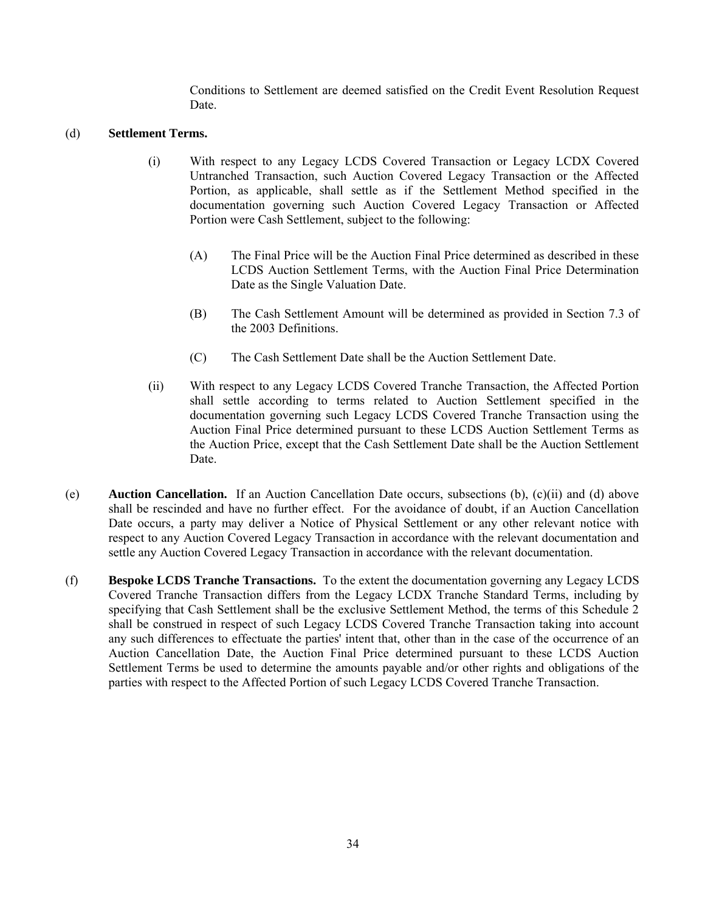Conditions to Settlement are deemed satisfied on the Credit Event Resolution Request Date.

(d) **Settlement Terms.**

(i) With respect to any Legacy LCDS Covered Transaction or Legacy LCDX Covered Untranched Transaction, such Auction Covered Legacy Transaction or the Affected Portion, as applicable, shall settle as if the Settlement Method specified in the documentation governing such Auction Covered Legacy Transaction or Affected Portion were Cash Settlement, subject to the following:

(A) The Final Price will be the Auction Final Price determined as described in these LCDS Auction Settlement Terms, with the Auction Final Price Determination Date as the Single Valuation Date.

(B) The Cash Settlement Amount will be determined as provided in Section 7.3 of the 2003 Definitions.

(C) The Cash Settlement Date shall be the Auction Settlement Date.

(ii) With respect to any Legacy LCDS Covered Tranche Transaction, the Affected Portion shall settle according to terms related to Auction Settlement specified in the documentation governing such Legacy LCDS Covered Tranche Transaction using the Auction Final Price determined pursuant to these LCDS Auction Settlement Terms as the Auction Price, except that the Cash Settlement Date shall be the Auction Settlement Date.

(e) **Auction Cancellation.** If an Auction Cancellation Date occurs, subsections (b), (c)(ii) and (d) above shall be rescinded and have no further effect. For the avoidance of doubt, if an Auction Cancellation Date occurs, a party may deliver a Notice of Physical Settlement or any other relevant notice with respect to any Auction Covered Legacy Transaction in accordance with the relevant documentation and settle any Auction Covered Legacy Transaction in accordance with the relevant documentation.

(f) **Bespoke LCDS Tranche Transactions.** To the extent the documentation governing any Legacy LCDS Covered Tranche Transaction differs from the Legacy LCDX Tranche Standard Terms, including by specifying that Cash Settlement shall be the exclusive Settlement Method, the terms of this Schedule 2 shall be construed in respect of such Legacy LCDS Covered Tranche Transaction taking into account any such differences to effectuate the parties' intent that, other than in the case of the occurrence of an Auction Cancellation Date, the Auction Final Price determined pursuant to these LCDS Auction Settlement Terms be used to determine the amounts payable and/or other rights and obligations of the parties with respect to the Affected Portion of such Legacy LCDS Covered Tranche Transaction.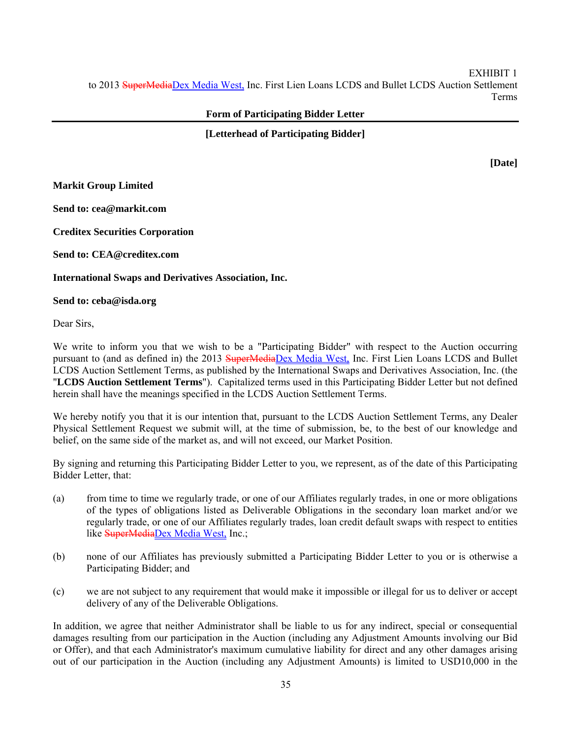EXHIBIT 1
to 2013 ~~SuperMedia~~Dex Media West, Inc. First Lien Loans LCDS and Bullet LCDS Auction Settlement Terms

**Form of Participating Bidder Letter**

---

**[Letterhead of Participating Bidder]**

**[Date]**

**Markit Group Limited**

**Send to: cea@markit.com**

**Creditex Securities Corporation**

**Send to: CEA@creditex.com**

**International Swaps and Derivatives Association, Inc.**

**Send to: ceba@isda.org**

Dear Sirs,

We write to inform you that we wish to be a "Participating Bidder" with respect to the Auction occurring pursuant to (and as defined in) the 2013 ~~SuperMedia~~Dex Media West, Inc. First Lien Loans LCDS and Bullet LCDS Auction Settlement Terms, as published by the International Swaps and Derivatives Association, Inc. (the "**LCDS Auction Settlement Terms**"). Capitalized terms used in this Participating Bidder Letter but not defined herein shall have the meanings specified in the LCDS Auction Settlement Terms.

We hereby notify you that it is our intention that, pursuant to the LCDS Auction Settlement Terms, any Dealer Physical Settlement Request we submit will, at the time of submission, be, to the best of our knowledge and belief, on the same side of the market as, and will not exceed, our Market Position.

By signing and returning this Participating Bidder Letter to you, we represent, as of the date of this Participating Bidder Letter, that:

(a) from time to time we regularly trade, or one of our Affiliates regularly trades, in one or more obligations of the types of obligations listed as Deliverable Obligations in the secondary loan market and/or we regularly trade, or one of our Affiliates regularly trades, loan credit default swaps with respect to entities like ~~SuperMedia~~Dex Media West, Inc.;

(b) none of our Affiliates has previously submitted a Participating Bidder Letter to you or is otherwise a Participating Bidder; and

(c) we are not subject to any requirement that would make it impossible or illegal for us to deliver or accept delivery of any of the Deliverable Obligations.

In addition, we agree that neither Administrator shall be liable to us for any indirect, special or consequential damages resulting from our participation in the Auction (including any Adjustment Amounts involving our Bid or Offer), and that each Administrator's maximum cumulative liability for direct and any other damages arising out of our participation in the Auction (including any Adjustment Amounts) is limited to USD10,000 in the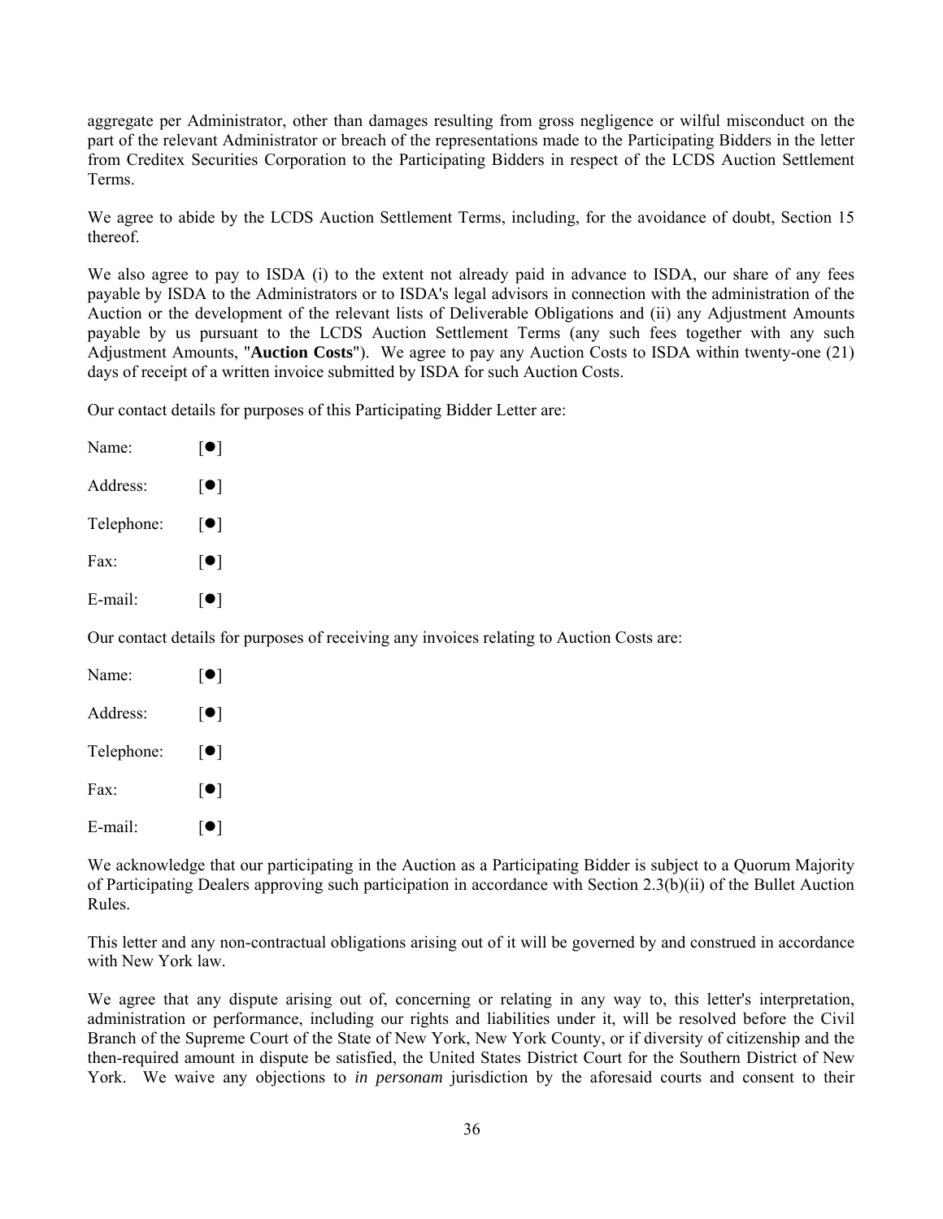aggregate per Administrator, other than damages resulting from gross negligence or wilful misconduct on the part of the relevant Administrator or breach of the representations made to the Participating Bidders in the letter from Creditex Securities Corporation to the Participating Bidders in respect of the LCDS Auction Settlement Terms.

We agree to abide by the LCDS Auction Settlement Terms, including, for the avoidance of doubt, Section 15 thereof.

We also agree to pay to ISDA (i) to the extent not already paid in advance to ISDA, our share of any fees payable by ISDA to the Administrators or to ISDA's legal advisors in connection with the administration of the Auction or the development of the relevant lists of Deliverable Obligations and (ii) any Adjustment Amounts payable by us pursuant to the LCDS Auction Settlement Terms (any such fees together with any such Adjustment Amounts, "**Auction Costs**"). We agree to pay any Auction Costs to ISDA within twenty-one (21) days of receipt of a written invoice submitted by ISDA for such Auction Costs.

Our contact details for purposes of this Participating Bidder Letter are:

Name: [●]

Address: [●]

Telephone: [●]

Fax: [●]

E-mail: [●]

Our contact details for purposes of receiving any invoices relating to Auction Costs are:

Name: [●]

Address: [●]

Telephone: [●]

Fax: [●]

E-mail: [●]

We acknowledge that our participating in the Auction as a Participating Bidder is subject to a Quorum Majority of Participating Dealers approving such participation in accordance with Section 2.3(b)(ii) of the Bullet Auction Rules.

This letter and any non-contractual obligations arising out of it will be governed by and construed in accordance with New York law.

We agree that any dispute arising out of, concerning or relating in any way to, this letter's interpretation, administration or performance, including our rights and liabilities under it, will be resolved before the Civil Branch of the Supreme Court of the State of New York, New York County, or if diversity of citizenship and the then-required amount in dispute be satisfied, the United States District Court for the Southern District of New York. We waive any objections to *in personam* jurisdiction by the aforesaid courts and consent to their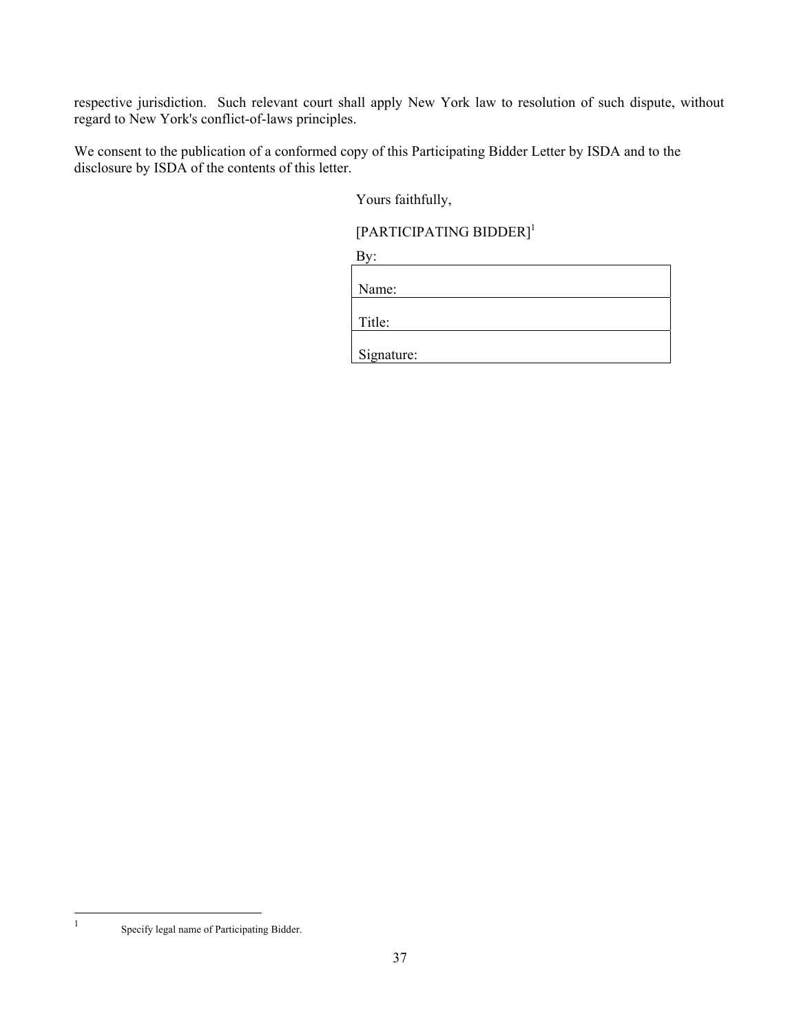respective jurisdiction. Such relevant court shall apply New York law to resolution of such dispute, without regard to New York's conflict-of-laws principles.

We consent to the publication of a conformed copy of this Participating Bidder Letter by ISDA and to the disclosure by ISDA of the contents of this letter.

Yours faithfully,

[PARTICIPATING BIDDER][1]

By:

| |
|---|
| Name: |
| Title: |
| Signature: |

[1] Specify legal name of Participating Bidder.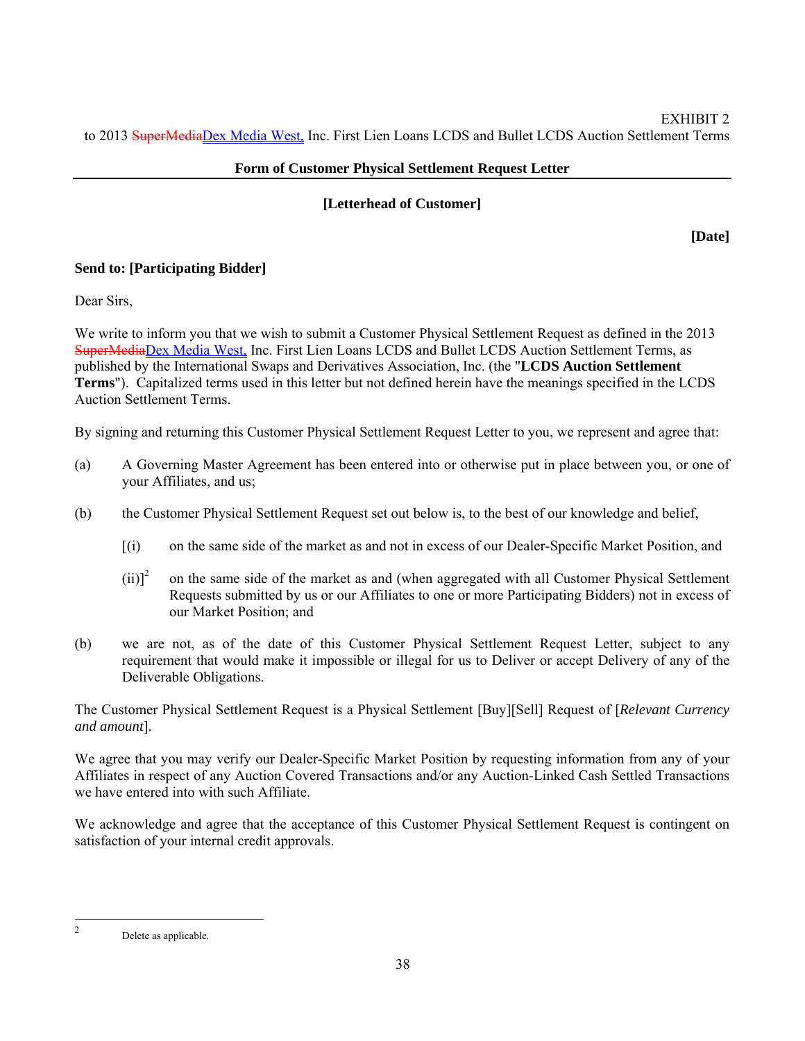EXHIBIT 2
to 2013 ~~SuperMedia~~Dex Media West, Inc. First Lien Loans LCDS and Bullet LCDS Auction Settlement Terms

**Form of Customer Physical Settlement Request Letter**

**[Letterhead of Customer]**

**[Date]**

**Send to: [Participating Bidder]**

Dear Sirs,

We write to inform you that we wish to submit a Customer Physical Settlement Request as defined in the 2013 ~~SuperMedia~~Dex Media West, Inc. First Lien Loans LCDS and Bullet LCDS Auction Settlement Terms, as published by the International Swaps and Derivatives Association, Inc. (the "**LCDS Auction Settlement Terms**"). Capitalized terms used in this letter but not defined herein have the meanings specified in the LCDS Auction Settlement Terms.

By signing and returning this Customer Physical Settlement Request Letter to you, we represent and agree that:

(a) A Governing Master Agreement has been entered into or otherwise put in place between you, or one of your Affiliates, and us;

(b) the Customer Physical Settlement Request set out below is, to the best of our knowledge and belief,

[(i) on the same side of the market as and not in excess of our Dealer-Specific Market Position, and

(ii)][2] on the same side of the market as and (when aggregated with all Customer Physical Settlement Requests submitted by us or our Affiliates to one or more Participating Bidders) not in excess of our Market Position; and

(b) we are not, as of the date of this Customer Physical Settlement Request Letter, subject to any requirement that would make it impossible or illegal for us to Deliver or accept Delivery of any of the Deliverable Obligations.

The Customer Physical Settlement Request is a Physical Settlement [Buy][Sell] Request of [*Relevant Currency and amount*].

We agree that you may verify our Dealer-Specific Market Position by requesting information from any of your Affiliates in respect of any Auction Covered Transactions and/or any Auction-Linked Cash Settled Transactions we have entered into with such Affiliate.

We acknowledge and agree that the acceptance of this Customer Physical Settlement Request is contingent on satisfaction of your internal credit approvals.

---

[2] Delete as applicable.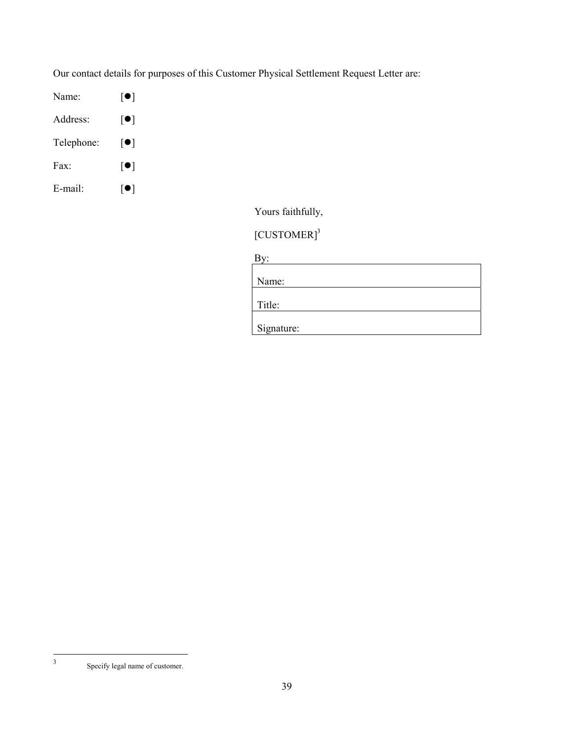Our contact details for purposes of this Customer Physical Settlement Request Letter are:

Name: [●]

Address: [●]

Telephone: [●]

Fax: [●]

E-mail: [●]

Yours faithfully,

[CUSTOMER][3]

By:

| Name: |
|---|
| Title: |
| Signature: |

---

[3] Specify legal name of customer.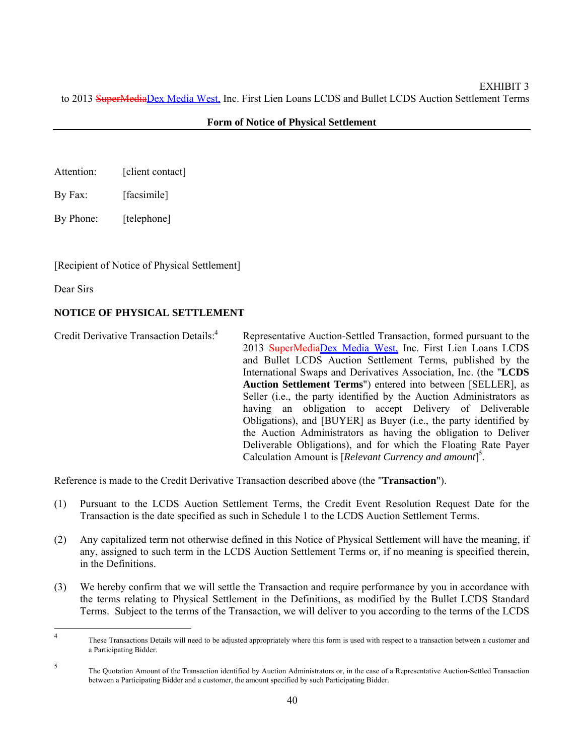EXHIBIT 3

to 2013 ~~SuperMedia~~Dex Media West, Inc. First Lien Loans LCDS and Bullet LCDS Auction Settlement Terms

**Form of Notice of Physical Settlement**

Attention: [client contact]

By Fax: [facsimile]

By Phone: [telephone]

[Recipient of Notice of Physical Settlement]

Dear Sirs

**NOTICE OF PHYSICAL SETTLEMENT**

Credit Derivative Transaction Details:[4] Representative Auction-Settled Transaction, formed pursuant to the 2013 ~~SuperMedia~~Dex Media West, Inc. First Lien Loans LCDS and Bullet LCDS Auction Settlement Terms, published by the International Swaps and Derivatives Association, Inc. (the "**LCDS Auction Settlement Terms**") entered into between [SELLER], as Seller (i.e., the party identified by the Auction Administrators as having an obligation to accept Delivery of Deliverable Obligations), and [BUYER] as Buyer (i.e., the party identified by the Auction Administrators as having the obligation to Deliver Deliverable Obligations), and for which the Floating Rate Payer Calculation Amount is [*Relevant Currency and amount*][5].

Reference is made to the Credit Derivative Transaction described above (the "**Transaction**").

(1) Pursuant to the LCDS Auction Settlement Terms, the Credit Event Resolution Request Date for the Transaction is the date specified as such in Schedule 1 to the LCDS Auction Settlement Terms.

(2) Any capitalized term not otherwise defined in this Notice of Physical Settlement will have the meaning, if any, assigned to such term in the LCDS Auction Settlement Terms or, if no meaning is specified therein, in the Definitions.

(3) We hereby confirm that we will settle the Transaction and require performance by you in accordance with the terms relating to Physical Settlement in the Definitions, as modified by the Bullet LCDS Standard Terms. Subject to the terms of the Transaction, we will deliver to you according to the terms of the LCDS

---

[4] These Transactions Details will need to be adjusted appropriately where this form is used with respect to a transaction between a customer and a Participating Bidder.

[5] The Quotation Amount of the Transaction identified by Auction Administrators or, in the case of a Representative Auction-Settled Transaction between a Participating Bidder and a customer, the amount specified by such Participating Bidder.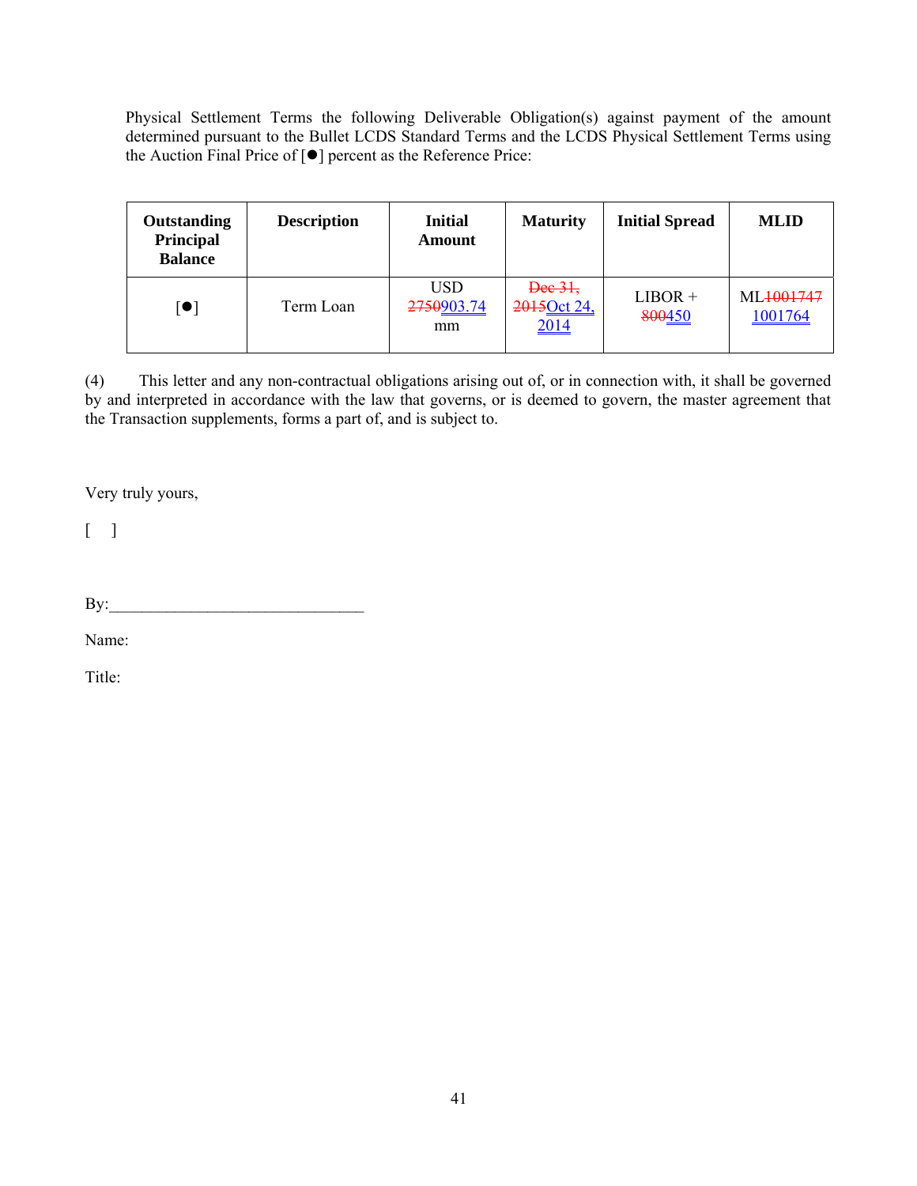Physical Settlement Terms the following Deliverable Obligation(s) against payment of the amount determined pursuant to the Bullet LCDS Standard Terms and the LCDS Physical Settlement Terms using the Auction Final Price of [●] percent as the Reference Price:

| Outstanding Principal Balance | Description | Initial Amount | Maturity | Initial Spread | MLID |
|---|---|---|---|---|---|
| [●] | Term Loan | USD ~~2750~~903.74 mm | ~~Dec 31, 2015~~Oct 24, 2014 | LIBOR + ~~800~~450 | ML~~1001747~~ 1001764 |

(4) This letter and any non-contractual obligations arising out of, or in connection with, it shall be governed by and interpreted in accordance with the law that governs, or is deemed to govern, the master agreement that the Transaction supplements, forms a part of, and is subject to.

Very truly yours,

[ ]

By:______________________________

Name:

Title: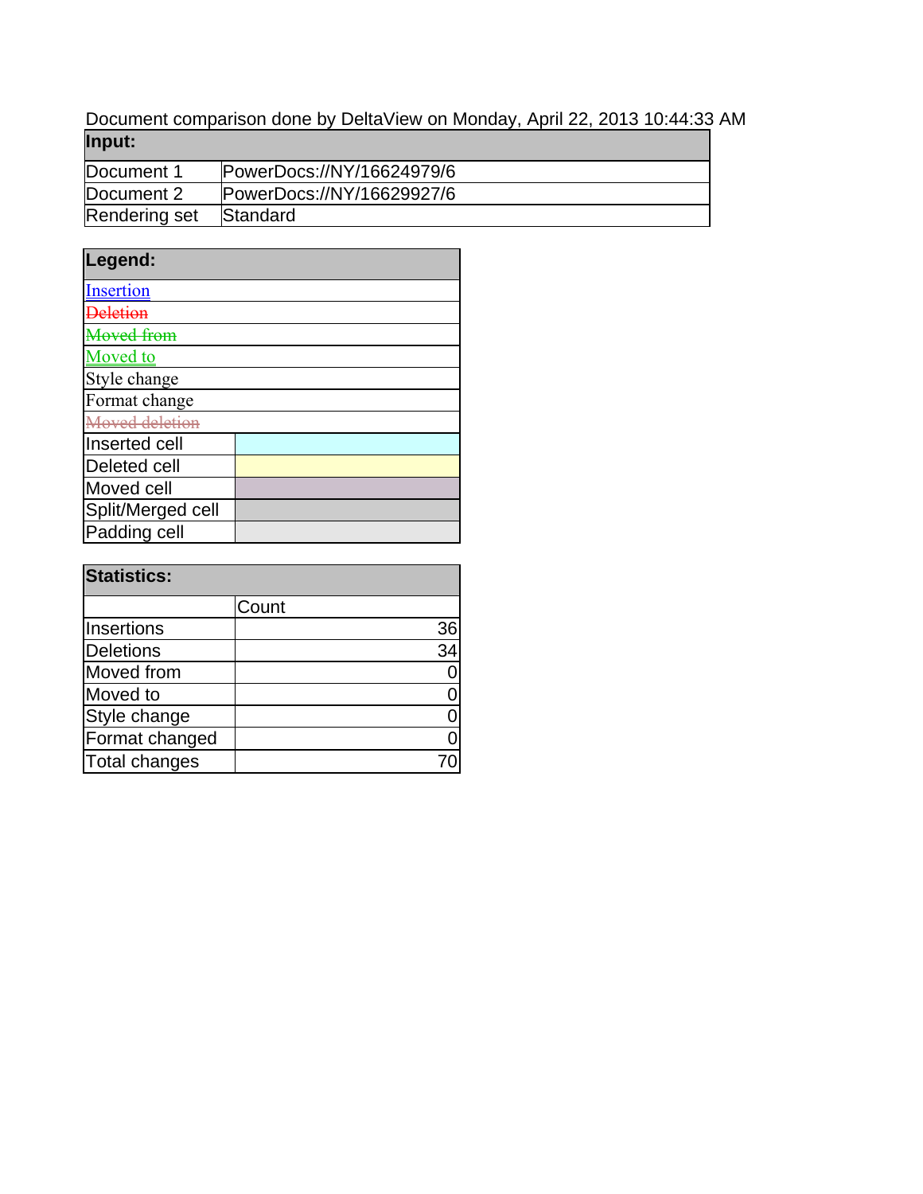Document comparison done by DeltaView on Monday, April 22, 2013 10:44:33 AM

| Input: | |
|---|---|
| Document 1 | PowerDocs://NY/16624979/6 |
| Document 2 | PowerDocs://NY/16629927/6 |
| Rendering set | Standard |

| Legend: | |
|---|---|
| Insertion | |
| Deletion | |
| Moved from | |
| Moved to | |
| Style change | |
| Format change | |
| Moved deletion | |
| Inserted cell | |
| Deleted cell | |
| Moved cell | |
| Split/Merged cell | |
| Padding cell | |

| Statistics: | |
|---|---|
| | Count |
| Insertions | 36 |
| Deletions | 34 |
| Moved from | 0 |
| Moved to | 0 |
| Style change | 0 |
| Format changed | 0 |
| Total changes | 70 |